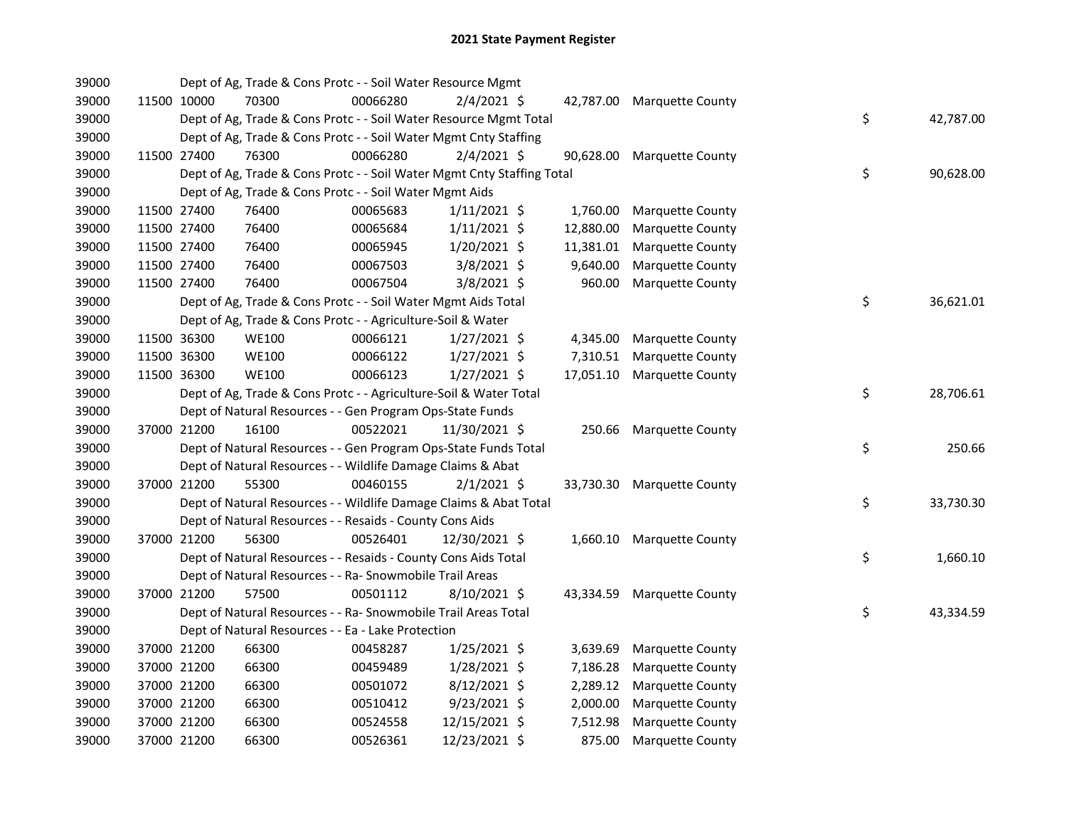# 2021 State Payment Register

| | | | | | | | | |
|---|---|---|---|---|---|---|---|---|
| 39000 | | Dept of Ag, Trade & Cons Protc - - Soil Water Resource Mgmt | | | | | | |
| 39000 | 11500 10000 | 70300 | 00066280 | 2/4/2021 | $ 42,787.00 | Marquette County | | |
| 39000 | | Dept of Ag, Trade & Cons Protc - - Soil Water Resource Mgmt Total | | | | | $ | 42,787.00 |
| 39000 | | Dept of Ag, Trade & Cons Protc - - Soil Water Mgmt Cnty Staffing | | | | | | |
| 39000 | 11500 27400 | 76300 | 00066280 | 2/4/2021 | $ 90,628.00 | Marquette County | | |
| 39000 | | Dept of Ag, Trade & Cons Protc - - Soil Water Mgmt Cnty Staffing Total | | | | | $ | 90,628.00 |
| 39000 | | Dept of Ag, Trade & Cons Protc - - Soil Water Mgmt Aids | | | | | | |
| 39000 | 11500 27400 | 76400 | 00065683 | 1/11/2021 | $ 1,760.00 | Marquette County | | |
| 39000 | 11500 27400 | 76400 | 00065684 | 1/11/2021 | $ 12,880.00 | Marquette County | | |
| 39000 | 11500 27400 | 76400 | 00065945 | 1/20/2021 | $ 11,381.01 | Marquette County | | |
| 39000 | 11500 27400 | 76400 | 00067503 | 3/8/2021 | $ 9,640.00 | Marquette County | | |
| 39000 | 11500 27400 | 76400 | 00067504 | 3/8/2021 | $ 960.00 | Marquette County | | |
| 39000 | | Dept of Ag, Trade & Cons Protc - - Soil Water Mgmt Aids Total | | | | | $ | 36,621.01 |
| 39000 | | Dept of Ag, Trade & Cons Protc - - Agriculture-Soil & Water | | | | | | |
| 39000 | 11500 36300 | WE100 | 00066121 | 1/27/2021 | $ 4,345.00 | Marquette County | | |
| 39000 | 11500 36300 | WE100 | 00066122 | 1/27/2021 | $ 7,310.51 | Marquette County | | |
| 39000 | 11500 36300 | WE100 | 00066123 | 1/27/2021 | $ 17,051.10 | Marquette County | | |
| 39000 | | Dept of Ag, Trade & Cons Protc - - Agriculture-Soil & Water Total | | | | | $ | 28,706.61 |
| 39000 | | Dept of Natural Resources - - Gen Program Ops-State Funds | | | | | | |
| 39000 | 37000 21200 | 16100 | 00522021 | 11/30/2021 | $ 250.66 | Marquette County | | |
| 39000 | | Dept of Natural Resources - - Gen Program Ops-State Funds Total | | | | | $ | 250.66 |
| 39000 | | Dept of Natural Resources - - Wildlife Damage Claims & Abat | | | | | | |
| 39000 | 37000 21200 | 55300 | 00460155 | 2/1/2021 | $ 33,730.30 | Marquette County | | |
| 39000 | | Dept of Natural Resources - - Wildlife Damage Claims & Abat Total | | | | | $ | 33,730.30 |
| 39000 | | Dept of Natural Resources - - Resaids - County Cons Aids | | | | | | |
| 39000 | 37000 21200 | 56300 | 00526401 | 12/30/2021 | $ 1,660.10 | Marquette County | | |
| 39000 | | Dept of Natural Resources - - Resaids - County Cons Aids Total | | | | | $ | 1,660.10 |
| 39000 | | Dept of Natural Resources - - Ra- Snowmobile Trail Areas | | | | | | |
| 39000 | 37000 21200 | 57500 | 00501112 | 8/10/2021 | $ 43,334.59 | Marquette County | | |
| 39000 | | Dept of Natural Resources - - Ra- Snowmobile Trail Areas Total | | | | | $ | 43,334.59 |
| 39000 | | Dept of Natural Resources - - Ea - Lake Protection | | | | | | |
| 39000 | 37000 21200 | 66300 | 00458287 | 1/25/2021 | $ 3,639.69 | Marquette County | | |
| 39000 | 37000 21200 | 66300 | 00459489 | 1/28/2021 | $ 7,186.28 | Marquette County | | |
| 39000 | 37000 21200 | 66300 | 00501072 | 8/12/2021 | $ 2,289.12 | Marquette County | | |
| 39000 | 37000 21200 | 66300 | 00510412 | 9/23/2021 | $ 2,000.00 | Marquette County | | |
| 39000 | 37000 21200 | 66300 | 00524558 | 12/15/2021 | $ 7,512.98 | Marquette County | | |
| 39000 | 37000 21200 | 66300 | 00526361 | 12/23/2021 | $ 875.00 | Marquette County | | |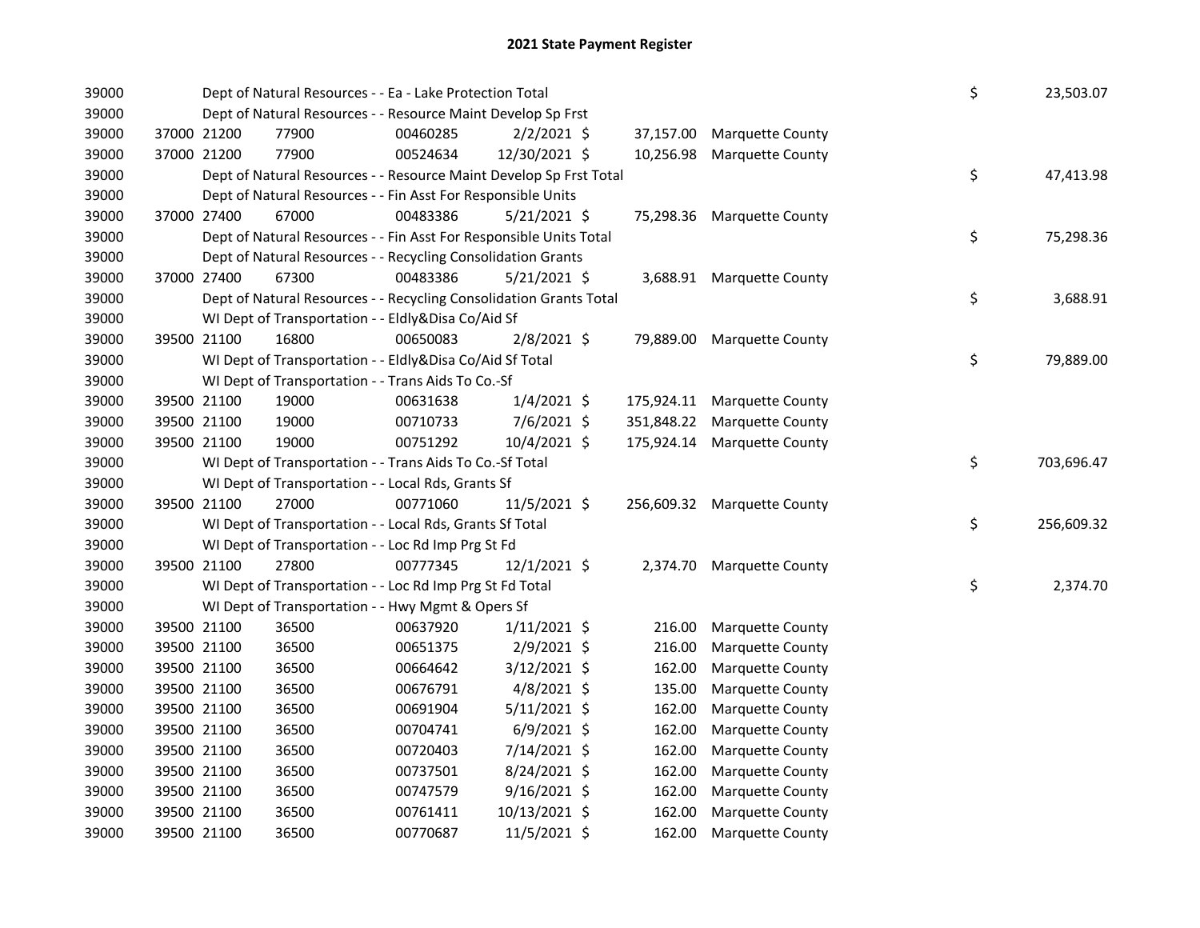# 2021 State Payment Register

| | | | | | | | | | |
|---|---|---|---|---|---|---|---|---|---|
| 39000 | | Dept of Natural Resources - - Ea - Lake Protection Total | | | | | | $ | 23,503.07 |
| 39000 | | Dept of Natural Resources - - Resource Maint Develop Sp Frst | | | | | | | |
| 39000 | 37000 21200 | 77900 | 00460285 | 2/2/2021 | $ | 37,157.00 | Marquette County | | |
| 39000 | 37000 21200 | 77900 | 00524634 | 12/30/2021 | $ | 10,256.98 | Marquette County | | |
| 39000 | | Dept of Natural Resources - - Resource Maint Develop Sp Frst Total | | | | | | $ | 47,413.98 |
| 39000 | | Dept of Natural Resources - - Fin Asst For Responsible Units | | | | | | | |
| 39000 | 37000 27400 | 67000 | 00483386 | 5/21/2021 | $ | 75,298.36 | Marquette County | | |
| 39000 | | Dept of Natural Resources - - Fin Asst For Responsible Units Total | | | | | | $ | 75,298.36 |
| 39000 | | Dept of Natural Resources - - Recycling Consolidation Grants | | | | | | | |
| 39000 | 37000 27400 | 67300 | 00483386 | 5/21/2021 | $ | 3,688.91 | Marquette County | | |
| 39000 | | Dept of Natural Resources - - Recycling Consolidation Grants Total | | | | | | $ | 3,688.91 |
| 39000 | | WI Dept of Transportation - - Eldly&Disa Co/Aid Sf | | | | | | | |
| 39000 | 39500 21100 | 16800 | 00650083 | 2/8/2021 | $ | 79,889.00 | Marquette County | | |
| 39000 | | WI Dept of Transportation - - Eldly&Disa Co/Aid Sf Total | | | | | | $ | 79,889.00 |
| 39000 | | WI Dept of Transportation - - Trans Aids To Co.-Sf | | | | | | | |
| 39000 | 39500 21100 | 19000 | 00631638 | 1/4/2021 | $ | 175,924.11 | Marquette County | | |
| 39000 | 39500 21100 | 19000 | 00710733 | 7/6/2021 | $ | 351,848.22 | Marquette County | | |
| 39000 | 39500 21100 | 19000 | 00751292 | 10/4/2021 | $ | 175,924.14 | Marquette County | | |
| 39000 | | WI Dept of Transportation - - Trans Aids To Co.-Sf Total | | | | | | $ | 703,696.47 |
| 39000 | | WI Dept of Transportation - - Local Rds, Grants Sf | | | | | | | |
| 39000 | 39500 21100 | 27000 | 00771060 | 11/5/2021 | $ | 256,609.32 | Marquette County | | |
| 39000 | | WI Dept of Transportation - - Local Rds, Grants Sf Total | | | | | | $ | 256,609.32 |
| 39000 | | WI Dept of Transportation - - Loc Rd Imp Prg St Fd | | | | | | | |
| 39000 | 39500 21100 | 27800 | 00777345 | 12/1/2021 | $ | 2,374.70 | Marquette County | | |
| 39000 | | WI Dept of Transportation - - Loc Rd Imp Prg St Fd Total | | | | | | $ | 2,374.70 |
| 39000 | | WI Dept of Transportation - - Hwy Mgmt & Opers Sf | | | | | | | |
| 39000 | 39500 21100 | 36500 | 00637920 | 1/11/2021 | $ | 216.00 | Marquette County | | |
| 39000 | 39500 21100 | 36500 | 00651375 | 2/9/2021 | $ | 216.00 | Marquette County | | |
| 39000 | 39500 21100 | 36500 | 00664642 | 3/12/2021 | $ | 162.00 | Marquette County | | |
| 39000 | 39500 21100 | 36500 | 00676791 | 4/8/2021 | $ | 135.00 | Marquette County | | |
| 39000 | 39500 21100 | 36500 | 00691904 | 5/11/2021 | $ | 162.00 | Marquette County | | |
| 39000 | 39500 21100 | 36500 | 00704741 | 6/9/2021 | $ | 162.00 | Marquette County | | |
| 39000 | 39500 21100 | 36500 | 00720403 | 7/14/2021 | $ | 162.00 | Marquette County | | |
| 39000 | 39500 21100 | 36500 | 00737501 | 8/24/2021 | $ | 162.00 | Marquette County | | |
| 39000 | 39500 21100 | 36500 | 00747579 | 9/16/2021 | $ | 162.00 | Marquette County | | |
| 39000 | 39500 21100 | 36500 | 00761411 | 10/13/2021 | $ | 162.00 | Marquette County | | |
| 39000 | 39500 21100 | 36500 | 00770687 | 11/5/2021 | $ | 162.00 | Marquette County | | |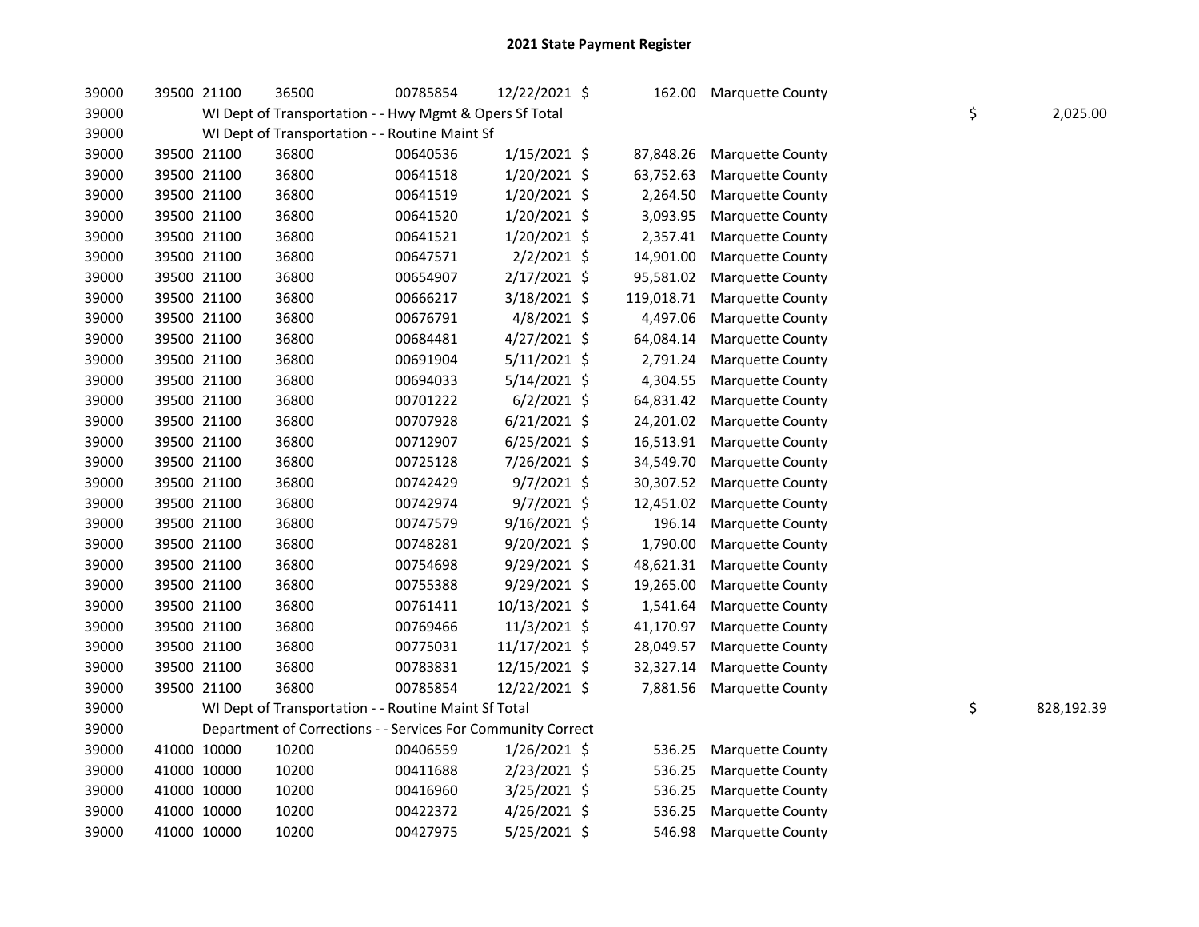# 2021 State Payment Register

| | | | | | | | | | |
|---|---|---|---|---|---|---|---|---|---|
| 39000 | 39500 | 21100 | 36500 | 00785854 | 12/22/2021 | $ 162.00 | Marquette County | | |
| 39000 | | WI Dept of Transportation - - Hwy Mgmt & Opers Sf Total | | | | | | $ | 2,025.00 |
| 39000 | | WI Dept of Transportation - - Routine Maint Sf | | | | | | | |
| 39000 | 39500 | 21100 | 36800 | 00640536 | 1/15/2021 | $ 87,848.26 | Marquette County | | |
| 39000 | 39500 | 21100 | 36800 | 00641518 | 1/20/2021 | $ 63,752.63 | Marquette County | | |
| 39000 | 39500 | 21100 | 36800 | 00641519 | 1/20/2021 | $ 2,264.50 | Marquette County | | |
| 39000 | 39500 | 21100 | 36800 | 00641520 | 1/20/2021 | $ 3,093.95 | Marquette County | | |
| 39000 | 39500 | 21100 | 36800 | 00641521 | 1/20/2021 | $ 2,357.41 | Marquette County | | |
| 39000 | 39500 | 21100 | 36800 | 00647571 | 2/2/2021 | $ 14,901.00 | Marquette County | | |
| 39000 | 39500 | 21100 | 36800 | 00654907 | 2/17/2021 | $ 95,581.02 | Marquette County | | |
| 39000 | 39500 | 21100 | 36800 | 00666217 | 3/18/2021 | $ 119,018.71 | Marquette County | | |
| 39000 | 39500 | 21100 | 36800 | 00676791 | 4/8/2021 | $ 4,497.06 | Marquette County | | |
| 39000 | 39500 | 21100 | 36800 | 00684481 | 4/27/2021 | $ 64,084.14 | Marquette County | | |
| 39000 | 39500 | 21100 | 36800 | 00691904 | 5/11/2021 | $ 2,791.24 | Marquette County | | |
| 39000 | 39500 | 21100 | 36800 | 00694033 | 5/14/2021 | $ 4,304.55 | Marquette County | | |
| 39000 | 39500 | 21100 | 36800 | 00701222 | 6/2/2021 | $ 64,831.42 | Marquette County | | |
| 39000 | 39500 | 21100 | 36800 | 00707928 | 6/21/2021 | $ 24,201.02 | Marquette County | | |
| 39000 | 39500 | 21100 | 36800 | 00712907 | 6/25/2021 | $ 16,513.91 | Marquette County | | |
| 39000 | 39500 | 21100 | 36800 | 00725128 | 7/26/2021 | $ 34,549.70 | Marquette County | | |
| 39000 | 39500 | 21100 | 36800 | 00742429 | 9/7/2021 | $ 30,307.52 | Marquette County | | |
| 39000 | 39500 | 21100 | 36800 | 00742974 | 9/7/2021 | $ 12,451.02 | Marquette County | | |
| 39000 | 39500 | 21100 | 36800 | 00747579 | 9/16/2021 | $ 196.14 | Marquette County | | |
| 39000 | 39500 | 21100 | 36800 | 00748281 | 9/20/2021 | $ 1,790.00 | Marquette County | | |
| 39000 | 39500 | 21100 | 36800 | 00754698 | 9/29/2021 | $ 48,621.31 | Marquette County | | |
| 39000 | 39500 | 21100 | 36800 | 00755388 | 9/29/2021 | $ 19,265.00 | Marquette County | | |
| 39000 | 39500 | 21100 | 36800 | 00761411 | 10/13/2021 | $ 1,541.64 | Marquette County | | |
| 39000 | 39500 | 21100 | 36800 | 00769466 | 11/3/2021 | $ 41,170.97 | Marquette County | | |
| 39000 | 39500 | 21100 | 36800 | 00775031 | 11/17/2021 | $ 28,049.57 | Marquette County | | |
| 39000 | 39500 | 21100 | 36800 | 00783831 | 12/15/2021 | $ 32,327.14 | Marquette County | | |
| 39000 | 39500 | 21100 | 36800 | 00785854 | 12/22/2021 | $ 7,881.56 | Marquette County | | |
| 39000 | | WI Dept of Transportation - - Routine Maint Sf Total | | | | | | $ | 828,192.39 |
| 39000 | | Department of Corrections - - Services For Community Correct | | | | | | | |
| 39000 | 41000 | 10000 | 10200 | 00406559 | 1/26/2021 | $ 536.25 | Marquette County | | |
| 39000 | 41000 | 10000 | 10200 | 00411688 | 2/23/2021 | $ 536.25 | Marquette County | | |
| 39000 | 41000 | 10000 | 10200 | 00416960 | 3/25/2021 | $ 536.25 | Marquette County | | |
| 39000 | 41000 | 10000 | 10200 | 00422372 | 4/26/2021 | $ 536.25 | Marquette County | | |
| 39000 | 41000 | 10000 | 10200 | 00427975 | 5/25/2021 | $ 546.98 | Marquette County | | |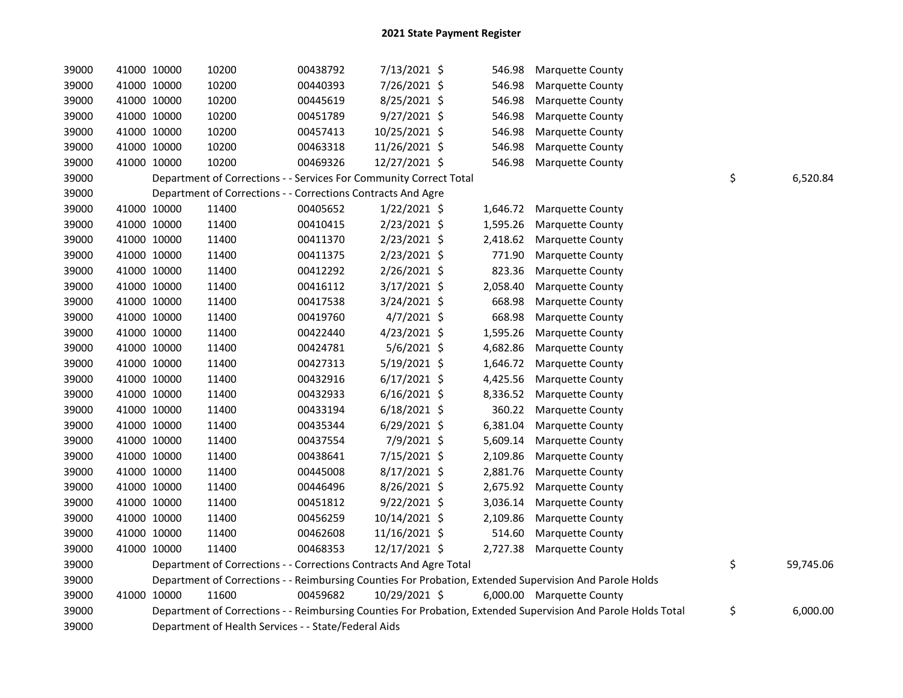# 2021 State Payment Register

| | | | | | | | | | |
|---|---|---|---|---|---|---|---|---|---|
| 39000 | 41000 | 10000 | 10200 | 00438792 | 7/13/2021 | $ | 546.98 | Marquette County | | |
| 39000 | 41000 | 10000 | 10200 | 00440393 | 7/26/2021 | $ | 546.98 | Marquette County | | |
| 39000 | 41000 | 10000 | 10200 | 00445619 | 8/25/2021 | $ | 546.98 | Marquette County | | |
| 39000 | 41000 | 10000 | 10200 | 00451789 | 9/27/2021 | $ | 546.98 | Marquette County | | |
| 39000 | 41000 | 10000 | 10200 | 00457413 | 10/25/2021 | $ | 546.98 | Marquette County | | |
| 39000 | 41000 | 10000 | 10200 | 00463318 | 11/26/2021 | $ | 546.98 | Marquette County | | |
| 39000 | 41000 | 10000 | 10200 | 00469326 | 12/27/2021 | $ | 546.98 | Marquette County | | |
| 39000 | | Department of Corrections - - Services For Community Correct Total | | | | | | | $ | 6,520.84 |
| 39000 | | Department of Corrections - - Corrections Contracts And Agre | | | | | | | | |
| 39000 | 41000 | 10000 | 11400 | 00405652 | 1/22/2021 | $ | 1,646.72 | Marquette County | | |
| 39000 | 41000 | 10000 | 11400 | 00410415 | 2/23/2021 | $ | 1,595.26 | Marquette County | | |
| 39000 | 41000 | 10000 | 11400 | 00411370 | 2/23/2021 | $ | 2,418.62 | Marquette County | | |
| 39000 | 41000 | 10000 | 11400 | 00411375 | 2/23/2021 | $ | 771.90 | Marquette County | | |
| 39000 | 41000 | 10000 | 11400 | 00412292 | 2/26/2021 | $ | 823.36 | Marquette County | | |
| 39000 | 41000 | 10000 | 11400 | 00416112 | 3/17/2021 | $ | 2,058.40 | Marquette County | | |
| 39000 | 41000 | 10000 | 11400 | 00417538 | 3/24/2021 | $ | 668.98 | Marquette County | | |
| 39000 | 41000 | 10000 | 11400 | 00419760 | 4/7/2021 | $ | 668.98 | Marquette County | | |
| 39000 | 41000 | 10000 | 11400 | 00422440 | 4/23/2021 | $ | 1,595.26 | Marquette County | | |
| 39000 | 41000 | 10000 | 11400 | 00424781 | 5/6/2021 | $ | 4,682.86 | Marquette County | | |
| 39000 | 41000 | 10000 | 11400 | 00427313 | 5/19/2021 | $ | 1,646.72 | Marquette County | | |
| 39000 | 41000 | 10000 | 11400 | 00432916 | 6/17/2021 | $ | 4,425.56 | Marquette County | | |
| 39000 | 41000 | 10000 | 11400 | 00432933 | 6/16/2021 | $ | 8,336.52 | Marquette County | | |
| 39000 | 41000 | 10000 | 11400 | 00433194 | 6/18/2021 | $ | 360.22 | Marquette County | | |
| 39000 | 41000 | 10000 | 11400 | 00435344 | 6/29/2021 | $ | 6,381.04 | Marquette County | | |
| 39000 | 41000 | 10000 | 11400 | 00437554 | 7/9/2021 | $ | 5,609.14 | Marquette County | | |
| 39000 | 41000 | 10000 | 11400 | 00438641 | 7/15/2021 | $ | 2,109.86 | Marquette County | | |
| 39000 | 41000 | 10000 | 11400 | 00445008 | 8/17/2021 | $ | 2,881.76 | Marquette County | | |
| 39000 | 41000 | 10000 | 11400 | 00446496 | 8/26/2021 | $ | 2,675.92 | Marquette County | | |
| 39000 | 41000 | 10000 | 11400 | 00451812 | 9/22/2021 | $ | 3,036.14 | Marquette County | | |
| 39000 | 41000 | 10000 | 11400 | 00456259 | 10/14/2021 | $ | 2,109.86 | Marquette County | | |
| 39000 | 41000 | 10000 | 11400 | 00462608 | 11/16/2021 | $ | 514.60 | Marquette County | | |
| 39000 | 41000 | 10000 | 11400 | 00468353 | 12/17/2021 | $ | 2,727.38 | Marquette County | | |
| 39000 | | Department of Corrections - - Corrections Contracts And Agre Total | | | | | | | $ | 59,745.06 |
| 39000 | | Department of Corrections - - Reimbursing Counties For Probation, Extended Supervision And Parole Holds | | | | | | | | |
| 39000 | 41000 | 10000 | 11600 | 00459682 | 10/29/2021 | $ | 6,000.00 | Marquette County | | |
| 39000 | | Department of Corrections - - Reimbursing Counties For Probation, Extended Supervision And Parole Holds Total | | | | | | | $ | 6,000.00 |
| 39000 | | Department of Health Services - - State/Federal Aids | | | | | | | | |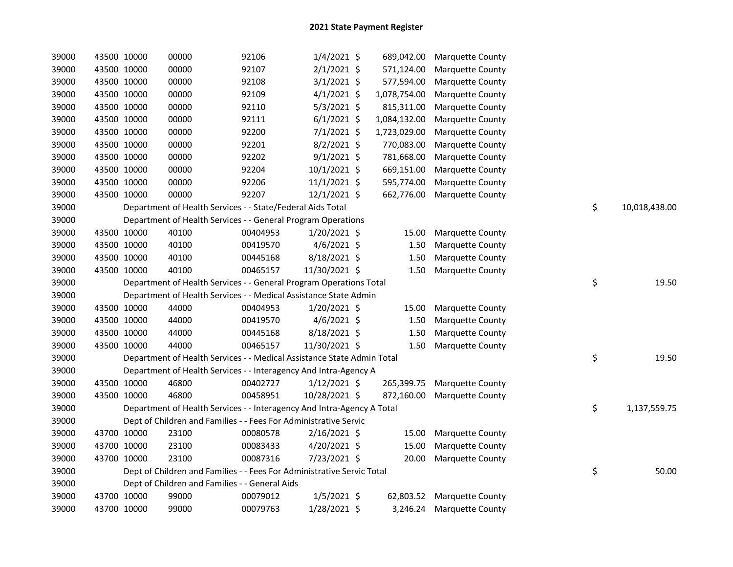# 2021 State Payment Register

| | | | | | | | | | |
|---|---|---|---|---|---|---|---|---|---|
| 39000 | 43500 | 10000 | 00000 | 92106 | 1/4/2021 | $ 689,042.00 | Marquette County | | |
| 39000 | 43500 | 10000 | 00000 | 92107 | 2/1/2021 | $ 571,124.00 | Marquette County | | |
| 39000 | 43500 | 10000 | 00000 | 92108 | 3/1/2021 | $ 577,594.00 | Marquette County | | |
| 39000 | 43500 | 10000 | 00000 | 92109 | 4/1/2021 | $ 1,078,754.00 | Marquette County | | |
| 39000 | 43500 | 10000 | 00000 | 92110 | 5/3/2021 | $ 815,311.00 | Marquette County | | |
| 39000 | 43500 | 10000 | 00000 | 92111 | 6/1/2021 | $ 1,084,132.00 | Marquette County | | |
| 39000 | 43500 | 10000 | 00000 | 92200 | 7/1/2021 | $ 1,723,029.00 | Marquette County | | |
| 39000 | 43500 | 10000 | 00000 | 92201 | 8/2/2021 | $ 770,083.00 | Marquette County | | |
| 39000 | 43500 | 10000 | 00000 | 92202 | 9/1/2021 | $ 781,668.00 | Marquette County | | |
| 39000 | 43500 | 10000 | 00000 | 92204 | 10/1/2021 | $ 669,151.00 | Marquette County | | |
| 39000 | 43500 | 10000 | 00000 | 92206 | 11/1/2021 | $ 595,774.00 | Marquette County | | |
| 39000 | 43500 | 10000 | 00000 | 92207 | 12/1/2021 | $ 662,776.00 | Marquette County | | |
| 39000 | Department of Health Services - - State/Federal Aids Total | | | | | | | $ | 10,018,438.00 |
| 39000 | Department of Health Services - - General Program Operations | | | | | | | | |
| 39000 | 43500 | 10000 | 40100 | 00404953 | 1/20/2021 | $ 15.00 | Marquette County | | |
| 39000 | 43500 | 10000 | 40100 | 00419570 | 4/6/2021 | $ 1.50 | Marquette County | | |
| 39000 | 43500 | 10000 | 40100 | 00445168 | 8/18/2021 | $ 1.50 | Marquette County | | |
| 39000 | 43500 | 10000 | 40100 | 00465157 | 11/30/2021 | $ 1.50 | Marquette County | | |
| 39000 | Department of Health Services - - General Program Operations Total | | | | | | | $ | 19.50 |
| 39000 | Department of Health Services - - Medical Assistance State Admin | | | | | | | | |
| 39000 | 43500 | 10000 | 44000 | 00404953 | 1/20/2021 | $ 15.00 | Marquette County | | |
| 39000 | 43500 | 10000 | 44000 | 00419570 | 4/6/2021 | $ 1.50 | Marquette County | | |
| 39000 | 43500 | 10000 | 44000 | 00445168 | 8/18/2021 | $ 1.50 | Marquette County | | |
| 39000 | 43500 | 10000 | 44000 | 00465157 | 11/30/2021 | $ 1.50 | Marquette County | | |
| 39000 | Department of Health Services - - Medical Assistance State Admin Total | | | | | | | $ | 19.50 |
| 39000 | Department of Health Services - - Interagency And Intra-Agency A | | | | | | | | |
| 39000 | 43500 | 10000 | 46800 | 00402727 | 1/12/2021 | $ 265,399.75 | Marquette County | | |
| 39000 | 43500 | 10000 | 46800 | 00458951 | 10/28/2021 | $ 872,160.00 | Marquette County | | |
| 39000 | Department of Health Services - - Interagency And Intra-Agency A Total | | | | | | | $ | 1,137,559.75 |
| 39000 | Dept of Children and Families - - Fees For Administrative Servic | | | | | | | | |
| 39000 | 43700 | 10000 | 23100 | 00080578 | 2/16/2021 | $ 15.00 | Marquette County | | |
| 39000 | 43700 | 10000 | 23100 | 00083433 | 4/20/2021 | $ 15.00 | Marquette County | | |
| 39000 | 43700 | 10000 | 23100 | 00087316 | 7/23/2021 | $ 20.00 | Marquette County | | |
| 39000 | Dept of Children and Families - - Fees For Administrative Servic Total | | | | | | | $ | 50.00 |
| 39000 | Dept of Children and Families - - General Aids | | | | | | | | |
| 39000 | 43700 | 10000 | 99000 | 00079012 | 1/5/2021 | $ 62,803.52 | Marquette County | | |
| 39000 | 43700 | 10000 | 99000 | 00079763 | 1/28/2021 | $ 3,246.24 | Marquette County | | |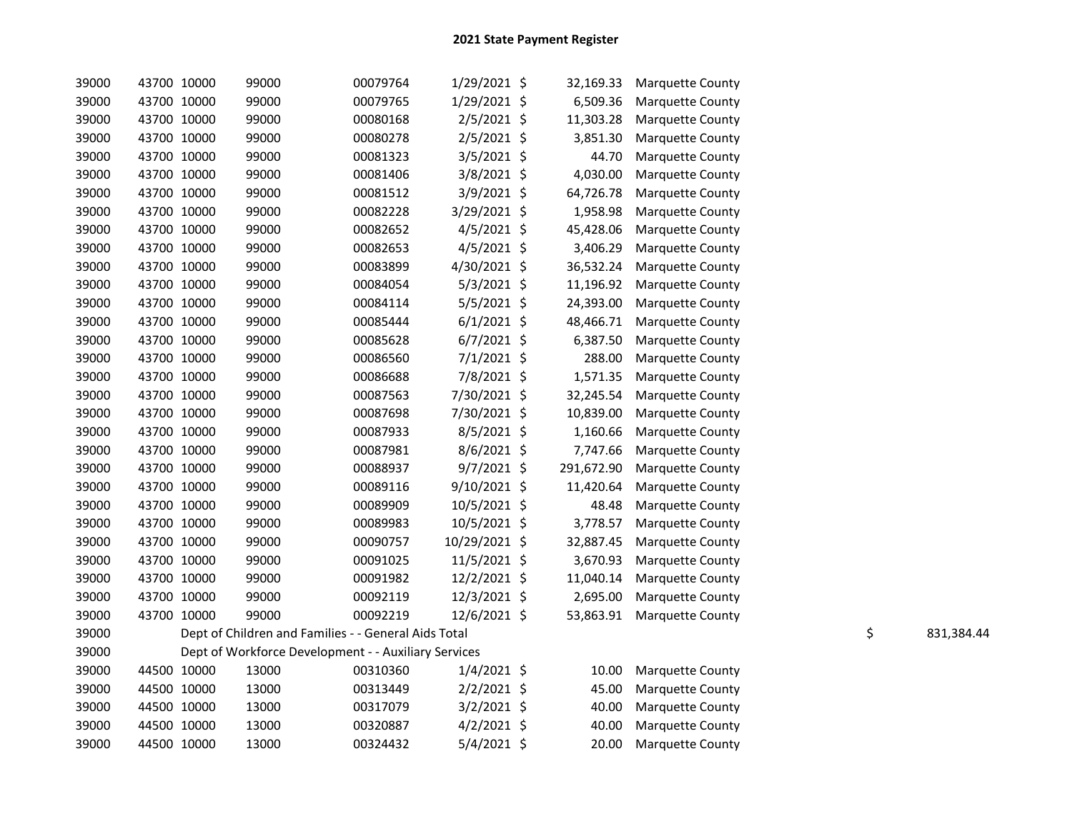# 2021 State Payment Register

| | | | | | | | | | |
|---|---|---|---|---|---|---|---|---|---|
| 39000 | 43700 | 10000 | 99000 | 00079764 | 1/29/2021 | $ | 32,169.33 | Marquette County | |
| 39000 | 43700 | 10000 | 99000 | 00079765 | 1/29/2021 | $ | 6,509.36 | Marquette County | |
| 39000 | 43700 | 10000 | 99000 | 00080168 | 2/5/2021 | $ | 11,303.28 | Marquette County | |
| 39000 | 43700 | 10000 | 99000 | 00080278 | 2/5/2021 | $ | 3,851.30 | Marquette County | |
| 39000 | 43700 | 10000 | 99000 | 00081323 | 3/5/2021 | $ | 44.70 | Marquette County | |
| 39000 | 43700 | 10000 | 99000 | 00081406 | 3/8/2021 | $ | 4,030.00 | Marquette County | |
| 39000 | 43700 | 10000 | 99000 | 00081512 | 3/9/2021 | $ | 64,726.78 | Marquette County | |
| 39000 | 43700 | 10000 | 99000 | 00082228 | 3/29/2021 | $ | 1,958.98 | Marquette County | |
| 39000 | 43700 | 10000 | 99000 | 00082652 | 4/5/2021 | $ | 45,428.06 | Marquette County | |
| 39000 | 43700 | 10000 | 99000 | 00082653 | 4/5/2021 | $ | 3,406.29 | Marquette County | |
| 39000 | 43700 | 10000 | 99000 | 00083899 | 4/30/2021 | $ | 36,532.24 | Marquette County | |
| 39000 | 43700 | 10000 | 99000 | 00084054 | 5/3/2021 | $ | 11,196.92 | Marquette County | |
| 39000 | 43700 | 10000 | 99000 | 00084114 | 5/5/2021 | $ | 24,393.00 | Marquette County | |
| 39000 | 43700 | 10000 | 99000 | 00085444 | 6/1/2021 | $ | 48,466.71 | Marquette County | |
| 39000 | 43700 | 10000 | 99000 | 00085628 | 6/7/2021 | $ | 6,387.50 | Marquette County | |
| 39000 | 43700 | 10000 | 99000 | 00086560 | 7/1/2021 | $ | 288.00 | Marquette County | |
| 39000 | 43700 | 10000 | 99000 | 00086688 | 7/8/2021 | $ | 1,571.35 | Marquette County | |
| 39000 | 43700 | 10000 | 99000 | 00087563 | 7/30/2021 | $ | 32,245.54 | Marquette County | |
| 39000 | 43700 | 10000 | 99000 | 00087698 | 7/30/2021 | $ | 10,839.00 | Marquette County | |
| 39000 | 43700 | 10000 | 99000 | 00087933 | 8/5/2021 | $ | 1,160.66 | Marquette County | |
| 39000 | 43700 | 10000 | 99000 | 00087981 | 8/6/2021 | $ | 7,747.66 | Marquette County | |
| 39000 | 43700 | 10000 | 99000 | 00088937 | 9/7/2021 | $ | 291,672.90 | Marquette County | |
| 39000 | 43700 | 10000 | 99000 | 00089116 | 9/10/2021 | $ | 11,420.64 | Marquette County | |
| 39000 | 43700 | 10000 | 99000 | 00089909 | 10/5/2021 | $ | 48.48 | Marquette County | |
| 39000 | 43700 | 10000 | 99000 | 00089983 | 10/5/2021 | $ | 3,778.57 | Marquette County | |
| 39000 | 43700 | 10000 | 99000 | 00090757 | 10/29/2021 | $ | 32,887.45 | Marquette County | |
| 39000 | 43700 | 10000 | 99000 | 00091025 | 11/5/2021 | $ | 3,670.93 | Marquette County | |
| 39000 | 43700 | 10000 | 99000 | 00091982 | 12/2/2021 | $ | 11,040.14 | Marquette County | |
| 39000 | 43700 | 10000 | 99000 | 00092119 | 12/3/2021 | $ | 2,695.00 | Marquette County | |
| 39000 | 43700 | 10000 | 99000 | 00092219 | 12/6/2021 | $ | 53,863.91 | Marquette County | |
| 39000 | Dept of Children and Families - - General Aids Total | | | | | | | | $ 831,384.44 |
| 39000 | Dept of Workforce Development - - Auxiliary Services | | | | | | | | |
| 39000 | 44500 | 10000 | 13000 | 00310360 | 1/4/2021 | $ | 10.00 | Marquette County | |
| 39000 | 44500 | 10000 | 13000 | 00313449 | 2/2/2021 | $ | 45.00 | Marquette County | |
| 39000 | 44500 | 10000 | 13000 | 00317079 | 3/2/2021 | $ | 40.00 | Marquette County | |
| 39000 | 44500 | 10000 | 13000 | 00320887 | 4/2/2021 | $ | 40.00 | Marquette County | |
| 39000 | 44500 | 10000 | 13000 | 00324432 | 5/4/2021 | $ | 20.00 | Marquette County | |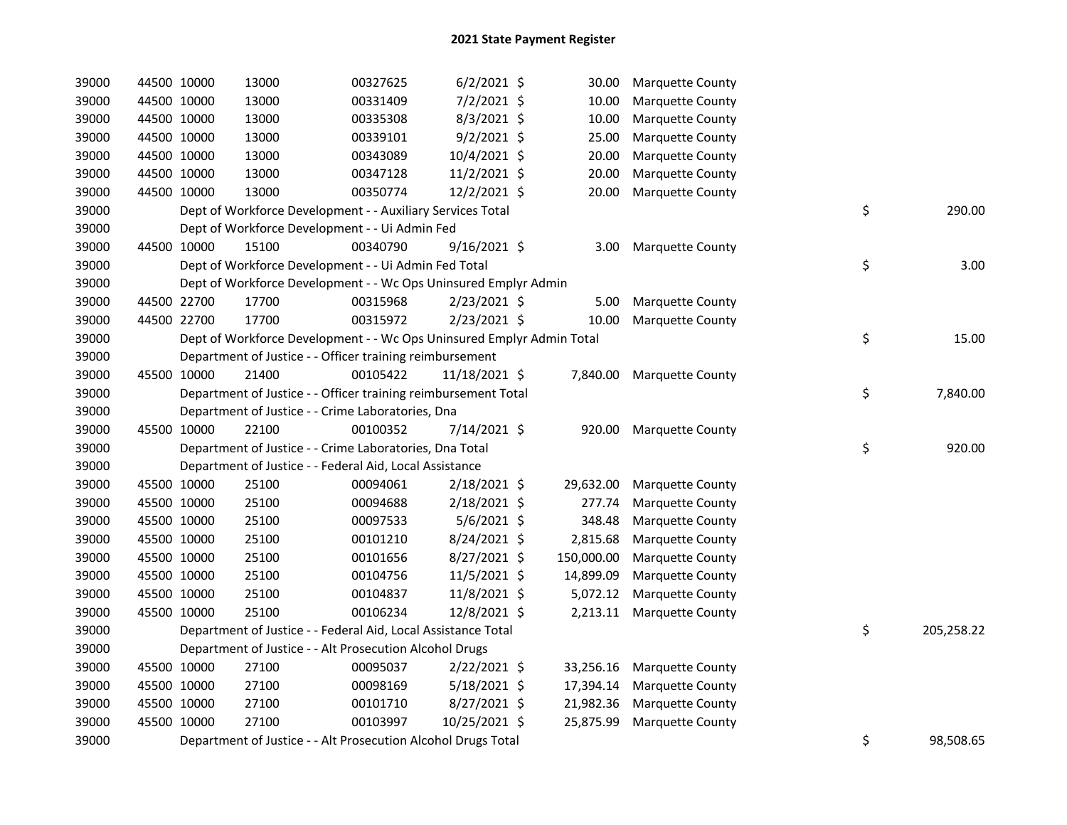# 2021 State Payment Register

| | | | | | | | | | |
|---|---|---|---|---|---|---|---|---|---|
| 39000 | 44500 | 10000 | 13000 | 00327625 | 6/2/2021 | $ 30.00 | Marquette County | | |
| 39000 | 44500 | 10000 | 13000 | 00331409 | 7/2/2021 | $ 10.00 | Marquette County | | |
| 39000 | 44500 | 10000 | 13000 | 00335308 | 8/3/2021 | $ 10.00 | Marquette County | | |
| 39000 | 44500 | 10000 | 13000 | 00339101 | 9/2/2021 | $ 25.00 | Marquette County | | |
| 39000 | 44500 | 10000 | 13000 | 00343089 | 10/4/2021 | $ 20.00 | Marquette County | | |
| 39000 | 44500 | 10000 | 13000 | 00347128 | 11/2/2021 | $ 20.00 | Marquette County | | |
| 39000 | 44500 | 10000 | 13000 | 00350774 | 12/2/2021 | $ 20.00 | Marquette County | | |
| 39000 | | Dept of Workforce Development - - Auxiliary Services Total | | | | | | $ | 290.00 |
| 39000 | | Dept of Workforce Development - - Ui Admin Fed | | | | | | | |
| 39000 | 44500 | 10000 | 15100 | 00340790 | 9/16/2021 | $ 3.00 | Marquette County | | |
| 39000 | | Dept of Workforce Development - - Ui Admin Fed Total | | | | | | $ | 3.00 |
| 39000 | | Dept of Workforce Development - - Wc Ops Uninsured Emplyr Admin | | | | | | | |
| 39000 | 44500 | 22700 | 17700 | 00315968 | 2/23/2021 | $ 5.00 | Marquette County | | |
| 39000 | 44500 | 22700 | 17700 | 00315972 | 2/23/2021 | $ 10.00 | Marquette County | | |
| 39000 | | Dept of Workforce Development - - Wc Ops Uninsured Emplyr Admin Total | | | | | | $ | 15.00 |
| 39000 | | Department of Justice - - Officer training reimbursement | | | | | | | |
| 39000 | 45500 | 10000 | 21400 | 00105422 | 11/18/2021 | $ 7,840.00 | Marquette County | | |
| 39000 | | Department of Justice - - Officer training reimbursement Total | | | | | | $ | 7,840.00 |
| 39000 | | Department of Justice - - Crime Laboratories, Dna | | | | | | | |
| 39000 | 45500 | 10000 | 22100 | 00100352 | 7/14/2021 | $ 920.00 | Marquette County | | |
| 39000 | | Department of Justice - - Crime Laboratories, Dna Total | | | | | | $ | 920.00 |
| 39000 | | Department of Justice - - Federal Aid, Local Assistance | | | | | | | |
| 39000 | 45500 | 10000 | 25100 | 00094061 | 2/18/2021 | $ 29,632.00 | Marquette County | | |
| 39000 | 45500 | 10000 | 25100 | 00094688 | 2/18/2021 | $ 277.74 | Marquette County | | |
| 39000 | 45500 | 10000 | 25100 | 00097533 | 5/6/2021 | $ 348.48 | Marquette County | | |
| 39000 | 45500 | 10000 | 25100 | 00101210 | 8/24/2021 | $ 2,815.68 | Marquette County | | |
| 39000 | 45500 | 10000 | 25100 | 00101656 | 8/27/2021 | $ 150,000.00 | Marquette County | | |
| 39000 | 45500 | 10000 | 25100 | 00104756 | 11/5/2021 | $ 14,899.09 | Marquette County | | |
| 39000 | 45500 | 10000 | 25100 | 00104837 | 11/8/2021 | $ 5,072.12 | Marquette County | | |
| 39000 | 45500 | 10000 | 25100 | 00106234 | 12/8/2021 | $ 2,213.11 | Marquette County | | |
| 39000 | | Department of Justice - - Federal Aid, Local Assistance Total | | | | | | $ | 205,258.22 |
| 39000 | | Department of Justice - - Alt Prosecution Alcohol Drugs | | | | | | | |
| 39000 | 45500 | 10000 | 27100 | 00095037 | 2/22/2021 | $ 33,256.16 | Marquette County | | |
| 39000 | 45500 | 10000 | 27100 | 00098169 | 5/18/2021 | $ 17,394.14 | Marquette County | | |
| 39000 | 45500 | 10000 | 27100 | 00101710 | 8/27/2021 | $ 21,982.36 | Marquette County | | |
| 39000 | 45500 | 10000 | 27100 | 00103997 | 10/25/2021 | $ 25,875.99 | Marquette County | | |
| 39000 | | Department of Justice - - Alt Prosecution Alcohol Drugs Total | | | | | | $ | 98,508.65 |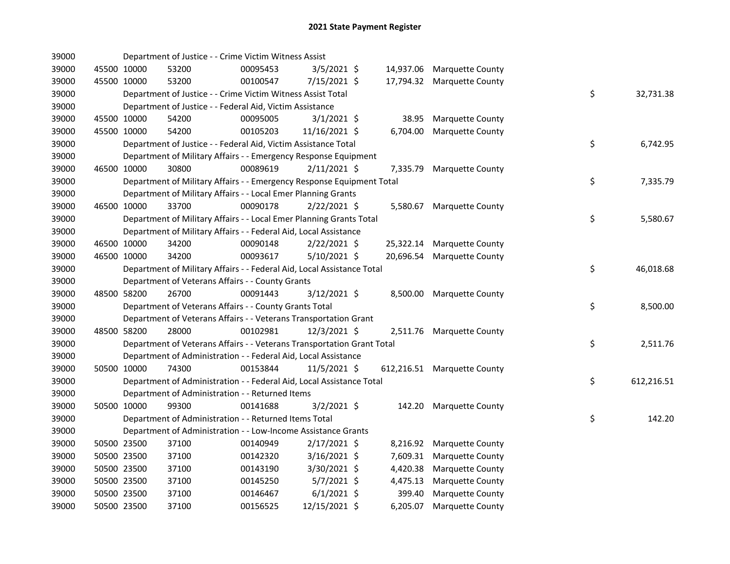# 2021 State Payment Register

| | | | | | | | | | |
|---|---|---|---|---|---|---|---|---|---|
| 39000 | | | Department of Justice - - Crime Victim Witness Assist | | | | | | |
| 39000 | 45500 | 10000 | 53200 | 00095453 | 3/5/2021 | $ 14,937.06 | Marquette County | | |
| 39000 | 45500 | 10000 | 53200 | 00100547 | 7/15/2021 | $ 17,794.32 | Marquette County | | |
| 39000 | | | Department of Justice - - Crime Victim Witness Assist Total | | | | | $ | 32,731.38 |
| 39000 | | | Department of Justice - - Federal Aid, Victim Assistance | | | | | | |
| 39000 | 45500 | 10000 | 54200 | 00095005 | 3/1/2021 | $ 38.95 | Marquette County | | |
| 39000 | 45500 | 10000 | 54200 | 00105203 | 11/16/2021 | $ 6,704.00 | Marquette County | | |
| 39000 | | | Department of Justice - - Federal Aid, Victim Assistance Total | | | | | $ | 6,742.95 |
| 39000 | | | Department of Military Affairs - - Emergency Response Equipment | | | | | | |
| 39000 | 46500 | 10000 | 30800 | 00089619 | 2/11/2021 | $ 7,335.79 | Marquette County | | |
| 39000 | | | Department of Military Affairs - - Emergency Response Equipment Total | | | | | $ | 7,335.79 |
| 39000 | | | Department of Military Affairs - - Local Emer Planning Grants | | | | | | |
| 39000 | 46500 | 10000 | 33700 | 00090178 | 2/22/2021 | $ 5,580.67 | Marquette County | | |
| 39000 | | | Department of Military Affairs - - Local Emer Planning Grants Total | | | | | $ | 5,580.67 |
| 39000 | | | Department of Military Affairs - - Federal Aid, Local Assistance | | | | | | |
| 39000 | 46500 | 10000 | 34200 | 00090148 | 2/22/2021 | $ 25,322.14 | Marquette County | | |
| 39000 | 46500 | 10000 | 34200 | 00093617 | 5/10/2021 | $ 20,696.54 | Marquette County | | |
| 39000 | | | Department of Military Affairs - - Federal Aid, Local Assistance Total | | | | | $ | 46,018.68 |
| 39000 | | | Department of Veterans Affairs - - County Grants | | | | | | |
| 39000 | 48500 | 58200 | 26700 | 00091443 | 3/12/2021 | $ 8,500.00 | Marquette County | | |
| 39000 | | | Department of Veterans Affairs - - County Grants Total | | | | | $ | 8,500.00 |
| 39000 | | | Department of Veterans Affairs - - Veterans Transportation Grant | | | | | | |
| 39000 | 48500 | 58200 | 28000 | 00102981 | 12/3/2021 | $ 2,511.76 | Marquette County | | |
| 39000 | | | Department of Veterans Affairs - - Veterans Transportation Grant Total | | | | | $ | 2,511.76 |
| 39000 | | | Department of Administration - - Federal Aid, Local Assistance | | | | | | |
| 39000 | 50500 | 10000 | 74300 | 00153844 | 11/5/2021 | $ 612,216.51 | Marquette County | | |
| 39000 | | | Department of Administration - - Federal Aid, Local Assistance Total | | | | | $ | 612,216.51 |
| 39000 | | | Department of Administration - - Returned Items | | | | | | |
| 39000 | 50500 | 10000 | 99300 | 00141688 | 3/2/2021 | $ 142.20 | Marquette County | | |
| 39000 | | | Department of Administration - - Returned Items Total | | | | | $ | 142.20 |
| 39000 | | | Department of Administration - - Low-Income Assistance Grants | | | | | | |
| 39000 | 50500 | 23500 | 37100 | 00140949 | 2/17/2021 | $ 8,216.92 | Marquette County | | |
| 39000 | 50500 | 23500 | 37100 | 00142320 | 3/16/2021 | $ 7,609.31 | Marquette County | | |
| 39000 | 50500 | 23500 | 37100 | 00143190 | 3/30/2021 | $ 4,420.38 | Marquette County | | |
| 39000 | 50500 | 23500 | 37100 | 00145250 | 5/7/2021 | $ 4,475.13 | Marquette County | | |
| 39000 | 50500 | 23500 | 37100 | 00146467 | 6/1/2021 | $ 399.40 | Marquette County | | |
| 39000 | 50500 | 23500 | 37100 | 00156525 | 12/15/2021 | $ 6,205.07 | Marquette County | | |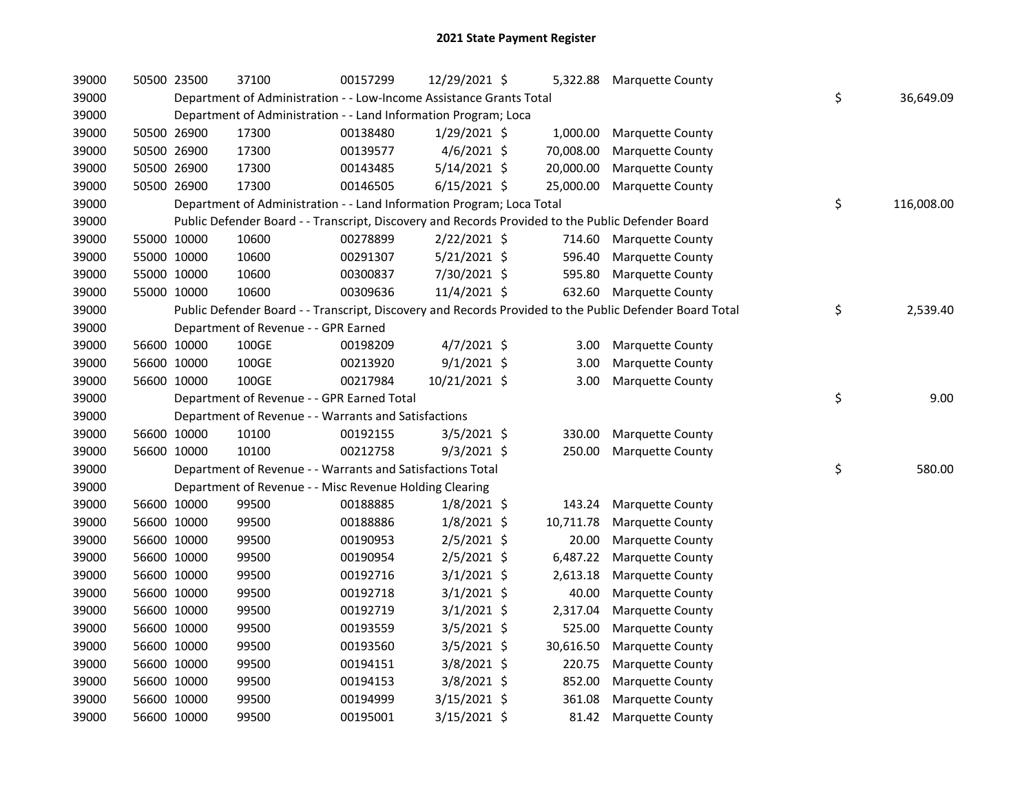# 2021 State Payment Register

| | | | | | | | | | |
|---|---|---|---|---|---|---|---|---|---|
| 39000 | 50500 | 23500 | 37100 | 00157299 | 12/29/2021 | $ 5,322.88 | Marquette County | | |
| 39000 | | Department of Administration - - Low-Income Assistance Grants Total | | | | | | $ | 36,649.09 |
| 39000 | | Department of Administration - - Land Information Program; Loca | | | | | | | |
| 39000 | 50500 | 26900 | 17300 | 00138480 | 1/29/2021 | $ 1,000.00 | Marquette County | | |
| 39000 | 50500 | 26900 | 17300 | 00139577 | 4/6/2021 | $ 70,008.00 | Marquette County | | |
| 39000 | 50500 | 26900 | 17300 | 00143485 | 5/14/2021 | $ 20,000.00 | Marquette County | | |
| 39000 | 50500 | 26900 | 17300 | 00146505 | 6/15/2021 | $ 25,000.00 | Marquette County | | |
| 39000 | | Department of Administration - - Land Information Program; Loca Total | | | | | | $ | 116,008.00 |
| 39000 | | Public Defender Board - - Transcript, Discovery and Records Provided to the Public Defender Board | | | | | | | |
| 39000 | 55000 | 10000 | 10600 | 00278899 | 2/22/2021 | $ 714.60 | Marquette County | | |
| 39000 | 55000 | 10000 | 10600 | 00291307 | 5/21/2021 | $ 596.40 | Marquette County | | |
| 39000 | 55000 | 10000 | 10600 | 00300837 | 7/30/2021 | $ 595.80 | Marquette County | | |
| 39000 | 55000 | 10000 | 10600 | 00309636 | 11/4/2021 | $ 632.60 | Marquette County | | |
| 39000 | | Public Defender Board - - Transcript, Discovery and Records Provided to the Public Defender Board Total | | | | | | $ | 2,539.40 |
| 39000 | | Department of Revenue - - GPR Earned | | | | | | | |
| 39000 | 56600 | 10000 | 100GE | 00198209 | 4/7/2021 | $ 3.00 | Marquette County | | |
| 39000 | 56600 | 10000 | 100GE | 00213920 | 9/1/2021 | $ 3.00 | Marquette County | | |
| 39000 | 56600 | 10000 | 100GE | 00217984 | 10/21/2021 | $ 3.00 | Marquette County | | |
| 39000 | | Department of Revenue - - GPR Earned Total | | | | | | $ | 9.00 |
| 39000 | | Department of Revenue - - Warrants and Satisfactions | | | | | | | |
| 39000 | 56600 | 10000 | 10100 | 00192155 | 3/5/2021 | $ 330.00 | Marquette County | | |
| 39000 | 56600 | 10000 | 10100 | 00212758 | 9/3/2021 | $ 250.00 | Marquette County | | |
| 39000 | | Department of Revenue - - Warrants and Satisfactions Total | | | | | | $ | 580.00 |
| 39000 | | Department of Revenue - - Misc Revenue Holding Clearing | | | | | | | |
| 39000 | 56600 | 10000 | 99500 | 00188885 | 1/8/2021 | $ 143.24 | Marquette County | | |
| 39000 | 56600 | 10000 | 99500 | 00188886 | 1/8/2021 | $ 10,711.78 | Marquette County | | |
| 39000 | 56600 | 10000 | 99500 | 00190953 | 2/5/2021 | $ 20.00 | Marquette County | | |
| 39000 | 56600 | 10000 | 99500 | 00190954 | 2/5/2021 | $ 6,487.22 | Marquette County | | |
| 39000 | 56600 | 10000 | 99500 | 00192716 | 3/1/2021 | $ 2,613.18 | Marquette County | | |
| 39000 | 56600 | 10000 | 99500 | 00192718 | 3/1/2021 | $ 40.00 | Marquette County | | |
| 39000 | 56600 | 10000 | 99500 | 00192719 | 3/1/2021 | $ 2,317.04 | Marquette County | | |
| 39000 | 56600 | 10000 | 99500 | 00193559 | 3/5/2021 | $ 525.00 | Marquette County | | |
| 39000 | 56600 | 10000 | 99500 | 00193560 | 3/5/2021 | $ 30,616.50 | Marquette County | | |
| 39000 | 56600 | 10000 | 99500 | 00194151 | 3/8/2021 | $ 220.75 | Marquette County | | |
| 39000 | 56600 | 10000 | 99500 | 00194153 | 3/8/2021 | $ 852.00 | Marquette County | | |
| 39000 | 56600 | 10000 | 99500 | 00194999 | 3/15/2021 | $ 361.08 | Marquette County | | |
| 39000 | 56600 | 10000 | 99500 | 00195001 | 3/15/2021 | $ 81.42 | Marquette County | | |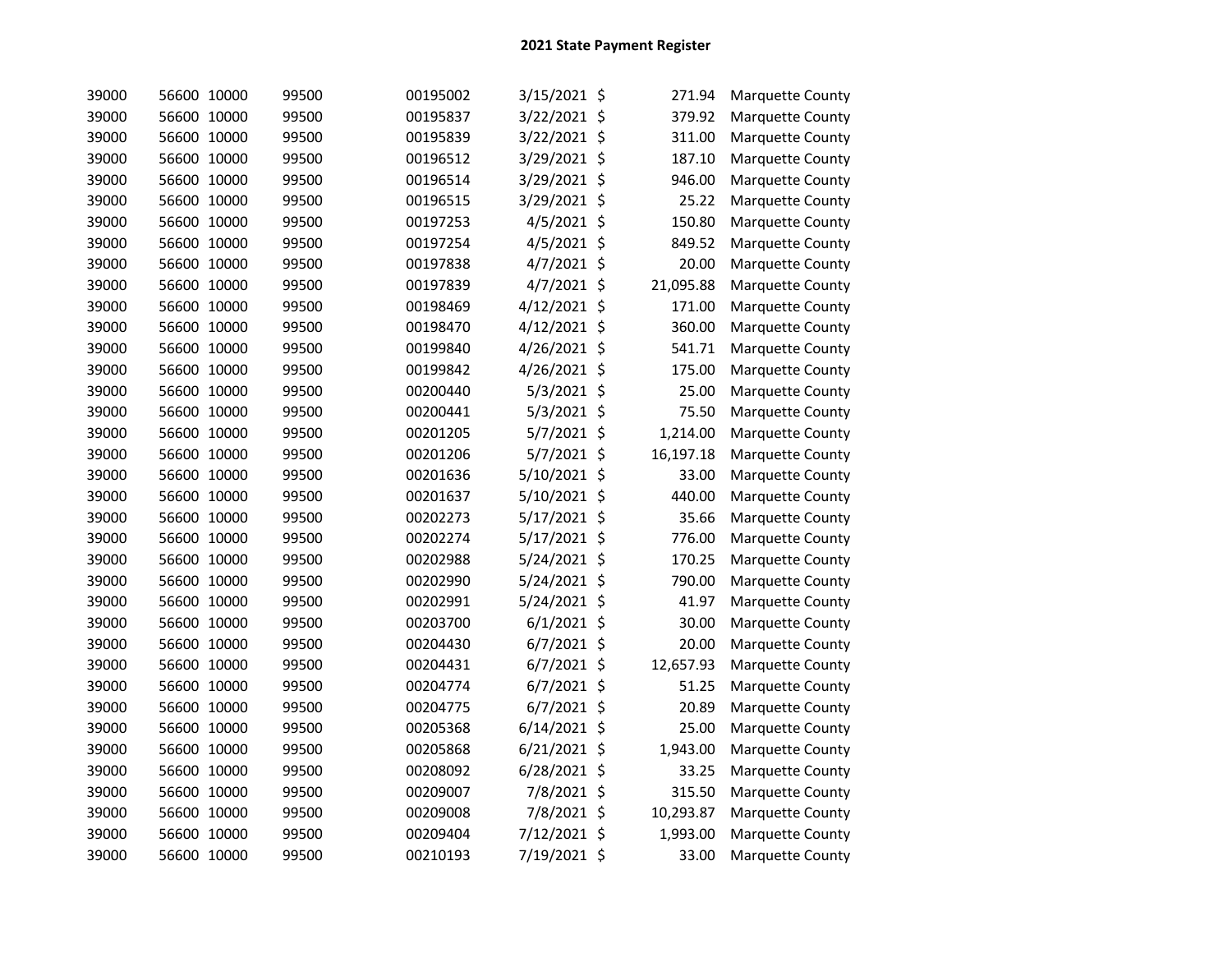## 2021 State Payment Register

| | | | | | | | | |
|---|---|---|---|---|---|---|---|---|
| 39000 | 56600 | 10000 | 99500 | 00195002 | 3/15/2021 | $ | 271.94 | Marquette County |
| 39000 | 56600 | 10000 | 99500 | 00195837 | 3/22/2021 | $ | 379.92 | Marquette County |
| 39000 | 56600 | 10000 | 99500 | 00195839 | 3/22/2021 | $ | 311.00 | Marquette County |
| 39000 | 56600 | 10000 | 99500 | 00196512 | 3/29/2021 | $ | 187.10 | Marquette County |
| 39000 | 56600 | 10000 | 99500 | 00196514 | 3/29/2021 | $ | 946.00 | Marquette County |
| 39000 | 56600 | 10000 | 99500 | 00196515 | 3/29/2021 | $ | 25.22 | Marquette County |
| 39000 | 56600 | 10000 | 99500 | 00197253 | 4/5/2021 | $ | 150.80 | Marquette County |
| 39000 | 56600 | 10000 | 99500 | 00197254 | 4/5/2021 | $ | 849.52 | Marquette County |
| 39000 | 56600 | 10000 | 99500 | 00197838 | 4/7/2021 | $ | 20.00 | Marquette County |
| 39000 | 56600 | 10000 | 99500 | 00197839 | 4/7/2021 | $ | 21,095.88 | Marquette County |
| 39000 | 56600 | 10000 | 99500 | 00198469 | 4/12/2021 | $ | 171.00 | Marquette County |
| 39000 | 56600 | 10000 | 99500 | 00198470 | 4/12/2021 | $ | 360.00 | Marquette County |
| 39000 | 56600 | 10000 | 99500 | 00199840 | 4/26/2021 | $ | 541.71 | Marquette County |
| 39000 | 56600 | 10000 | 99500 | 00199842 | 4/26/2021 | $ | 175.00 | Marquette County |
| 39000 | 56600 | 10000 | 99500 | 00200440 | 5/3/2021 | $ | 25.00 | Marquette County |
| 39000 | 56600 | 10000 | 99500 | 00200441 | 5/3/2021 | $ | 75.50 | Marquette County |
| 39000 | 56600 | 10000 | 99500 | 00201205 | 5/7/2021 | $ | 1,214.00 | Marquette County |
| 39000 | 56600 | 10000 | 99500 | 00201206 | 5/7/2021 | $ | 16,197.18 | Marquette County |
| 39000 | 56600 | 10000 | 99500 | 00201636 | 5/10/2021 | $ | 33.00 | Marquette County |
| 39000 | 56600 | 10000 | 99500 | 00201637 | 5/10/2021 | $ | 440.00 | Marquette County |
| 39000 | 56600 | 10000 | 99500 | 00202273 | 5/17/2021 | $ | 35.66 | Marquette County |
| 39000 | 56600 | 10000 | 99500 | 00202274 | 5/17/2021 | $ | 776.00 | Marquette County |
| 39000 | 56600 | 10000 | 99500 | 00202988 | 5/24/2021 | $ | 170.25 | Marquette County |
| 39000 | 56600 | 10000 | 99500 | 00202990 | 5/24/2021 | $ | 790.00 | Marquette County |
| 39000 | 56600 | 10000 | 99500 | 00202991 | 5/24/2021 | $ | 41.97 | Marquette County |
| 39000 | 56600 | 10000 | 99500 | 00203700 | 6/1/2021 | $ | 30.00 | Marquette County |
| 39000 | 56600 | 10000 | 99500 | 00204430 | 6/7/2021 | $ | 20.00 | Marquette County |
| 39000 | 56600 | 10000 | 99500 | 00204431 | 6/7/2021 | $ | 12,657.93 | Marquette County |
| 39000 | 56600 | 10000 | 99500 | 00204774 | 6/7/2021 | $ | 51.25 | Marquette County |
| 39000 | 56600 | 10000 | 99500 | 00204775 | 6/7/2021 | $ | 20.89 | Marquette County |
| 39000 | 56600 | 10000 | 99500 | 00205368 | 6/14/2021 | $ | 25.00 | Marquette County |
| 39000 | 56600 | 10000 | 99500 | 00205868 | 6/21/2021 | $ | 1,943.00 | Marquette County |
| 39000 | 56600 | 10000 | 99500 | 00208092 | 6/28/2021 | $ | 33.25 | Marquette County |
| 39000 | 56600 | 10000 | 99500 | 00209007 | 7/8/2021 | $ | 315.50 | Marquette County |
| 39000 | 56600 | 10000 | 99500 | 00209008 | 7/8/2021 | $ | 10,293.87 | Marquette County |
| 39000 | 56600 | 10000 | 99500 | 00209404 | 7/12/2021 | $ | 1,993.00 | Marquette County |
| 39000 | 56600 | 10000 | 99500 | 00210193 | 7/19/2021 | $ | 33.00 | Marquette County |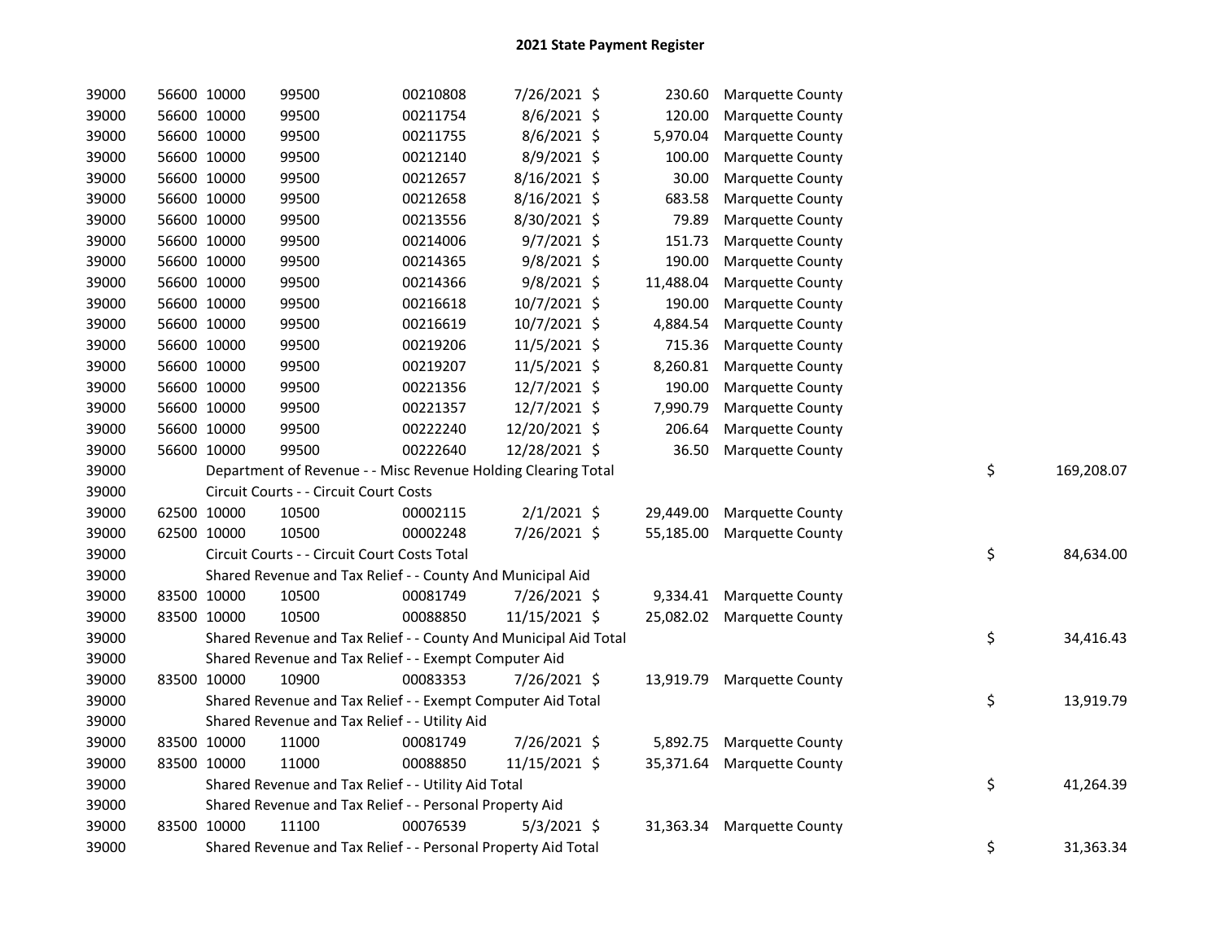# 2021 State Payment Register

| | | | | | | | | | |
|---|---|---|---|---|---|---|---|---|---|
| 39000 | 56600 | 10000 | 99500 | 00210808 | 7/26/2021 | $ | 230.60 | Marquette County | | |
| 39000 | 56600 | 10000 | 99500 | 00211754 | 8/6/2021 | $ | 120.00 | Marquette County | | |
| 39000 | 56600 | 10000 | 99500 | 00211755 | 8/6/2021 | $ | 5,970.04 | Marquette County | | |
| 39000 | 56600 | 10000 | 99500 | 00212140 | 8/9/2021 | $ | 100.00 | Marquette County | | |
| 39000 | 56600 | 10000 | 99500 | 00212657 | 8/16/2021 | $ | 30.00 | Marquette County | | |
| 39000 | 56600 | 10000 | 99500 | 00212658 | 8/16/2021 | $ | 683.58 | Marquette County | | |
| 39000 | 56600 | 10000 | 99500 | 00213556 | 8/30/2021 | $ | 79.89 | Marquette County | | |
| 39000 | 56600 | 10000 | 99500 | 00214006 | 9/7/2021 | $ | 151.73 | Marquette County | | |
| 39000 | 56600 | 10000 | 99500 | 00214365 | 9/8/2021 | $ | 190.00 | Marquette County | | |
| 39000 | 56600 | 10000 | 99500 | 00214366 | 9/8/2021 | $ | 11,488.04 | Marquette County | | |
| 39000 | 56600 | 10000 | 99500 | 00216618 | 10/7/2021 | $ | 190.00 | Marquette County | | |
| 39000 | 56600 | 10000 | 99500 | 00216619 | 10/7/2021 | $ | 4,884.54 | Marquette County | | |
| 39000 | 56600 | 10000 | 99500 | 00219206 | 11/5/2021 | $ | 715.36 | Marquette County | | |
| 39000 | 56600 | 10000 | 99500 | 00219207 | 11/5/2021 | $ | 8,260.81 | Marquette County | | |
| 39000 | 56600 | 10000 | 99500 | 00221356 | 12/7/2021 | $ | 190.00 | Marquette County | | |
| 39000 | 56600 | 10000 | 99500 | 00221357 | 12/7/2021 | $ | 7,990.79 | Marquette County | | |
| 39000 | 56600 | 10000 | 99500 | 00222240 | 12/20/2021 | $ | 206.64 | Marquette County | | |
| 39000 | 56600 | 10000 | 99500 | 00222640 | 12/28/2021 | $ | 36.50 | Marquette County | | |
| 39000 | | Department of Revenue - - Misc Revenue Holding Clearing Total | | | | | | | $ | 169,208.07 |
| 39000 | | Circuit Courts - - Circuit Court Costs | | | | | | | | |
| 39000 | 62500 | 10000 | 10500 | 00002115 | 2/1/2021 | $ | 29,449.00 | Marquette County | | |
| 39000 | 62500 | 10000 | 10500 | 00002248 | 7/26/2021 | $ | 55,185.00 | Marquette County | | |
| 39000 | | Circuit Courts - - Circuit Court Costs Total | | | | | | | $ | 84,634.00 |
| 39000 | | Shared Revenue and Tax Relief - - County And Municipal Aid | | | | | | | | |
| 39000 | 83500 | 10000 | 10500 | 00081749 | 7/26/2021 | $ | 9,334.41 | Marquette County | | |
| 39000 | 83500 | 10000 | 10500 | 00088850 | 11/15/2021 | $ | 25,082.02 | Marquette County | | |
| 39000 | | Shared Revenue and Tax Relief - - County And Municipal Aid Total | | | | | | | $ | 34,416.43 |
| 39000 | | Shared Revenue and Tax Relief - - Exempt Computer Aid | | | | | | | | |
| 39000 | 83500 | 10000 | 10900 | 00083353 | 7/26/2021 | $ | 13,919.79 | Marquette County | | |
| 39000 | | Shared Revenue and Tax Relief - - Exempt Computer Aid Total | | | | | | | $ | 13,919.79 |
| 39000 | | Shared Revenue and Tax Relief - - Utility Aid | | | | | | | | |
| 39000 | 83500 | 10000 | 11000 | 00081749 | 7/26/2021 | $ | 5,892.75 | Marquette County | | |
| 39000 | 83500 | 10000 | 11000 | 00088850 | 11/15/2021 | $ | 35,371.64 | Marquette County | | |
| 39000 | | Shared Revenue and Tax Relief - - Utility Aid Total | | | | | | | $ | 41,264.39 |
| 39000 | | Shared Revenue and Tax Relief - - Personal Property Aid | | | | | | | | |
| 39000 | 83500 | 10000 | 11100 | 00076539 | 5/3/2021 | $ | 31,363.34 | Marquette County | | |
| 39000 | | Shared Revenue and Tax Relief - - Personal Property Aid Total | | | | | | | $ | 31,363.34 |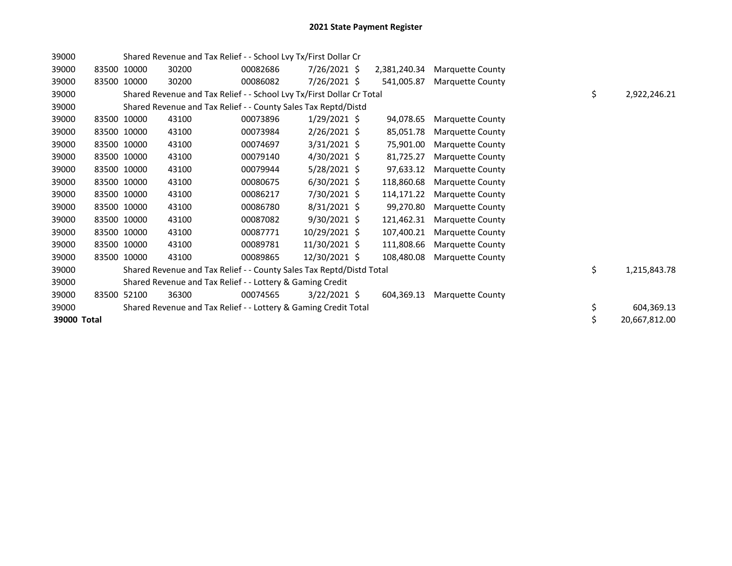# 2021 State Payment Register

| | | | | | | | | | |
|---|---|---|---|---|---|---|---|---|---|
| 39000 | | | Shared Revenue and Tax Relief - - School Lvy Tx/First Dollar Cr | | | | | | |
| 39000 | 83500 | 10000 | 30200 | 00082686 | 7/26/2021 | $ 2,381,240.34 | Marquette County | | |
| 39000 | 83500 | 10000 | 30200 | 00086082 | 7/26/2021 | $ 541,005.87 | Marquette County | | |
| 39000 | | | Shared Revenue and Tax Relief - - School Lvy Tx/First Dollar Cr Total | | | | | $ | 2,922,246.21 |
| 39000 | | | Shared Revenue and Tax Relief - - County Sales Tax Reptd/Distd | | | | | | |
| 39000 | 83500 | 10000 | 43100 | 00073896 | 1/29/2021 | $ 94,078.65 | Marquette County | | |
| 39000 | 83500 | 10000 | 43100 | 00073984 | 2/26/2021 | $ 85,051.78 | Marquette County | | |
| 39000 | 83500 | 10000 | 43100 | 00074697 | 3/31/2021 | $ 75,901.00 | Marquette County | | |
| 39000 | 83500 | 10000 | 43100 | 00079140 | 4/30/2021 | $ 81,725.27 | Marquette County | | |
| 39000 | 83500 | 10000 | 43100 | 00079944 | 5/28/2021 | $ 97,633.12 | Marquette County | | |
| 39000 | 83500 | 10000 | 43100 | 00080675 | 6/30/2021 | $ 118,860.68 | Marquette County | | |
| 39000 | 83500 | 10000 | 43100 | 00086217 | 7/30/2021 | $ 114,171.22 | Marquette County | | |
| 39000 | 83500 | 10000 | 43100 | 00086780 | 8/31/2021 | $ 99,270.80 | Marquette County | | |
| 39000 | 83500 | 10000 | 43100 | 00087082 | 9/30/2021 | $ 121,462.31 | Marquette County | | |
| 39000 | 83500 | 10000 | 43100 | 00087771 | 10/29/2021 | $ 107,400.21 | Marquette County | | |
| 39000 | 83500 | 10000 | 43100 | 00089781 | 11/30/2021 | $ 111,808.66 | Marquette County | | |
| 39000 | 83500 | 10000 | 43100 | 00089865 | 12/30/2021 | $ 108,480.08 | Marquette County | | |
| 39000 | | | Shared Revenue and Tax Relief - - County Sales Tax Reptd/Distd Total | | | | | $ | 1,215,843.78 |
| 39000 | | | Shared Revenue and Tax Relief - - Lottery & Gaming Credit | | | | | | |
| 39000 | 83500 | 52100 | 36300 | 00074565 | 3/22/2021 | $ 604,369.13 | Marquette County | | |
| 39000 | | | Shared Revenue and Tax Relief - - Lottery & Gaming Credit Total | | | | | $ | 604,369.13 |
| **39000 Total** | | | | | | | | $ | 20,667,812.00 |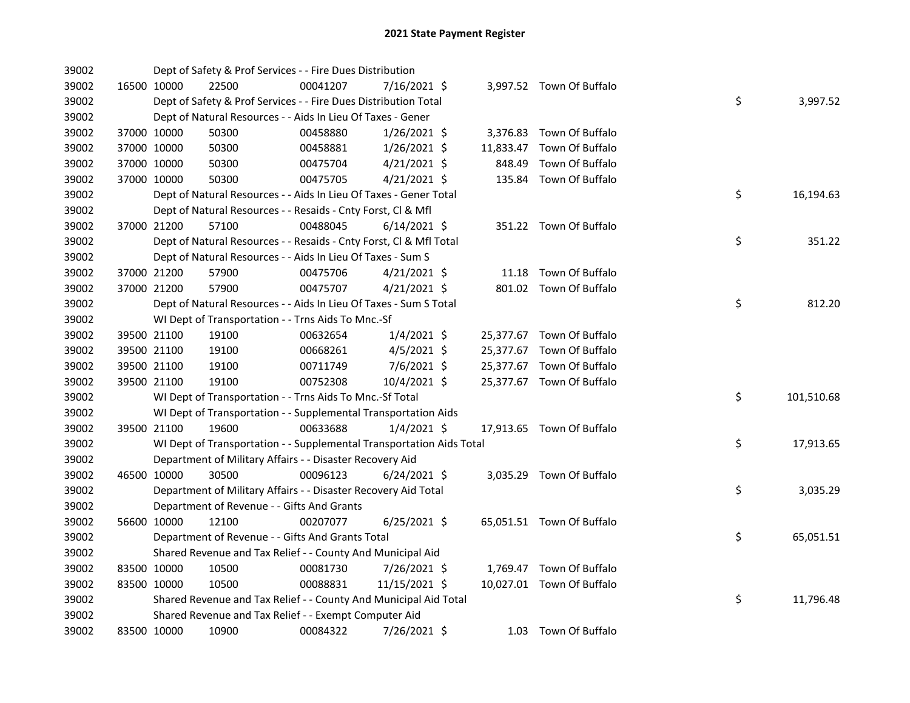# 2021 State Payment Register

| | | | | | | | | |
|---|---|---|---|---|---|---|---|---|
| 39002 | | | Dept of Safety & Prof Services - - Fire Dues Distribution | | | | | |
| 39002 | 16500 | 10000 | 22500 | 00041207 | 7/16/2021 $ | 3,997.52 | Town Of Buffalo | |
| 39002 | | | Dept of Safety & Prof Services - - Fire Dues Distribution Total | | | | | $ 3,997.52 |
| 39002 | | | Dept of Natural Resources - - Aids In Lieu Of Taxes - Gener | | | | | |
| 39002 | 37000 | 10000 | 50300 | 00458880 | 1/26/2021 $ | 3,376.83 | Town Of Buffalo | |
| 39002 | 37000 | 10000 | 50300 | 00458881 | 1/26/2021 $ | 11,833.47 | Town Of Buffalo | |
| 39002 | 37000 | 10000 | 50300 | 00475704 | 4/21/2021 $ | 848.49 | Town Of Buffalo | |
| 39002 | 37000 | 10000 | 50300 | 00475705 | 4/21/2021 $ | 135.84 | Town Of Buffalo | |
| 39002 | | | Dept of Natural Resources - - Aids In Lieu Of Taxes - Gener Total | | | | | $ 16,194.63 |
| 39002 | | | Dept of Natural Resources - - Resaids - Cnty Forst, Cl & Mfl | | | | | |
| 39002 | 37000 | 21200 | 57100 | 00488045 | 6/14/2021 $ | 351.22 | Town Of Buffalo | |
| 39002 | | | Dept of Natural Resources - - Resaids - Cnty Forst, Cl & Mfl Total | | | | | $ 351.22 |
| 39002 | | | Dept of Natural Resources - - Aids In Lieu Of Taxes - Sum S | | | | | |
| 39002 | 37000 | 21200 | 57900 | 00475706 | 4/21/2021 $ | 11.18 | Town Of Buffalo | |
| 39002 | 37000 | 21200 | 57900 | 00475707 | 4/21/2021 $ | 801.02 | Town Of Buffalo | |
| 39002 | | | Dept of Natural Resources - - Aids In Lieu Of Taxes - Sum S Total | | | | | $ 812.20 |
| 39002 | | | WI Dept of Transportation - - Trns Aids To Mnc.-Sf | | | | | |
| 39002 | 39500 | 21100 | 19100 | 00632654 | 1/4/2021 $ | 25,377.67 | Town Of Buffalo | |
| 39002 | 39500 | 21100 | 19100 | 00668261 | 4/5/2021 $ | 25,377.67 | Town Of Buffalo | |
| 39002 | 39500 | 21100 | 19100 | 00711749 | 7/6/2021 $ | 25,377.67 | Town Of Buffalo | |
| 39002 | 39500 | 21100 | 19100 | 00752308 | 10/4/2021 $ | 25,377.67 | Town Of Buffalo | |
| 39002 | | | WI Dept of Transportation - - Trns Aids To Mnc.-Sf Total | | | | | $ 101,510.68 |
| 39002 | | | WI Dept of Transportation - - Supplemental Transportation Aids | | | | | |
| 39002 | 39500 | 21100 | 19600 | 00633688 | 1/4/2021 $ | 17,913.65 | Town Of Buffalo | |
| 39002 | | | WI Dept of Transportation - - Supplemental Transportation Aids Total | | | | | $ 17,913.65 |
| 39002 | | | Department of Military Affairs - - Disaster Recovery Aid | | | | | |
| 39002 | 46500 | 10000 | 30500 | 00096123 | 6/24/2021 $ | 3,035.29 | Town Of Buffalo | |
| 39002 | | | Department of Military Affairs - - Disaster Recovery Aid Total | | | | | $ 3,035.29 |
| 39002 | | | Department of Revenue - - Gifts And Grants | | | | | |
| 39002 | 56600 | 10000 | 12100 | 00207077 | 6/25/2021 $ | 65,051.51 | Town Of Buffalo | |
| 39002 | | | Department of Revenue - - Gifts And Grants Total | | | | | $ 65,051.51 |
| 39002 | | | Shared Revenue and Tax Relief - - County And Municipal Aid | | | | | |
| 39002 | 83500 | 10000 | 10500 | 00081730 | 7/26/2021 $ | 1,769.47 | Town Of Buffalo | |
| 39002 | 83500 | 10000 | 10500 | 00088831 | 11/15/2021 $ | 10,027.01 | Town Of Buffalo | |
| 39002 | | | Shared Revenue and Tax Relief - - County And Municipal Aid Total | | | | | $ 11,796.48 |
| 39002 | | | Shared Revenue and Tax Relief - - Exempt Computer Aid | | | | | |
| 39002 | 83500 | 10000 | 10900 | 00084322 | 7/26/2021 $ | 1.03 | Town Of Buffalo | |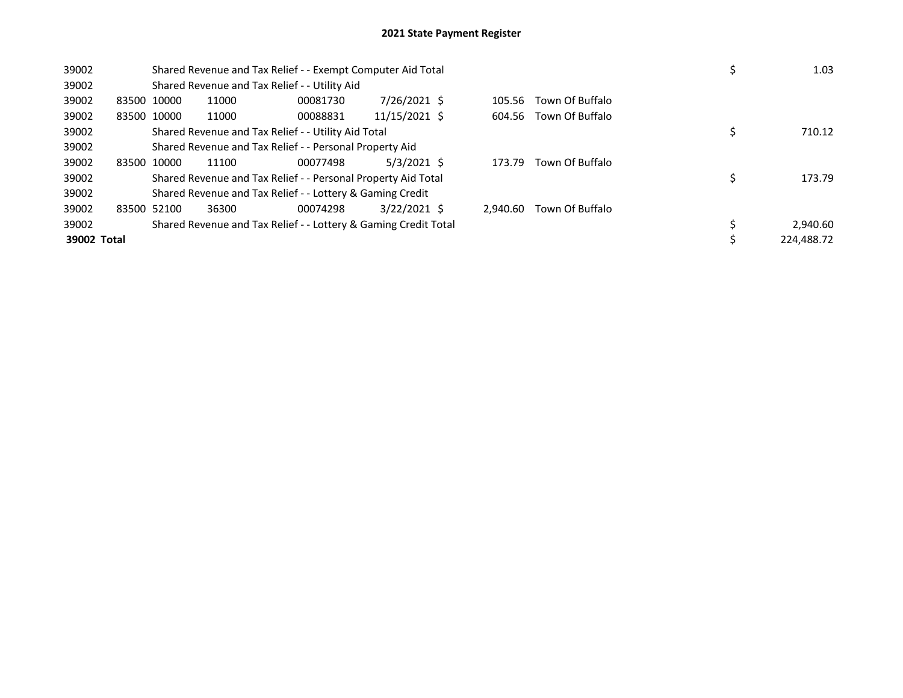# 2021 State Payment Register

| | | | | | | | | | | |
|---|---|---|---|---|---|---|---|---|---|---|
| 39002 | | Shared Revenue and Tax Relief - - Exempt Computer Aid Total | | | | | | | $ | 1.03 |
| 39002 | | Shared Revenue and Tax Relief - - Utility Aid | | | | | | | | |
| 39002 | 83500 | 10000 | 11000 | 00081730 | 7/26/2021 | $ | 105.56 | Town Of Buffalo | | |
| 39002 | 83500 | 10000 | 11000 | 00088831 | 11/15/2021 | $ | 604.56 | Town Of Buffalo | | |
| 39002 | | Shared Revenue and Tax Relief - - Utility Aid Total | | | | | | | $ | 710.12 |
| 39002 | | Shared Revenue and Tax Relief - - Personal Property Aid | | | | | | | | |
| 39002 | 83500 | 10000 | 11100 | 00077498 | 5/3/2021 | $ | 173.79 | Town Of Buffalo | | |
| 39002 | | Shared Revenue and Tax Relief - - Personal Property Aid Total | | | | | | | $ | 173.79 |
| 39002 | | Shared Revenue and Tax Relief - - Lottery & Gaming Credit | | | | | | | | |
| 39002 | 83500 | 52100 | 36300 | 00074298 | 3/22/2021 | $ | 2,940.60 | Town Of Buffalo | | |
| 39002 | | Shared Revenue and Tax Relief - - Lottery & Gaming Credit Total | | | | | | | $ | 2,940.60 |
| **39002 Total** | | | | | | | | | $ | 224,488.72 |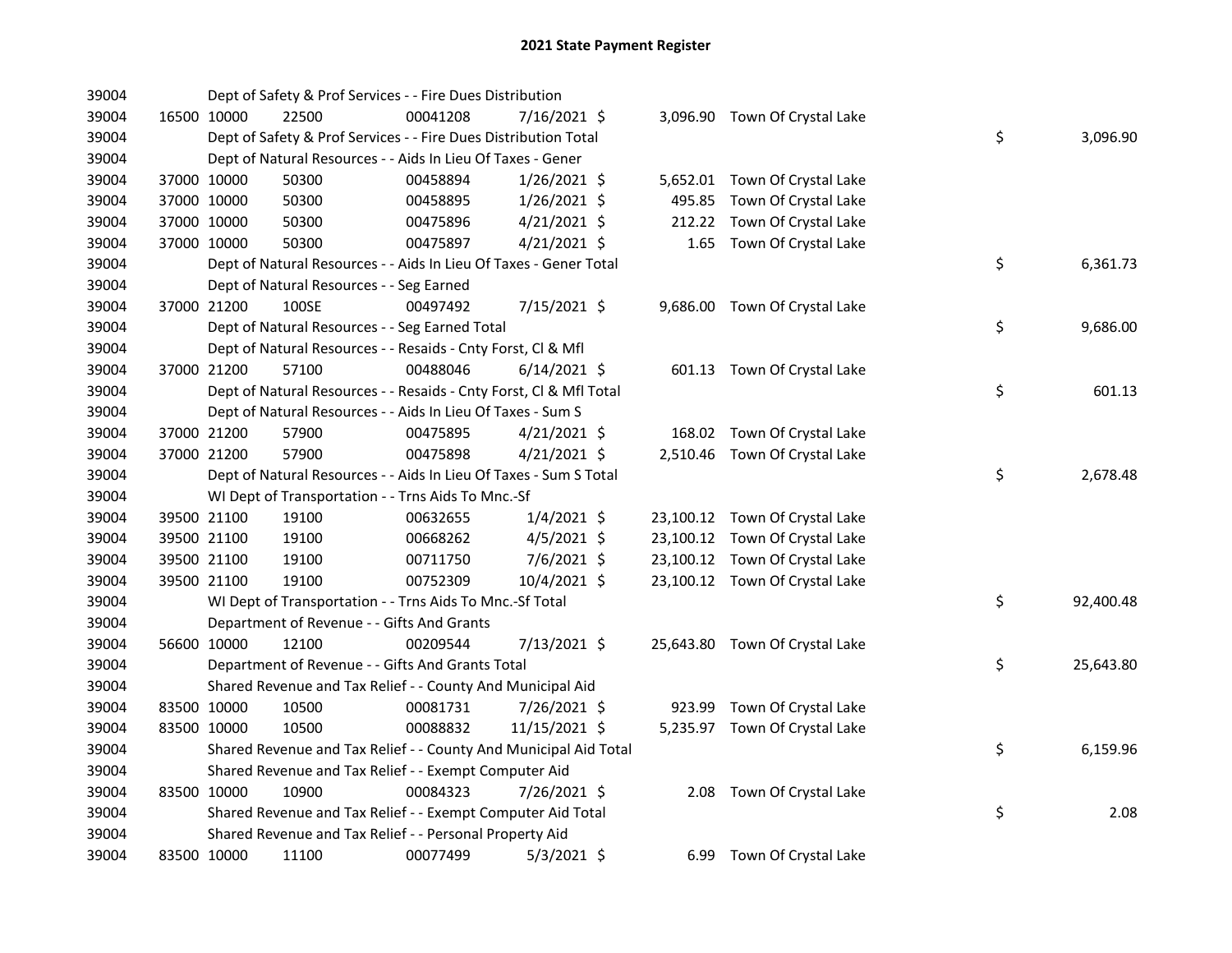# 2021 State Payment Register

| | | | | | | | | | |
|---|---|---|---|---|---|---|---|---|---|
| 39004 | | Dept of Safety & Prof Services - - Fire Dues Distribution | | | | | | | |
| 39004 | 16500 | 10000 | 22500 | 00041208 | 7/16/2021 | $ | 3,096.90 | Town Of Crystal Lake | |
| 39004 | | Dept of Safety & Prof Services - - Fire Dues Distribution Total | | | | | | | $ 3,096.90 |
| 39004 | | Dept of Natural Resources - - Aids In Lieu Of Taxes - Gener | | | | | | | |
| 39004 | 37000 | 10000 | 50300 | 00458894 | 1/26/2021 | $ | 5,652.01 | Town Of Crystal Lake | |
| 39004 | 37000 | 10000 | 50300 | 00458895 | 1/26/2021 | $ | 495.85 | Town Of Crystal Lake | |
| 39004 | 37000 | 10000 | 50300 | 00475896 | 4/21/2021 | $ | 212.22 | Town Of Crystal Lake | |
| 39004 | 37000 | 10000 | 50300 | 00475897 | 4/21/2021 | $ | 1.65 | Town Of Crystal Lake | |
| 39004 | | Dept of Natural Resources - - Aids In Lieu Of Taxes - Gener Total | | | | | | | $ 6,361.73 |
| 39004 | | Dept of Natural Resources - - Seg Earned | | | | | | | |
| 39004 | 37000 | 21200 | 100SE | 00497492 | 7/15/2021 | $ | 9,686.00 | Town Of Crystal Lake | |
| 39004 | | Dept of Natural Resources - - Seg Earned Total | | | | | | | $ 9,686.00 |
| 39004 | | Dept of Natural Resources - - Resaids - Cnty Forst, Cl & Mfl | | | | | | | |
| 39004 | 37000 | 21200 | 57100 | 00488046 | 6/14/2021 | $ | 601.13 | Town Of Crystal Lake | |
| 39004 | | Dept of Natural Resources - - Resaids - Cnty Forst, Cl & Mfl Total | | | | | | | $ 601.13 |
| 39004 | | Dept of Natural Resources - - Aids In Lieu Of Taxes - Sum S | | | | | | | |
| 39004 | 37000 | 21200 | 57900 | 00475895 | 4/21/2021 | $ | 168.02 | Town Of Crystal Lake | |
| 39004 | 37000 | 21200 | 57900 | 00475898 | 4/21/2021 | $ | 2,510.46 | Town Of Crystal Lake | |
| 39004 | | Dept of Natural Resources - - Aids In Lieu Of Taxes - Sum S Total | | | | | | | $ 2,678.48 |
| 39004 | | WI Dept of Transportation - - Trns Aids To Mnc.-Sf | | | | | | | |
| 39004 | 39500 | 21100 | 19100 | 00632655 | 1/4/2021 | $ | 23,100.12 | Town Of Crystal Lake | |
| 39004 | 39500 | 21100 | 19100 | 00668262 | 4/5/2021 | $ | 23,100.12 | Town Of Crystal Lake | |
| 39004 | 39500 | 21100 | 19100 | 00711750 | 7/6/2021 | $ | 23,100.12 | Town Of Crystal Lake | |
| 39004 | 39500 | 21100 | 19100 | 00752309 | 10/4/2021 | $ | 23,100.12 | Town Of Crystal Lake | |
| 39004 | | WI Dept of Transportation - - Trns Aids To Mnc.-Sf Total | | | | | | | $ 92,400.48 |
| 39004 | | Department of Revenue - - Gifts And Grants | | | | | | | |
| 39004 | 56600 | 10000 | 12100 | 00209544 | 7/13/2021 | $ | 25,643.80 | Town Of Crystal Lake | |
| 39004 | | Department of Revenue - - Gifts And Grants Total | | | | | | | $ 25,643.80 |
| 39004 | | Shared Revenue and Tax Relief - - County And Municipal Aid | | | | | | | |
| 39004 | 83500 | 10000 | 10500 | 00081731 | 7/26/2021 | $ | 923.99 | Town Of Crystal Lake | |
| 39004 | 83500 | 10000 | 10500 | 00088832 | 11/15/2021 | $ | 5,235.97 | Town Of Crystal Lake | |
| 39004 | | Shared Revenue and Tax Relief - - County And Municipal Aid Total | | | | | | | $ 6,159.96 |
| 39004 | | Shared Revenue and Tax Relief - - Exempt Computer Aid | | | | | | | |
| 39004 | 83500 | 10000 | 10900 | 00084323 | 7/26/2021 | $ | 2.08 | Town Of Crystal Lake | |
| 39004 | | Shared Revenue and Tax Relief - - Exempt Computer Aid Total | | | | | | | $ 2.08 |
| 39004 | | Shared Revenue and Tax Relief - - Personal Property Aid | | | | | | | |
| 39004 | 83500 | 10000 | 11100 | 00077499 | 5/3/2021 | $ | 6.99 | Town Of Crystal Lake | |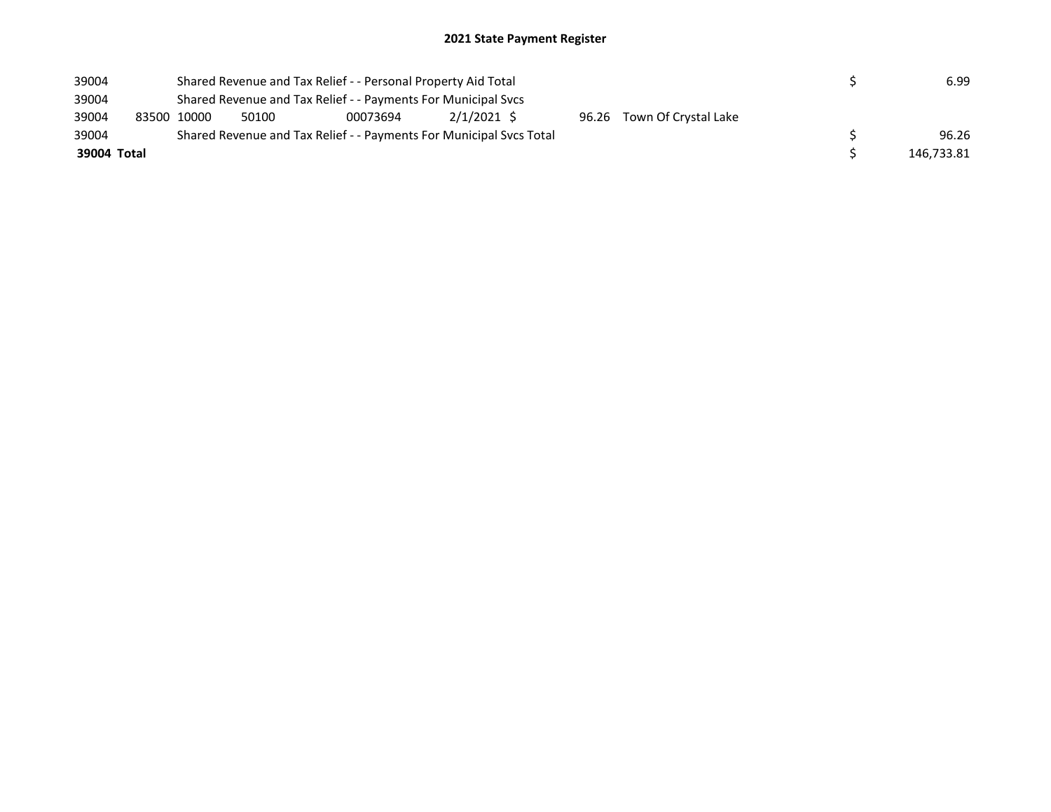# 2021 State Payment Register

| | | | | | | | | | |
|---|---|---|---|---|---|---|---|---|---|
| 39004 | | Shared Revenue and Tax Relief - - Personal Property Aid Total | | | | | | $ | 6.99 |
| 39004 | | Shared Revenue and Tax Relief - - Payments For Municipal Svcs | | | | | | | |
| 39004 | 83500 | 10000 | 50100 | 00073694 | 2/1/2021 | $ 96.26 | Town Of Crystal Lake | | |
| 39004 | | Shared Revenue and Tax Relief - - Payments For Municipal Svcs Total | | | | | | $ | 96.26 |
| **39004 Total** | | | | | | | | $ | 146,733.81 |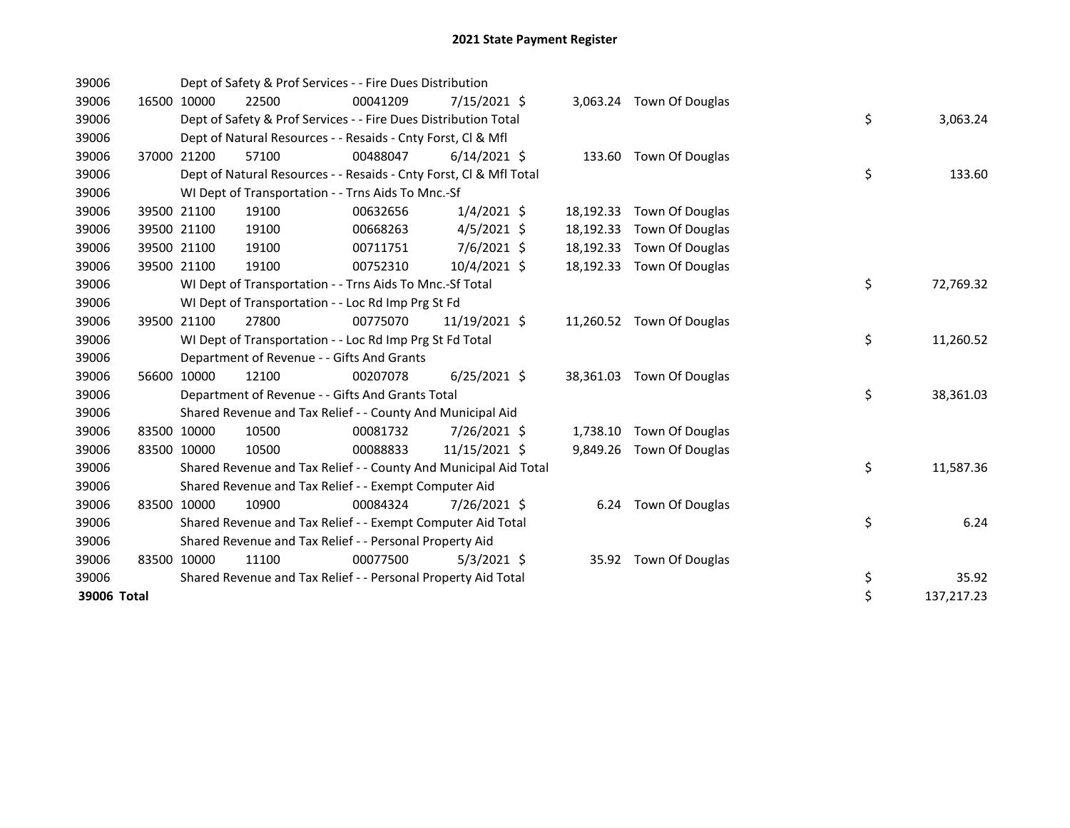# 2021 State Payment Register

| | | | | | | | | | |
|---|---|---|---|---|---|---|---|---|---|
| 39006 | | | Dept of Safety & Prof Services - - Fire Dues Distribution | | | | | | |
| 39006 | 16500 | 10000 | 22500 | 00041209 | 7/15/2021 | $ 3,063.24 | Town Of Douglas | | |
| 39006 | | | Dept of Safety & Prof Services - - Fire Dues Distribution Total | | | | | $ | 3,063.24 |
| 39006 | | | Dept of Natural Resources - - Resaids - Cnty Forst, Cl & Mfl | | | | | | |
| 39006 | 37000 | 21200 | 57100 | 00488047 | 6/14/2021 | $ 133.60 | Town Of Douglas | | |
| 39006 | | | Dept of Natural Resources - - Resaids - Cnty Forst, Cl & Mfl Total | | | | | $ | 133.60 |
| 39006 | | | WI Dept of Transportation - - Trns Aids To Mnc.-Sf | | | | | | |
| 39006 | 39500 | 21100 | 19100 | 00632656 | 1/4/2021 | $ 18,192.33 | Town Of Douglas | | |
| 39006 | 39500 | 21100 | 19100 | 00668263 | 4/5/2021 | $ 18,192.33 | Town Of Douglas | | |
| 39006 | 39500 | 21100 | 19100 | 00711751 | 7/6/2021 | $ 18,192.33 | Town Of Douglas | | |
| 39006 | 39500 | 21100 | 19100 | 00752310 | 10/4/2021 | $ 18,192.33 | Town Of Douglas | | |
| 39006 | | | WI Dept of Transportation - - Trns Aids To Mnc.-Sf Total | | | | | $ | 72,769.32 |
| 39006 | | | WI Dept of Transportation - - Loc Rd Imp Prg St Fd | | | | | | |
| 39006 | 39500 | 21100 | 27800 | 00775070 | 11/19/2021 | $ 11,260.52 | Town Of Douglas | | |
| 39006 | | | WI Dept of Transportation - - Loc Rd Imp Prg St Fd Total | | | | | $ | 11,260.52 |
| 39006 | | | Department of Revenue - - Gifts And Grants | | | | | | |
| 39006 | 56600 | 10000 | 12100 | 00207078 | 6/25/2021 | $ 38,361.03 | Town Of Douglas | | |
| 39006 | | | Department of Revenue - - Gifts And Grants Total | | | | | $ | 38,361.03 |
| 39006 | | | Shared Revenue and Tax Relief - - County And Municipal Aid | | | | | | |
| 39006 | 83500 | 10000 | 10500 | 00081732 | 7/26/2021 | $ 1,738.10 | Town Of Douglas | | |
| 39006 | 83500 | 10000 | 10500 | 00088833 | 11/15/2021 | $ 9,849.26 | Town Of Douglas | | |
| 39006 | | | Shared Revenue and Tax Relief - - County And Municipal Aid Total | | | | | $ | 11,587.36 |
| 39006 | | | Shared Revenue and Tax Relief - - Exempt Computer Aid | | | | | | |
| 39006 | 83500 | 10000 | 10900 | 00084324 | 7/26/2021 | $ 6.24 | Town Of Douglas | | |
| 39006 | | | Shared Revenue and Tax Relief - - Exempt Computer Aid Total | | | | | $ | 6.24 |
| 39006 | | | Shared Revenue and Tax Relief - - Personal Property Aid | | | | | | |
| 39006 | 83500 | 10000 | 11100 | 00077500 | 5/3/2021 | $ 35.92 | Town Of Douglas | | |
| 39006 | | | Shared Revenue and Tax Relief - - Personal Property Aid Total | | | | | $ | 35.92 |
| **39006 Total** | | | | | | | | $ | 137,217.23 |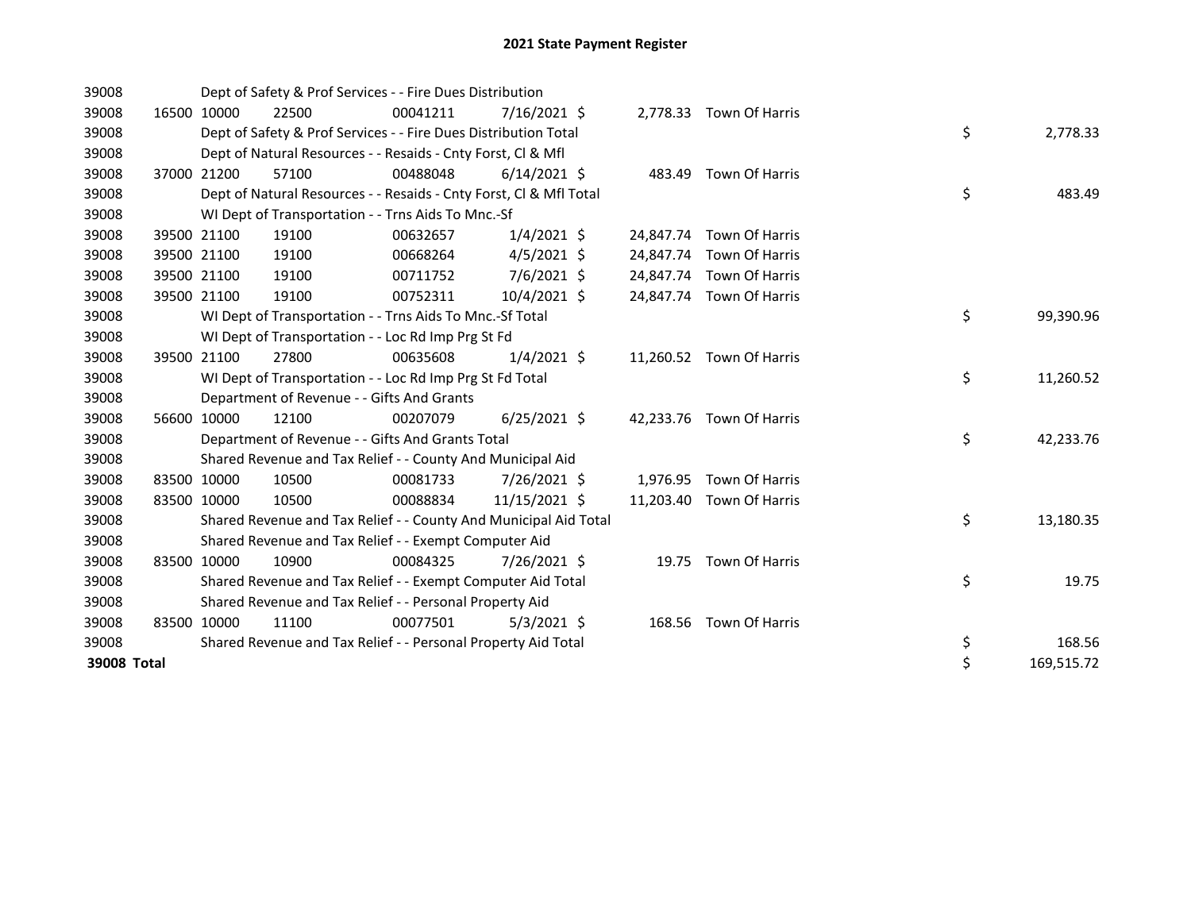# 2021 State Payment Register

| | | | | | | | | | |
|---|---|---|---|---|---|---|---|---|---|
| 39008 | | Dept of Safety & Prof Services - - Fire Dues Distribution | | | | | | | |
| 39008 | 16500 | 10000 | 22500 | 00041211 | 7/16/2021 | $ 2,778.33 | Town Of Harris | | |
| 39008 | | Dept of Safety & Prof Services - - Fire Dues Distribution Total | | | | | | $ | 2,778.33 |
| 39008 | | Dept of Natural Resources - - Resaids - Cnty Forst, Cl & Mfl | | | | | | | |
| 39008 | 37000 | 21200 | 57100 | 00488048 | 6/14/2021 | $ 483.49 | Town Of Harris | | |
| 39008 | | Dept of Natural Resources - - Resaids - Cnty Forst, Cl & Mfl Total | | | | | | $ | 483.49 |
| 39008 | | WI Dept of Transportation - - Trns Aids To Mnc.-Sf | | | | | | | |
| 39008 | 39500 | 21100 | 19100 | 00632657 | 1/4/2021 | $ 24,847.74 | Town Of Harris | | |
| 39008 | 39500 | 21100 | 19100 | 00668264 | 4/5/2021 | $ 24,847.74 | Town Of Harris | | |
| 39008 | 39500 | 21100 | 19100 | 00711752 | 7/6/2021 | $ 24,847.74 | Town Of Harris | | |
| 39008 | 39500 | 21100 | 19100 | 00752311 | 10/4/2021 | $ 24,847.74 | Town Of Harris | | |
| 39008 | | WI Dept of Transportation - - Trns Aids To Mnc.-Sf Total | | | | | | $ | 99,390.96 |
| 39008 | | WI Dept of Transportation - - Loc Rd Imp Prg St Fd | | | | | | | |
| 39008 | 39500 | 21100 | 27800 | 00635608 | 1/4/2021 | $ 11,260.52 | Town Of Harris | | |
| 39008 | | WI Dept of Transportation - - Loc Rd Imp Prg St Fd Total | | | | | | $ | 11,260.52 |
| 39008 | | Department of Revenue - - Gifts And Grants | | | | | | | |
| 39008 | 56600 | 10000 | 12100 | 00207079 | 6/25/2021 | $ 42,233.76 | Town Of Harris | | |
| 39008 | | Department of Revenue - - Gifts And Grants Total | | | | | | $ | 42,233.76 |
| 39008 | | Shared Revenue and Tax Relief - - County And Municipal Aid | | | | | | | |
| 39008 | 83500 | 10000 | 10500 | 00081733 | 7/26/2021 | $ 1,976.95 | Town Of Harris | | |
| 39008 | 83500 | 10000 | 10500 | 00088834 | 11/15/2021 | $ 11,203.40 | Town Of Harris | | |
| 39008 | | Shared Revenue and Tax Relief - - County And Municipal Aid Total | | | | | | $ | 13,180.35 |
| 39008 | | Shared Revenue and Tax Relief - - Exempt Computer Aid | | | | | | | |
| 39008 | 83500 | 10000 | 10900 | 00084325 | 7/26/2021 | $ 19.75 | Town Of Harris | | |
| 39008 | | Shared Revenue and Tax Relief - - Exempt Computer Aid Total | | | | | | $ | 19.75 |
| 39008 | | Shared Revenue and Tax Relief - - Personal Property Aid | | | | | | | |
| 39008 | 83500 | 10000 | 11100 | 00077501 | 5/3/2021 | $ 168.56 | Town Of Harris | | |
| 39008 | | Shared Revenue and Tax Relief - - Personal Property Aid Total | | | | | | $ | 168.56 |
| **39008 Total** | | | | | | | | $ | 169,515.72 |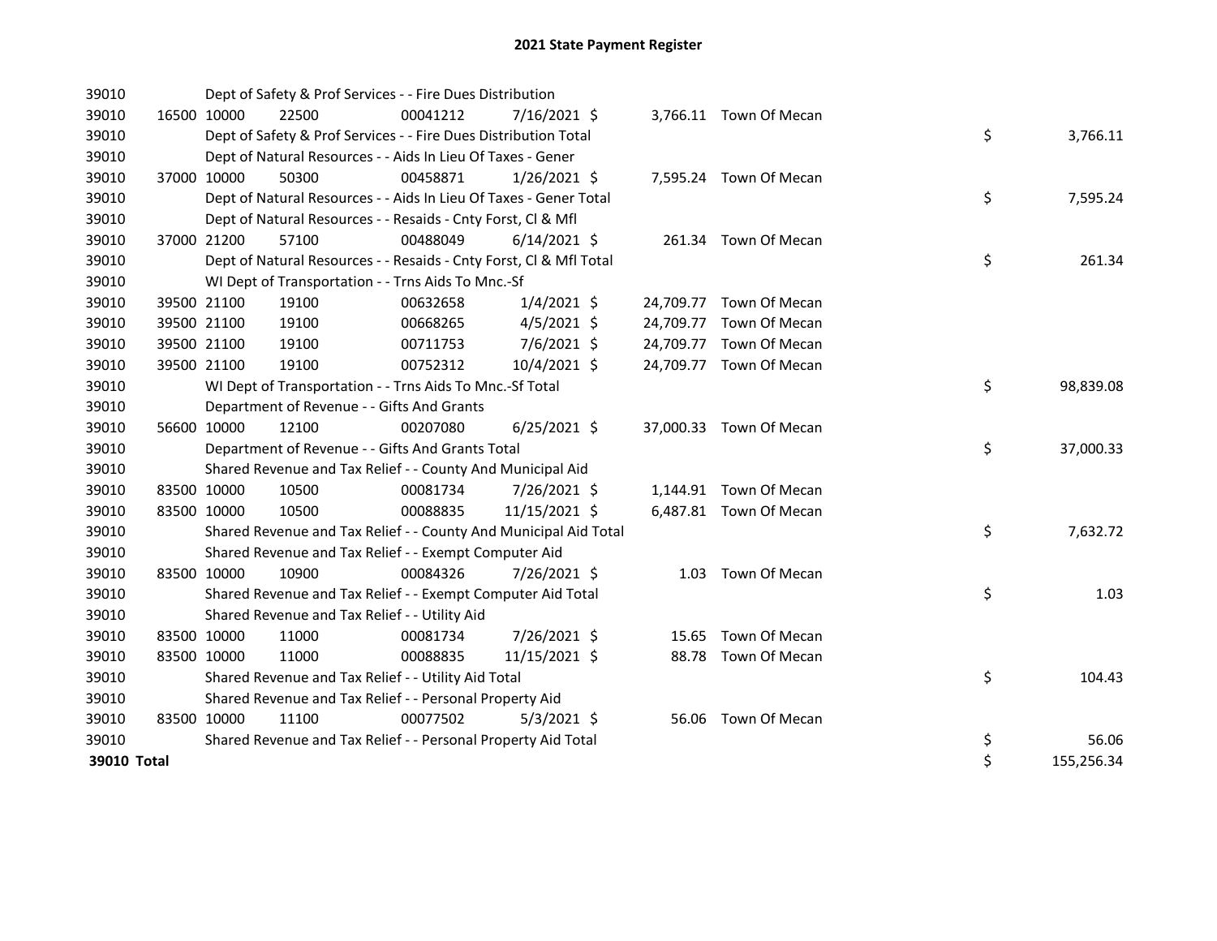# 2021 State Payment Register

| | | | | | | | | | |
|---|---|---|---|---|---|---|---|---|---|
| 39010 | | Dept of Safety & Prof Services - - Fire Dues Distribution | | | | | | | |
| 39010 | 16500 | 10000 | 22500 | 00041212 | 7/16/2021 | $ 3,766.11 | Town Of Mecan | | |
| 39010 | | Dept of Safety & Prof Services - - Fire Dues Distribution Total | | | | | | $ | 3,766.11 |
| 39010 | | Dept of Natural Resources - - Aids In Lieu Of Taxes - Gener | | | | | | | |
| 39010 | 37000 | 10000 | 50300 | 00458871 | 1/26/2021 | $ 7,595.24 | Town Of Mecan | | |
| 39010 | | Dept of Natural Resources - - Aids In Lieu Of Taxes - Gener Total | | | | | | $ | 7,595.24 |
| 39010 | | Dept of Natural Resources - - Resaids - Cnty Forst, Cl & Mfl | | | | | | | |
| 39010 | 37000 | 21200 | 57100 | 00488049 | 6/14/2021 | $ 261.34 | Town Of Mecan | | |
| 39010 | | Dept of Natural Resources - - Resaids - Cnty Forst, Cl & Mfl Total | | | | | | $ | 261.34 |
| 39010 | | WI Dept of Transportation - - Trns Aids To Mnc.-Sf | | | | | | | |
| 39010 | 39500 | 21100 | 19100 | 00632658 | 1/4/2021 | $ 24,709.77 | Town Of Mecan | | |
| 39010 | 39500 | 21100 | 19100 | 00668265 | 4/5/2021 | $ 24,709.77 | Town Of Mecan | | |
| 39010 | 39500 | 21100 | 19100 | 00711753 | 7/6/2021 | $ 24,709.77 | Town Of Mecan | | |
| 39010 | 39500 | 21100 | 19100 | 00752312 | 10/4/2021 | $ 24,709.77 | Town Of Mecan | | |
| 39010 | | WI Dept of Transportation - - Trns Aids To Mnc.-Sf Total | | | | | | $ | 98,839.08 |
| 39010 | | Department of Revenue - - Gifts And Grants | | | | | | | |
| 39010 | 56600 | 10000 | 12100 | 00207080 | 6/25/2021 | $ 37,000.33 | Town Of Mecan | | |
| 39010 | | Department of Revenue - - Gifts And Grants Total | | | | | | $ | 37,000.33 |
| 39010 | | Shared Revenue and Tax Relief - - County And Municipal Aid | | | | | | | |
| 39010 | 83500 | 10000 | 10500 | 00081734 | 7/26/2021 | $ 1,144.91 | Town Of Mecan | | |
| 39010 | 83500 | 10000 | 10500 | 00088835 | 11/15/2021 | $ 6,487.81 | Town Of Mecan | | |
| 39010 | | Shared Revenue and Tax Relief - - County And Municipal Aid Total | | | | | | $ | 7,632.72 |
| 39010 | | Shared Revenue and Tax Relief - - Exempt Computer Aid | | | | | | | |
| 39010 | 83500 | 10000 | 10900 | 00084326 | 7/26/2021 | $ 1.03 | Town Of Mecan | | |
| 39010 | | Shared Revenue and Tax Relief - - Exempt Computer Aid Total | | | | | | $ | 1.03 |
| 39010 | | Shared Revenue and Tax Relief - - Utility Aid | | | | | | | |
| 39010 | 83500 | 10000 | 11000 | 00081734 | 7/26/2021 | $ 15.65 | Town Of Mecan | | |
| 39010 | 83500 | 10000 | 11000 | 00088835 | 11/15/2021 | $ 88.78 | Town Of Mecan | | |
| 39010 | | Shared Revenue and Tax Relief - - Utility Aid Total | | | | | | $ | 104.43 |
| 39010 | | Shared Revenue and Tax Relief - - Personal Property Aid | | | | | | | |
| 39010 | 83500 | 10000 | 11100 | 00077502 | 5/3/2021 | $ 56.06 | Town Of Mecan | | |
| 39010 | | Shared Revenue and Tax Relief - - Personal Property Aid Total | | | | | | $ | 56.06 |
| **39010 Total** | | | | | | | | $ | 155,256.34 |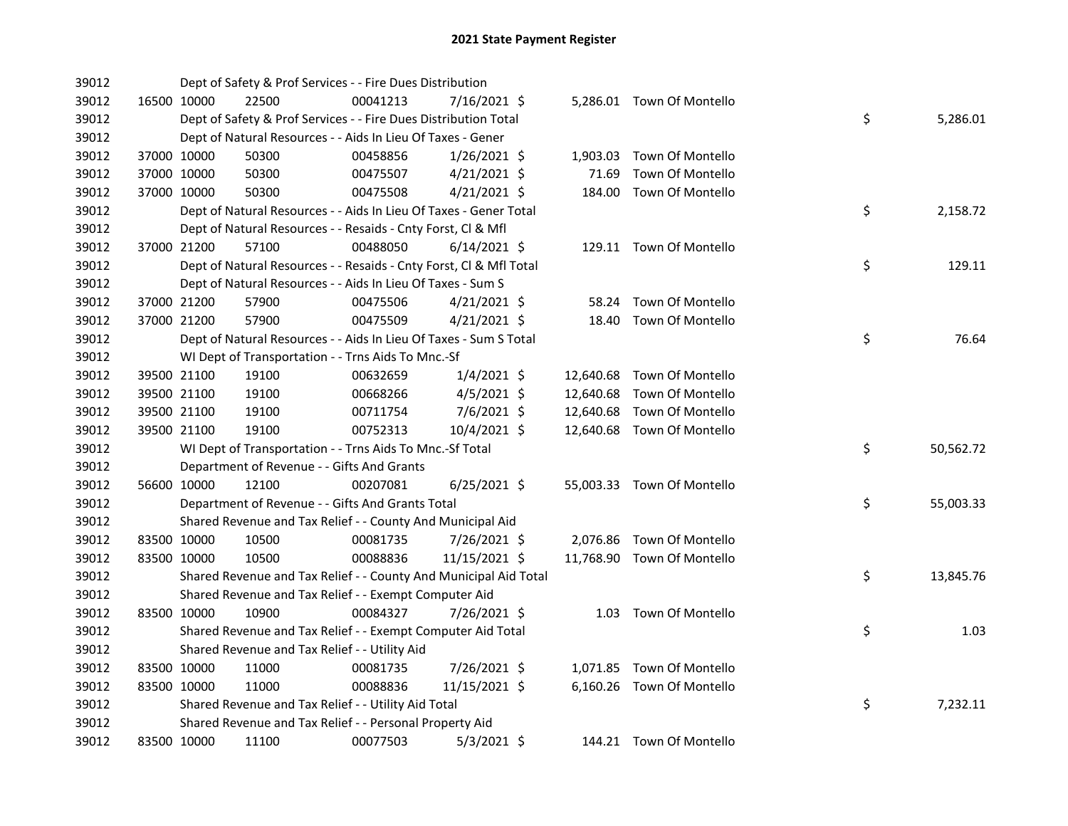# 2021 State Payment Register

| | | | | | | | | | |
|---|---|---|---|---|---|---|---|---|---|
| 39012 | | | Dept of Safety & Prof Services - - Fire Dues Distribution | | | | | | |
| 39012 | 16500 | 10000 | 22500 | 00041213 | 7/16/2021 | $ 5,286.01 | Town Of Montello | | |
| 39012 | | | Dept of Safety & Prof Services - - Fire Dues Distribution Total | | | | | $ | 5,286.01 |
| 39012 | | | Dept of Natural Resources - - Aids In Lieu Of Taxes - Gener | | | | | | |
| 39012 | 37000 | 10000 | 50300 | 00458856 | 1/26/2021 | $ 1,903.03 | Town Of Montello | | |
| 39012 | 37000 | 10000 | 50300 | 00475507 | 4/21/2021 | $ 71.69 | Town Of Montello | | |
| 39012 | 37000 | 10000 | 50300 | 00475508 | 4/21/2021 | $ 184.00 | Town Of Montello | | |
| 39012 | | | Dept of Natural Resources - - Aids In Lieu Of Taxes - Gener Total | | | | | $ | 2,158.72 |
| 39012 | | | Dept of Natural Resources - - Resaids - Cnty Forst, Cl & Mfl | | | | | | |
| 39012 | 37000 | 21200 | 57100 | 00488050 | 6/14/2021 | $ 129.11 | Town Of Montello | | |
| 39012 | | | Dept of Natural Resources - - Resaids - Cnty Forst, Cl & Mfl Total | | | | | $ | 129.11 |
| 39012 | | | Dept of Natural Resources - - Aids In Lieu Of Taxes - Sum S | | | | | | |
| 39012 | 37000 | 21200 | 57900 | 00475506 | 4/21/2021 | $ 58.24 | Town Of Montello | | |
| 39012 | 37000 | 21200 | 57900 | 00475509 | 4/21/2021 | $ 18.40 | Town Of Montello | | |
| 39012 | | | Dept of Natural Resources - - Aids In Lieu Of Taxes - Sum S Total | | | | | $ | 76.64 |
| 39012 | | | WI Dept of Transportation - - Trns Aids To Mnc.-Sf | | | | | | |
| 39012 | 39500 | 21100 | 19100 | 00632659 | 1/4/2021 | $ 12,640.68 | Town Of Montello | | |
| 39012 | 39500 | 21100 | 19100 | 00668266 | 4/5/2021 | $ 12,640.68 | Town Of Montello | | |
| 39012 | 39500 | 21100 | 19100 | 00711754 | 7/6/2021 | $ 12,640.68 | Town Of Montello | | |
| 39012 | 39500 | 21100 | 19100 | 00752313 | 10/4/2021 | $ 12,640.68 | Town Of Montello | | |
| 39012 | | | WI Dept of Transportation - - Trns Aids To Mnc.-Sf Total | | | | | $ | 50,562.72 |
| 39012 | | | Department of Revenue - - Gifts And Grants | | | | | | |
| 39012 | 56600 | 10000 | 12100 | 00207081 | 6/25/2021 | $ 55,003.33 | Town Of Montello | | |
| 39012 | | | Department of Revenue - - Gifts And Grants Total | | | | | $ | 55,003.33 |
| 39012 | | | Shared Revenue and Tax Relief - - County And Municipal Aid | | | | | | |
| 39012 | 83500 | 10000 | 10500 | 00081735 | 7/26/2021 | $ 2,076.86 | Town Of Montello | | |
| 39012 | 83500 | 10000 | 10500 | 00088836 | 11/15/2021 | $ 11,768.90 | Town Of Montello | | |
| 39012 | | | Shared Revenue and Tax Relief - - County And Municipal Aid Total | | | | | $ | 13,845.76 |
| 39012 | | | Shared Revenue and Tax Relief - - Exempt Computer Aid | | | | | | |
| 39012 | 83500 | 10000 | 10900 | 00084327 | 7/26/2021 | $ 1.03 | Town Of Montello | | |
| 39012 | | | Shared Revenue and Tax Relief - - Exempt Computer Aid Total | | | | | $ | 1.03 |
| 39012 | | | Shared Revenue and Tax Relief - - Utility Aid | | | | | | |
| 39012 | 83500 | 10000 | 11000 | 00081735 | 7/26/2021 | $ 1,071.85 | Town Of Montello | | |
| 39012 | 83500 | 10000 | 11000 | 00088836 | 11/15/2021 | $ 6,160.26 | Town Of Montello | | |
| 39012 | | | Shared Revenue and Tax Relief - - Utility Aid Total | | | | | $ | 7,232.11 |
| 39012 | | | Shared Revenue and Tax Relief - - Personal Property Aid | | | | | | |
| 39012 | 83500 | 10000 | 11100 | 00077503 | 5/3/2021 | $ 144.21 | Town Of Montello | | |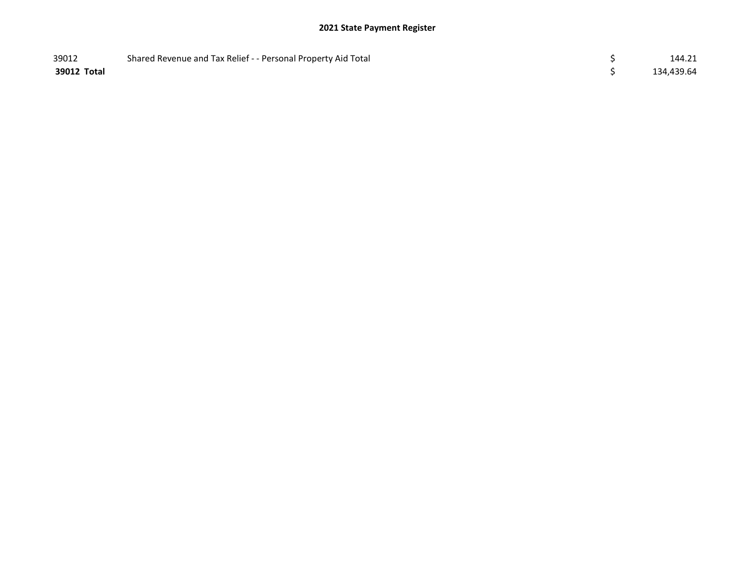**2021 State Payment Register**

| | | | |
|---|---|---|---|
| 39012 | Shared Revenue and Tax Relief - - Personal Property Aid Total | $ | 144.21 |
| **39012 Total** | | $ | 134,439.64 |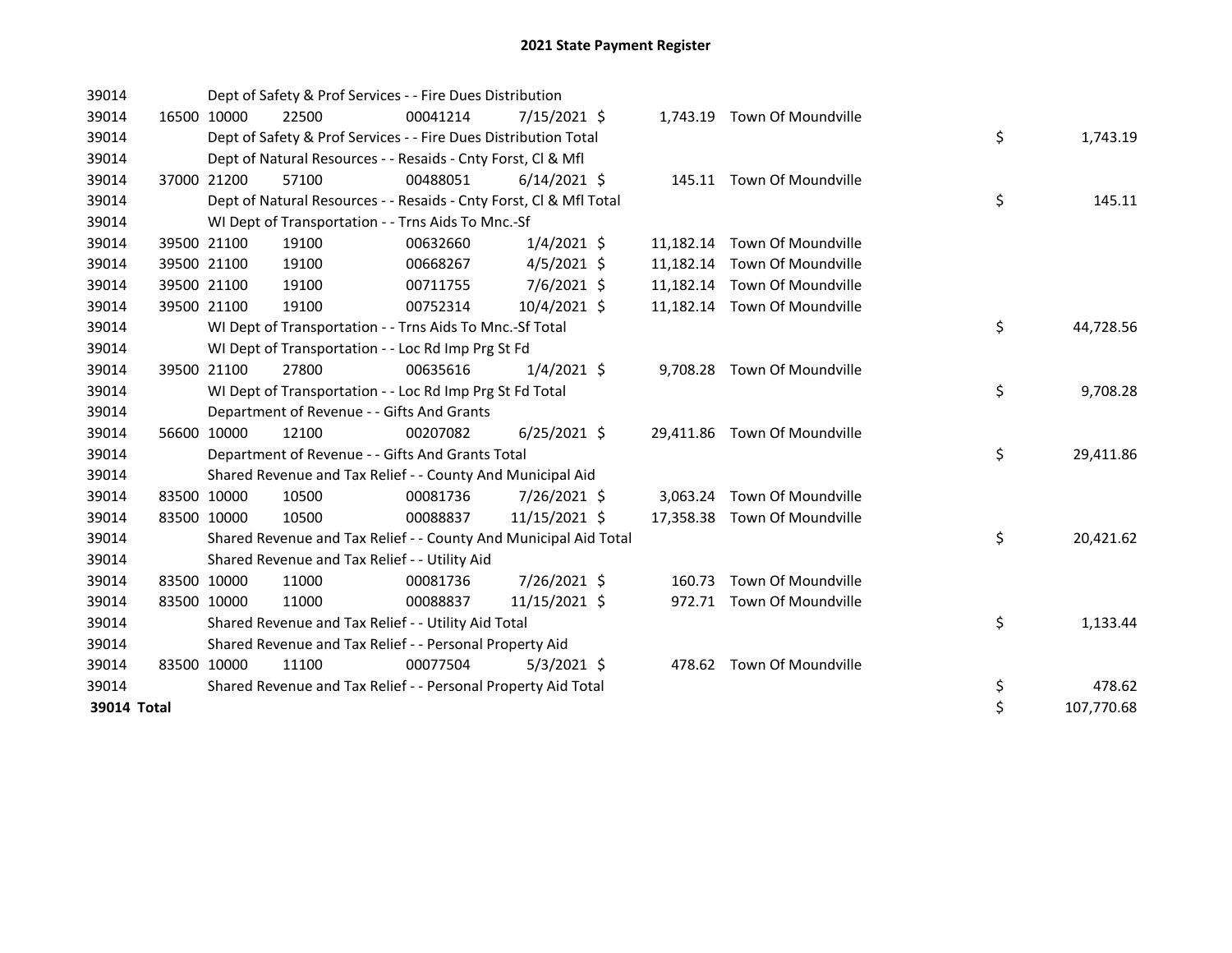# 2021 State Payment Register

| | | | | | | | | |
|---|---|---|---|---|---|---|---|---|
| 39014 | | | Dept of Safety & Prof Services - - Fire Dues Distribution | | | | | |
| 39014 | 16500 | 10000 | 22500 | 00041214 | 7/15/2021 | $ 1,743.19 | Town Of Moundville | |
| 39014 | | | Dept of Safety & Prof Services - - Fire Dues Distribution Total | | | | | $ 1,743.19 |
| 39014 | | | Dept of Natural Resources - - Resaids - Cnty Forst, Cl & Mfl | | | | | |
| 39014 | 37000 | 21200 | 57100 | 00488051 | 6/14/2021 | $ 145.11 | Town Of Moundville | |
| 39014 | | | Dept of Natural Resources - - Resaids - Cnty Forst, Cl & Mfl Total | | | | | $ 145.11 |
| 39014 | | | WI Dept of Transportation - - Trns Aids To Mnc.-Sf | | | | | |
| 39014 | 39500 | 21100 | 19100 | 00632660 | 1/4/2021 | $ 11,182.14 | Town Of Moundville | |
| 39014 | 39500 | 21100 | 19100 | 00668267 | 4/5/2021 | $ 11,182.14 | Town Of Moundville | |
| 39014 | 39500 | 21100 | 19100 | 00711755 | 7/6/2021 | $ 11,182.14 | Town Of Moundville | |
| 39014 | 39500 | 21100 | 19100 | 00752314 | 10/4/2021 | $ 11,182.14 | Town Of Moundville | |
| 39014 | | | WI Dept of Transportation - - Trns Aids To Mnc.-Sf Total | | | | | $ 44,728.56 |
| 39014 | | | WI Dept of Transportation - - Loc Rd Imp Prg St Fd | | | | | |
| 39014 | 39500 | 21100 | 27800 | 00635616 | 1/4/2021 | $ 9,708.28 | Town Of Moundville | |
| 39014 | | | WI Dept of Transportation - - Loc Rd Imp Prg St Fd Total | | | | | $ 9,708.28 |
| 39014 | | | Department of Revenue - - Gifts And Grants | | | | | |
| 39014 | 56600 | 10000 | 12100 | 00207082 | 6/25/2021 | $ 29,411.86 | Town Of Moundville | |
| 39014 | | | Department of Revenue - - Gifts And Grants Total | | | | | $ 29,411.86 |
| 39014 | | | Shared Revenue and Tax Relief - - County And Municipal Aid | | | | | |
| 39014 | 83500 | 10000 | 10500 | 00081736 | 7/26/2021 | $ 3,063.24 | Town Of Moundville | |
| 39014 | 83500 | 10000 | 10500 | 00088837 | 11/15/2021 | $ 17,358.38 | Town Of Moundville | |
| 39014 | | | Shared Revenue and Tax Relief - - County And Municipal Aid Total | | | | | $ 20,421.62 |
| 39014 | | | Shared Revenue and Tax Relief - - Utility Aid | | | | | |
| 39014 | 83500 | 10000 | 11000 | 00081736 | 7/26/2021 | $ 160.73 | Town Of Moundville | |
| 39014 | 83500 | 10000 | 11000 | 00088837 | 11/15/2021 | $ 972.71 | Town Of Moundville | |
| 39014 | | | Shared Revenue and Tax Relief - - Utility Aid Total | | | | | $ 1,133.44 |
| 39014 | | | Shared Revenue and Tax Relief - - Personal Property Aid | | | | | |
| 39014 | 83500 | 10000 | 11100 | 00077504 | 5/3/2021 | $ 478.62 | Town Of Moundville | |
| 39014 | | | Shared Revenue and Tax Relief - - Personal Property Aid Total | | | | | $ 478.62 |
| **39014 Total** | | | | | | | | $ 107,770.68 |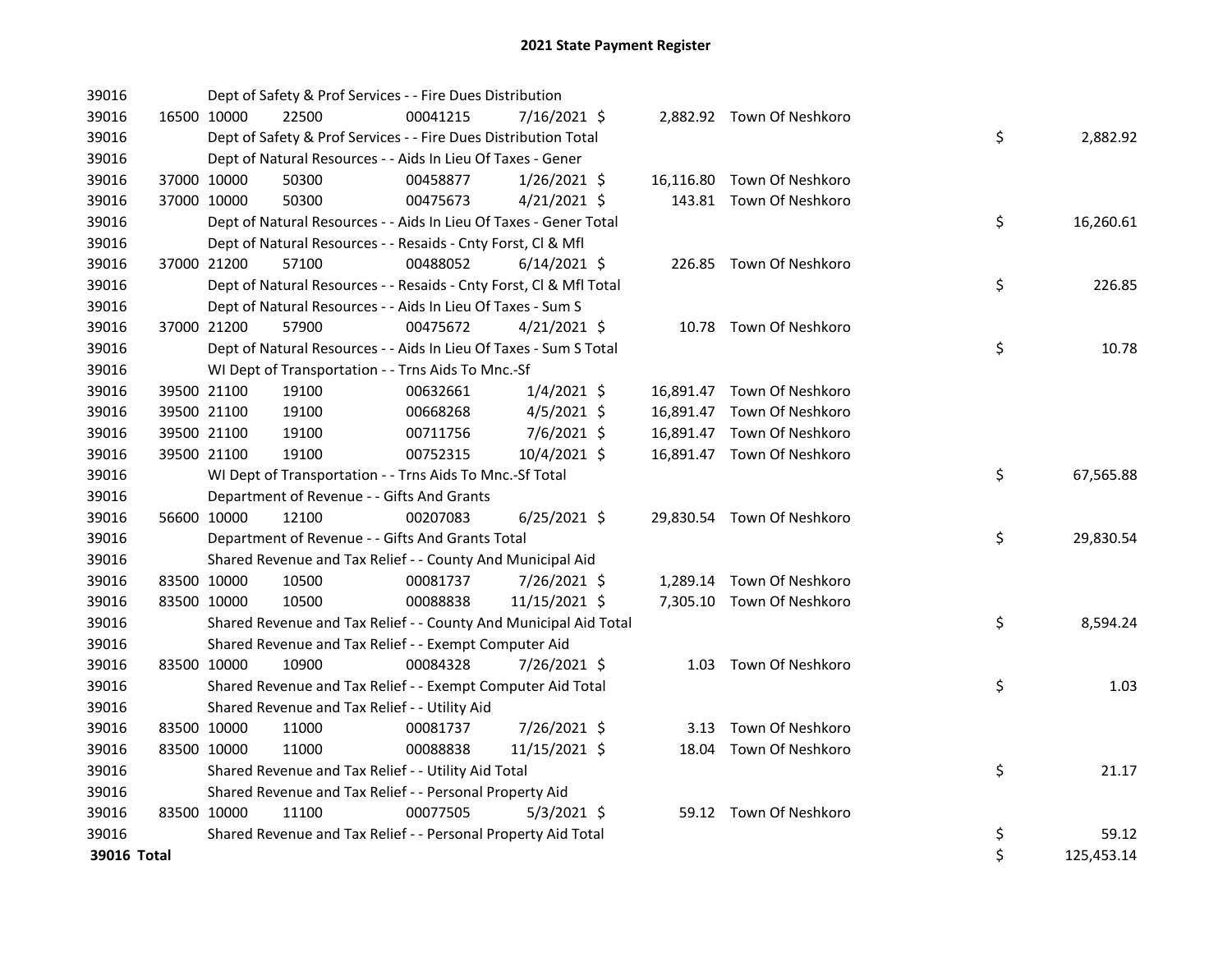# 2021 State Payment Register

| | | | | | | | | | |
|---|---|---|---|---|---|---|---|---|---|
| 39016 | | | Dept of Safety & Prof Services - - Fire Dues Distribution | | | | | | |
| 39016 | 16500 | 10000 | 22500 | 00041215 | 7/16/2021 | $ 2,882.92 | Town Of Neshkoro | | |
| 39016 | | | Dept of Safety & Prof Services - - Fire Dues Distribution Total | | | | | $ | 2,882.92 |
| 39016 | | | Dept of Natural Resources - - Aids In Lieu Of Taxes - Gener | | | | | | |
| 39016 | 37000 | 10000 | 50300 | 00458877 | 1/26/2021 | $ 16,116.80 | Town Of Neshkoro | | |
| 39016 | 37000 | 10000 | 50300 | 00475673 | 4/21/2021 | $ 143.81 | Town Of Neshkoro | | |
| 39016 | | | Dept of Natural Resources - - Aids In Lieu Of Taxes - Gener Total | | | | | $ | 16,260.61 |
| 39016 | | | Dept of Natural Resources - - Resaids - Cnty Forst, Cl & Mfl | | | | | | |
| 39016 | 37000 | 21200 | 57100 | 00488052 | 6/14/2021 | $ 226.85 | Town Of Neshkoro | | |
| 39016 | | | Dept of Natural Resources - - Resaids - Cnty Forst, Cl & Mfl Total | | | | | $ | 226.85 |
| 39016 | | | Dept of Natural Resources - - Aids In Lieu Of Taxes - Sum S | | | | | | |
| 39016 | 37000 | 21200 | 57900 | 00475672 | 4/21/2021 | $ 10.78 | Town Of Neshkoro | | |
| 39016 | | | Dept of Natural Resources - - Aids In Lieu Of Taxes - Sum S Total | | | | | $ | 10.78 |
| 39016 | | | WI Dept of Transportation - - Trns Aids To Mnc.-Sf | | | | | | |
| 39016 | 39500 | 21100 | 19100 | 00632661 | 1/4/2021 | $ 16,891.47 | Town Of Neshkoro | | |
| 39016 | 39500 | 21100 | 19100 | 00668268 | 4/5/2021 | $ 16,891.47 | Town Of Neshkoro | | |
| 39016 | 39500 | 21100 | 19100 | 00711756 | 7/6/2021 | $ 16,891.47 | Town Of Neshkoro | | |
| 39016 | 39500 | 21100 | 19100 | 00752315 | 10/4/2021 | $ 16,891.47 | Town Of Neshkoro | | |
| 39016 | | | WI Dept of Transportation - - Trns Aids To Mnc.-Sf Total | | | | | $ | 67,565.88 |
| 39016 | | | Department of Revenue - - Gifts And Grants | | | | | | |
| 39016 | 56600 | 10000 | 12100 | 00207083 | 6/25/2021 | $ 29,830.54 | Town Of Neshkoro | | |
| 39016 | | | Department of Revenue - - Gifts And Grants Total | | | | | $ | 29,830.54 |
| 39016 | | | Shared Revenue and Tax Relief - - County And Municipal Aid | | | | | | |
| 39016 | 83500 | 10000 | 10500 | 00081737 | 7/26/2021 | $ 1,289.14 | Town Of Neshkoro | | |
| 39016 | 83500 | 10000 | 10500 | 00088838 | 11/15/2021 | $ 7,305.10 | Town Of Neshkoro | | |
| 39016 | | | Shared Revenue and Tax Relief - - County And Municipal Aid Total | | | | | $ | 8,594.24 |
| 39016 | | | Shared Revenue and Tax Relief - - Exempt Computer Aid | | | | | | |
| 39016 | 83500 | 10000 | 10900 | 00084328 | 7/26/2021 | $ 1.03 | Town Of Neshkoro | | |
| 39016 | | | Shared Revenue and Tax Relief - - Exempt Computer Aid Total | | | | | $ | 1.03 |
| 39016 | | | Shared Revenue and Tax Relief - - Utility Aid | | | | | | |
| 39016 | 83500 | 10000 | 11000 | 00081737 | 7/26/2021 | $ 3.13 | Town Of Neshkoro | | |
| 39016 | 83500 | 10000 | 11000 | 00088838 | 11/15/2021 | $ 18.04 | Town Of Neshkoro | | |
| 39016 | | | Shared Revenue and Tax Relief - - Utility Aid Total | | | | | $ | 21.17 |
| 39016 | | | Shared Revenue and Tax Relief - - Personal Property Aid | | | | | | |
| 39016 | 83500 | 10000 | 11100 | 00077505 | 5/3/2021 | $ 59.12 | Town Of Neshkoro | | |
| 39016 | | | Shared Revenue and Tax Relief - - Personal Property Aid Total | | | | | $ | 59.12 |
| **39016 Total** | | | | | | | | $ | 125,453.14 |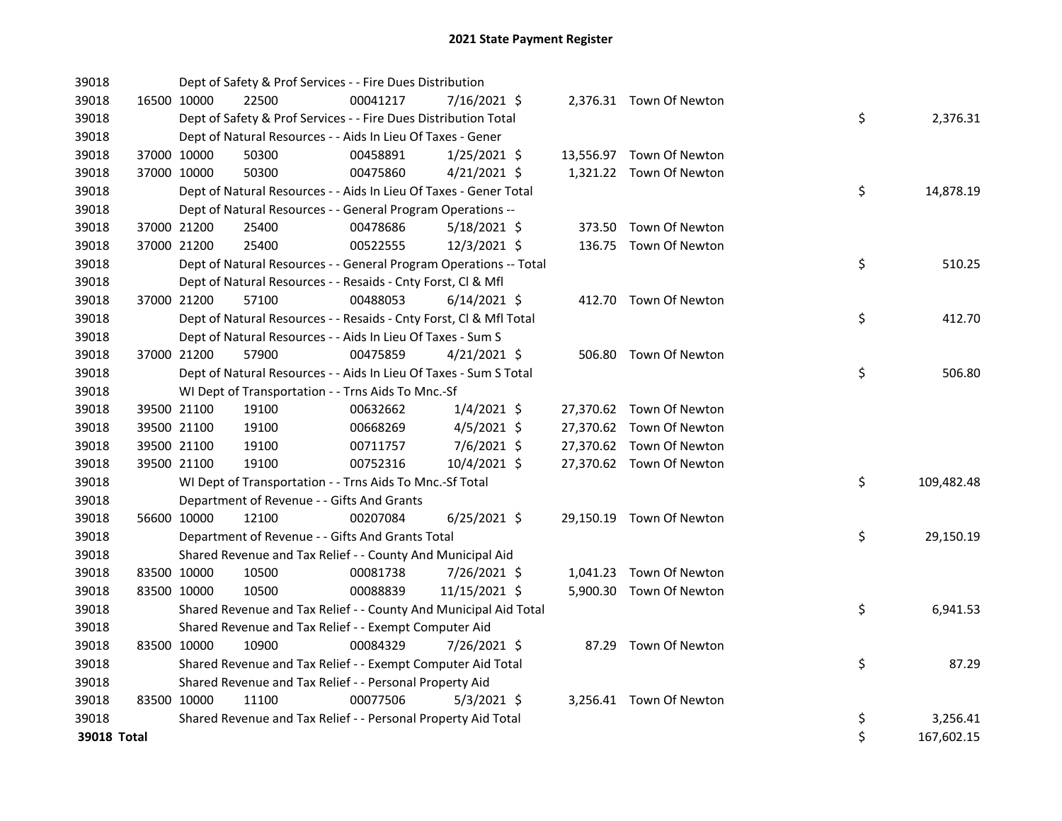# 2021 State Payment Register

| | | | | | | | | |
|---|---|---|---|---|---|---|---|---|
| 39018 | | Dept of Safety & Prof Services - - Fire Dues Distribution | | | | | | |
| 39018 | 16500 | 10000 | 22500 | 00041217 | 7/16/2021 | $ 2,376.31 | Town Of Newton | |
| 39018 | | Dept of Safety & Prof Services - - Fire Dues Distribution Total | | | | | | $ 2,376.31 |
| 39018 | | Dept of Natural Resources - - Aids In Lieu Of Taxes - Gener | | | | | | |
| 39018 | 37000 | 10000 | 50300 | 00458891 | 1/25/2021 | $ 13,556.97 | Town Of Newton | |
| 39018 | 37000 | 10000 | 50300 | 00475860 | 4/21/2021 | $ 1,321.22 | Town Of Newton | |
| 39018 | | Dept of Natural Resources - - Aids In Lieu Of Taxes - Gener Total | | | | | | $ 14,878.19 |
| 39018 | | Dept of Natural Resources - - General Program Operations -- | | | | | | |
| 39018 | 37000 | 21200 | 25400 | 00478686 | 5/18/2021 | $ 373.50 | Town Of Newton | |
| 39018 | 37000 | 21200 | 25400 | 00522555 | 12/3/2021 | $ 136.75 | Town Of Newton | |
| 39018 | | Dept of Natural Resources - - General Program Operations -- Total | | | | | | $ 510.25 |
| 39018 | | Dept of Natural Resources - - Resaids - Cnty Forst, Cl & Mfl | | | | | | |
| 39018 | 37000 | 21200 | 57100 | 00488053 | 6/14/2021 | $ 412.70 | Town Of Newton | |
| 39018 | | Dept of Natural Resources - - Resaids - Cnty Forst, Cl & Mfl Total | | | | | | $ 412.70 |
| 39018 | | Dept of Natural Resources - - Aids In Lieu Of Taxes - Sum S | | | | | | |
| 39018 | 37000 | 21200 | 57900 | 00475859 | 4/21/2021 | $ 506.80 | Town Of Newton | |
| 39018 | | Dept of Natural Resources - - Aids In Lieu Of Taxes - Sum S Total | | | | | | $ 506.80 |
| 39018 | | WI Dept of Transportation - - Trns Aids To Mnc.-Sf | | | | | | |
| 39018 | 39500 | 21100 | 19100 | 00632662 | 1/4/2021 | $ 27,370.62 | Town Of Newton | |
| 39018 | 39500 | 21100 | 19100 | 00668269 | 4/5/2021 | $ 27,370.62 | Town Of Newton | |
| 39018 | 39500 | 21100 | 19100 | 00711757 | 7/6/2021 | $ 27,370.62 | Town Of Newton | |
| 39018 | 39500 | 21100 | 19100 | 00752316 | 10/4/2021 | $ 27,370.62 | Town Of Newton | |
| 39018 | | WI Dept of Transportation - - Trns Aids To Mnc.-Sf Total | | | | | | $ 109,482.48 |
| 39018 | | Department of Revenue - - Gifts And Grants | | | | | | |
| 39018 | 56600 | 10000 | 12100 | 00207084 | 6/25/2021 | $ 29,150.19 | Town Of Newton | |
| 39018 | | Department of Revenue - - Gifts And Grants Total | | | | | | $ 29,150.19 |
| 39018 | | Shared Revenue and Tax Relief - - County And Municipal Aid | | | | | | |
| 39018 | 83500 | 10000 | 10500 | 00081738 | 7/26/2021 | $ 1,041.23 | Town Of Newton | |
| 39018 | 83500 | 10000 | 10500 | 00088839 | 11/15/2021 | $ 5,900.30 | Town Of Newton | |
| 39018 | | Shared Revenue and Tax Relief - - County And Municipal Aid Total | | | | | | $ 6,941.53 |
| 39018 | | Shared Revenue and Tax Relief - - Exempt Computer Aid | | | | | | |
| 39018 | 83500 | 10000 | 10900 | 00084329 | 7/26/2021 | $ 87.29 | Town Of Newton | |
| 39018 | | Shared Revenue and Tax Relief - - Exempt Computer Aid Total | | | | | | $ 87.29 |
| 39018 | | Shared Revenue and Tax Relief - - Personal Property Aid | | | | | | |
| 39018 | 83500 | 10000 | 11100 | 00077506 | 5/3/2021 | $ 3,256.41 | Town Of Newton | |
| 39018 | | Shared Revenue and Tax Relief - - Personal Property Aid Total | | | | | | $ 3,256.41 |
| **39018 Total** | | | | | | | | $ 167,602.15 |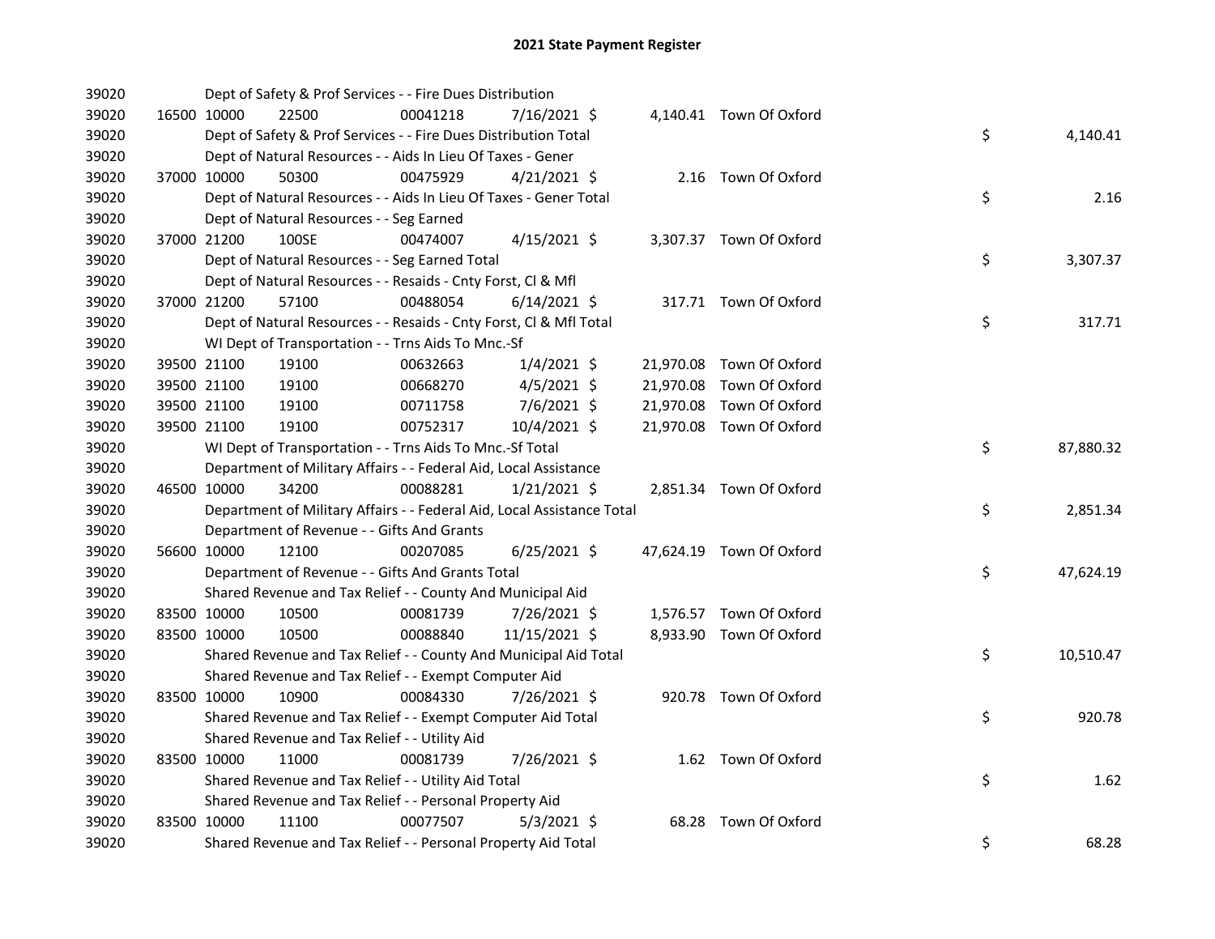# 2021 State Payment Register

| | | | | | | | | | |
|---|---|---|---|---|---|---|---|---|---|
| 39020 | | Dept of Safety & Prof Services - - Fire Dues Distribution | | | | | | | |
| 39020 | 16500 | 10000 | 22500 | 00041218 | 7/16/2021 | $ | 4,140.41 | Town Of Oxford | |
| 39020 | | Dept of Safety & Prof Services - - Fire Dues Distribution Total | | | | | | | $ 4,140.41 |
| 39020 | | Dept of Natural Resources - - Aids In Lieu Of Taxes - Gener | | | | | | | |
| 39020 | 37000 | 10000 | 50300 | 00475929 | 4/21/2021 | $ | 2.16 | Town Of Oxford | |
| 39020 | | Dept of Natural Resources - - Aids In Lieu Of Taxes - Gener Total | | | | | | | $ 2.16 |
| 39020 | | Dept of Natural Resources - - Seg Earned | | | | | | | |
| 39020 | 37000 | 21200 | 100SE | 00474007 | 4/15/2021 | $ | 3,307.37 | Town Of Oxford | |
| 39020 | | Dept of Natural Resources - - Seg Earned Total | | | | | | | $ 3,307.37 |
| 39020 | | Dept of Natural Resources - - Resaids - Cnty Forst, Cl & Mfl | | | | | | | |
| 39020 | 37000 | 21200 | 57100 | 00488054 | 6/14/2021 | $ | 317.71 | Town Of Oxford | |
| 39020 | | Dept of Natural Resources - - Resaids - Cnty Forst, Cl & Mfl Total | | | | | | | $ 317.71 |
| 39020 | | WI Dept of Transportation - - Trns Aids To Mnc.-Sf | | | | | | | |
| 39020 | 39500 | 21100 | 19100 | 00632663 | 1/4/2021 | $ | 21,970.08 | Town Of Oxford | |
| 39020 | 39500 | 21100 | 19100 | 00668270 | 4/5/2021 | $ | 21,970.08 | Town Of Oxford | |
| 39020 | 39500 | 21100 | 19100 | 00711758 | 7/6/2021 | $ | 21,970.08 | Town Of Oxford | |
| 39020 | 39500 | 21100 | 19100 | 00752317 | 10/4/2021 | $ | 21,970.08 | Town Of Oxford | |
| 39020 | | WI Dept of Transportation - - Trns Aids To Mnc.-Sf Total | | | | | | | $ 87,880.32 |
| 39020 | | Department of Military Affairs - - Federal Aid, Local Assistance | | | | | | | |
| 39020 | 46500 | 10000 | 34200 | 00088281 | 1/21/2021 | $ | 2,851.34 | Town Of Oxford | |
| 39020 | | Department of Military Affairs - - Federal Aid, Local Assistance Total | | | | | | | $ 2,851.34 |
| 39020 | | Department of Revenue - - Gifts And Grants | | | | | | | |
| 39020 | 56600 | 10000 | 12100 | 00207085 | 6/25/2021 | $ | 47,624.19 | Town Of Oxford | |
| 39020 | | Department of Revenue - - Gifts And Grants Total | | | | | | | $ 47,624.19 |
| 39020 | | Shared Revenue and Tax Relief - - County And Municipal Aid | | | | | | | |
| 39020 | 83500 | 10000 | 10500 | 00081739 | 7/26/2021 | $ | 1,576.57 | Town Of Oxford | |
| 39020 | 83500 | 10000 | 10500 | 00088840 | 11/15/2021 | $ | 8,933.90 | Town Of Oxford | |
| 39020 | | Shared Revenue and Tax Relief - - County And Municipal Aid Total | | | | | | | $ 10,510.47 |
| 39020 | | Shared Revenue and Tax Relief - - Exempt Computer Aid | | | | | | | |
| 39020 | 83500 | 10000 | 10900 | 00084330 | 7/26/2021 | $ | 920.78 | Town Of Oxford | |
| 39020 | | Shared Revenue and Tax Relief - - Exempt Computer Aid Total | | | | | | | $ 920.78 |
| 39020 | | Shared Revenue and Tax Relief - - Utility Aid | | | | | | | |
| 39020 | 83500 | 10000 | 11000 | 00081739 | 7/26/2021 | $ | 1.62 | Town Of Oxford | |
| 39020 | | Shared Revenue and Tax Relief - - Utility Aid Total | | | | | | | $ 1.62 |
| 39020 | | Shared Revenue and Tax Relief - - Personal Property Aid | | | | | | | |
| 39020 | 83500 | 10000 | 11100 | 00077507 | 5/3/2021 | $ | 68.28 | Town Of Oxford | |
| 39020 | | Shared Revenue and Tax Relief - - Personal Property Aid Total | | | | | | | $ 68.28 |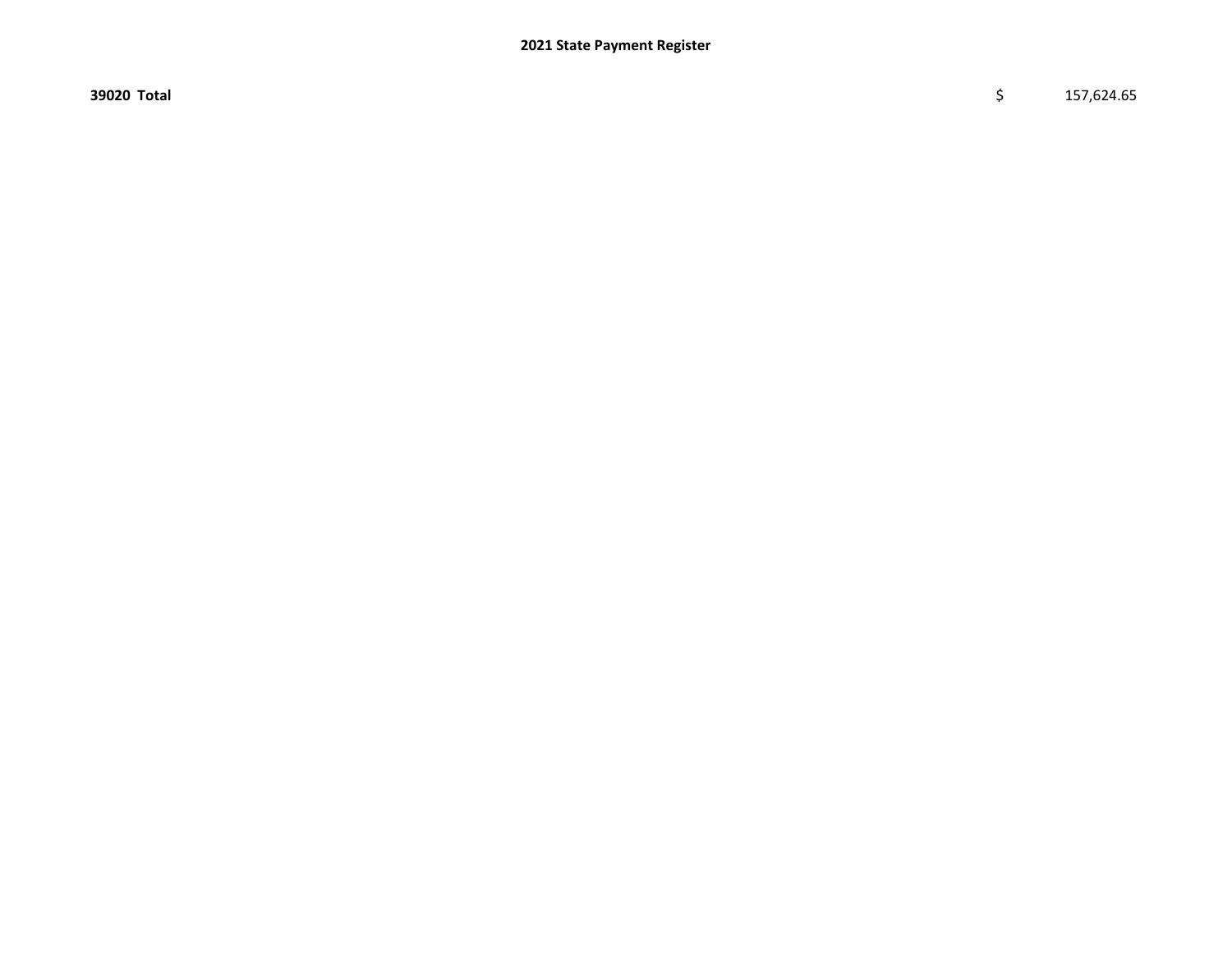**2021 State Payment Register**

| | | |
|---|---|---|
| **39020 Total** | $ | 157,624.65 |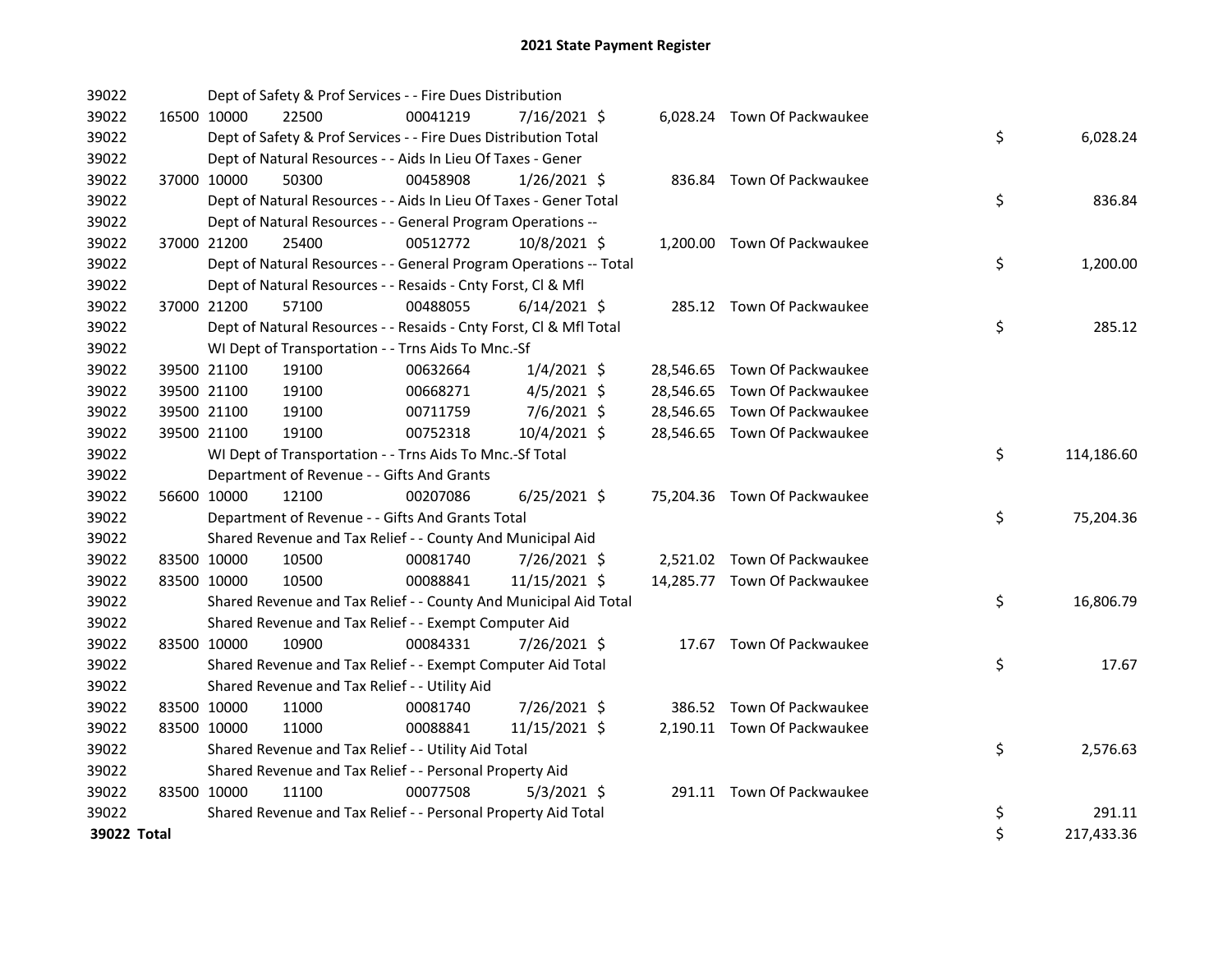# 2021 State Payment Register

| | | | | | | | | |
|---|---|---|---|---|---|---|---|---|
| 39022 | | | Dept of Safety & Prof Services - - Fire Dues Distribution | | | | | |
| 39022 | 16500 | 10000 | 22500 | 00041219 | 7/16/2021 | $ 6,028.24 | Town Of Packwaukee | |
| 39022 | | | Dept of Safety & Prof Services - - Fire Dues Distribution Total | | | | | $ 6,028.24 |
| 39022 | | | Dept of Natural Resources - - Aids In Lieu Of Taxes - Gener | | | | | |
| 39022 | 37000 | 10000 | 50300 | 00458908 | 1/26/2021 | $ 836.84 | Town Of Packwaukee | |
| 39022 | | | Dept of Natural Resources - - Aids In Lieu Of Taxes - Gener Total | | | | | $ 836.84 |
| 39022 | | | Dept of Natural Resources - - General Program Operations -- | | | | | |
| 39022 | 37000 | 21200 | 25400 | 00512772 | 10/8/2021 | $ 1,200.00 | Town Of Packwaukee | |
| 39022 | | | Dept of Natural Resources - - General Program Operations -- Total | | | | | $ 1,200.00 |
| 39022 | | | Dept of Natural Resources - - Resaids - Cnty Forst, Cl & Mfl | | | | | |
| 39022 | 37000 | 21200 | 57100 | 00488055 | 6/14/2021 | $ 285.12 | Town Of Packwaukee | |
| 39022 | | | Dept of Natural Resources - - Resaids - Cnty Forst, Cl & Mfl Total | | | | | $ 285.12 |
| 39022 | | | WI Dept of Transportation - - Trns Aids To Mnc.-Sf | | | | | |
| 39022 | 39500 | 21100 | 19100 | 00632664 | 1/4/2021 | $ 28,546.65 | Town Of Packwaukee | |
| 39022 | 39500 | 21100 | 19100 | 00668271 | 4/5/2021 | $ 28,546.65 | Town Of Packwaukee | |
| 39022 | 39500 | 21100 | 19100 | 00711759 | 7/6/2021 | $ 28,546.65 | Town Of Packwaukee | |
| 39022 | 39500 | 21100 | 19100 | 00752318 | 10/4/2021 | $ 28,546.65 | Town Of Packwaukee | |
| 39022 | | | WI Dept of Transportation - - Trns Aids To Mnc.-Sf Total | | | | | $ 114,186.60 |
| 39022 | | | Department of Revenue - - Gifts And Grants | | | | | |
| 39022 | 56600 | 10000 | 12100 | 00207086 | 6/25/2021 | $ 75,204.36 | Town Of Packwaukee | |
| 39022 | | | Department of Revenue - - Gifts And Grants Total | | | | | $ 75,204.36 |
| 39022 | | | Shared Revenue and Tax Relief - - County And Municipal Aid | | | | | |
| 39022 | 83500 | 10000 | 10500 | 00081740 | 7/26/2021 | $ 2,521.02 | Town Of Packwaukee | |
| 39022 | 83500 | 10000 | 10500 | 00088841 | 11/15/2021 | $ 14,285.77 | Town Of Packwaukee | |
| 39022 | | | Shared Revenue and Tax Relief - - County And Municipal Aid Total | | | | | $ 16,806.79 |
| 39022 | | | Shared Revenue and Tax Relief - - Exempt Computer Aid | | | | | |
| 39022 | 83500 | 10000 | 10900 | 00084331 | 7/26/2021 | $ 17.67 | Town Of Packwaukee | |
| 39022 | | | Shared Revenue and Tax Relief - - Exempt Computer Aid Total | | | | | $ 17.67 |
| 39022 | | | Shared Revenue and Tax Relief - - Utility Aid | | | | | |
| 39022 | 83500 | 10000 | 11000 | 00081740 | 7/26/2021 | $ 386.52 | Town Of Packwaukee | |
| 39022 | 83500 | 10000 | 11000 | 00088841 | 11/15/2021 | $ 2,190.11 | Town Of Packwaukee | |
| 39022 | | | Shared Revenue and Tax Relief - - Utility Aid Total | | | | | $ 2,576.63 |
| 39022 | | | Shared Revenue and Tax Relief - - Personal Property Aid | | | | | |
| 39022 | 83500 | 10000 | 11100 | 00077508 | 5/3/2021 | $ 291.11 | Town Of Packwaukee | |
| 39022 | | | Shared Revenue and Tax Relief - - Personal Property Aid Total | | | | | $ 291.11 |
| **39022 Total** | | | | | | | | $ 217,433.36 |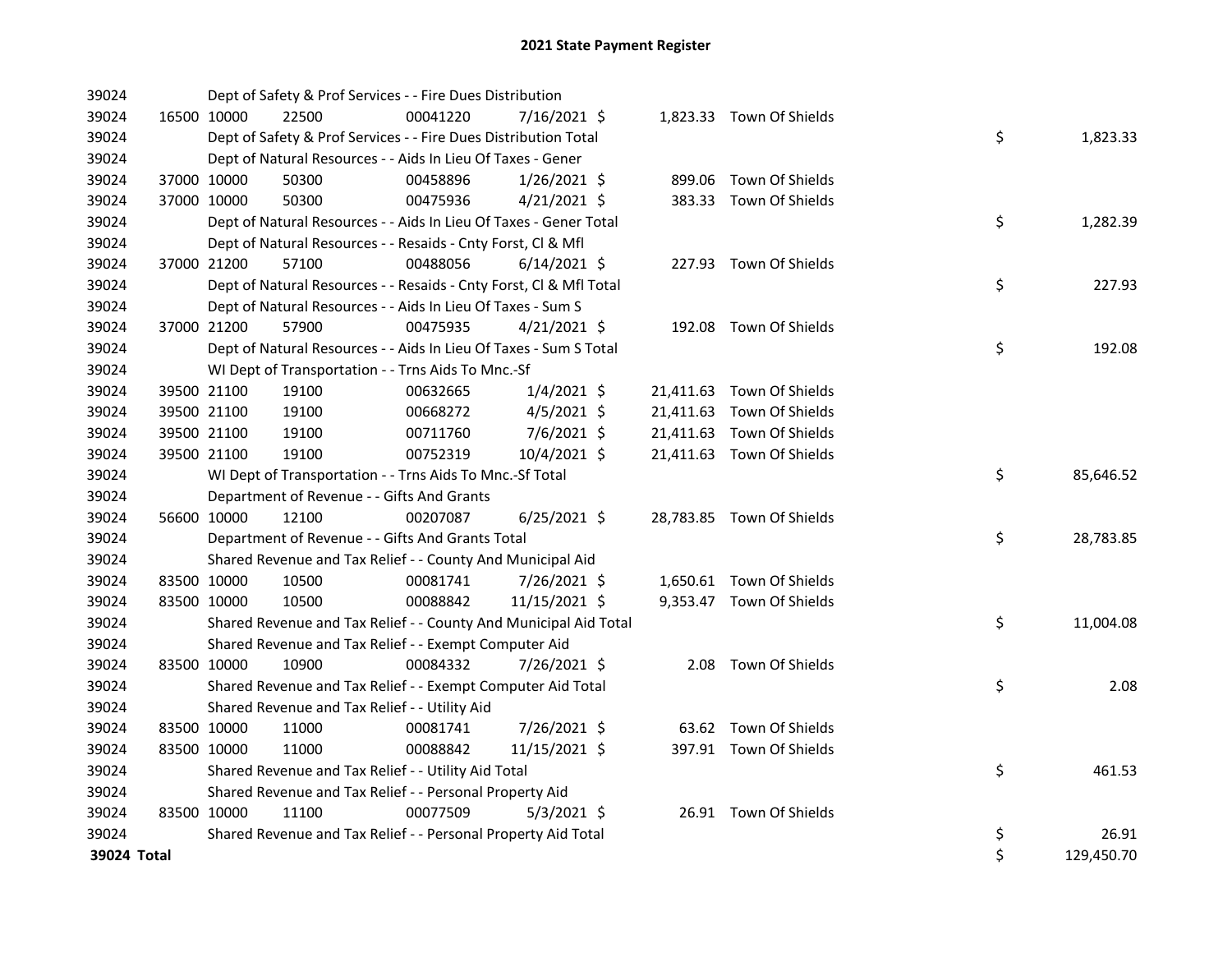# 2021 State Payment Register

| | | | | | | | | | |
|---|---|---|---|---|---|---|---|---|---|
| 39024 | | Dept of Safety & Prof Services - - Fire Dues Distribution | | | | | | | |
| 39024 | 16500 | 10000 | 22500 | 00041220 | 7/16/2021 | $ 1,823.33 | Town Of Shields | | |
| 39024 | | Dept of Safety & Prof Services - - Fire Dues Distribution Total | | | | | | $ | 1,823.33 |
| 39024 | | Dept of Natural Resources - - Aids In Lieu Of Taxes - Gener | | | | | | | |
| 39024 | 37000 | 10000 | 50300 | 00458896 | 1/26/2021 | $ 899.06 | Town Of Shields | | |
| 39024 | 37000 | 10000 | 50300 | 00475936 | 4/21/2021 | $ 383.33 | Town Of Shields | | |
| 39024 | | Dept of Natural Resources - - Aids In Lieu Of Taxes - Gener Total | | | | | | $ | 1,282.39 |
| 39024 | | Dept of Natural Resources - - Resaids - Cnty Forst, Cl & Mfl | | | | | | | |
| 39024 | 37000 | 21200 | 57100 | 00488056 | 6/14/2021 | $ 227.93 | Town Of Shields | | |
| 39024 | | Dept of Natural Resources - - Resaids - Cnty Forst, Cl & Mfl Total | | | | | | $ | 227.93 |
| 39024 | | Dept of Natural Resources - - Aids In Lieu Of Taxes - Sum S | | | | | | | |
| 39024 | 37000 | 21200 | 57900 | 00475935 | 4/21/2021 | $ 192.08 | Town Of Shields | | |
| 39024 | | Dept of Natural Resources - - Aids In Lieu Of Taxes - Sum S Total | | | | | | $ | 192.08 |
| 39024 | | WI Dept of Transportation - - Trns Aids To Mnc.-Sf | | | | | | | |
| 39024 | 39500 | 21100 | 19100 | 00632665 | 1/4/2021 | $ 21,411.63 | Town Of Shields | | |
| 39024 | 39500 | 21100 | 19100 | 00668272 | 4/5/2021 | $ 21,411.63 | Town Of Shields | | |
| 39024 | 39500 | 21100 | 19100 | 00711760 | 7/6/2021 | $ 21,411.63 | Town Of Shields | | |
| 39024 | 39500 | 21100 | 19100 | 00752319 | 10/4/2021 | $ 21,411.63 | Town Of Shields | | |
| 39024 | | WI Dept of Transportation - - Trns Aids To Mnc.-Sf Total | | | | | | $ | 85,646.52 |
| 39024 | | Department of Revenue - - Gifts And Grants | | | | | | | |
| 39024 | 56600 | 10000 | 12100 | 00207087 | 6/25/2021 | $ 28,783.85 | Town Of Shields | | |
| 39024 | | Department of Revenue - - Gifts And Grants Total | | | | | | $ | 28,783.85 |
| 39024 | | Shared Revenue and Tax Relief - - County And Municipal Aid | | | | | | | |
| 39024 | 83500 | 10000 | 10500 | 00081741 | 7/26/2021 | $ 1,650.61 | Town Of Shields | | |
| 39024 | 83500 | 10000 | 10500 | 00088842 | 11/15/2021 | $ 9,353.47 | Town Of Shields | | |
| 39024 | | Shared Revenue and Tax Relief - - County And Municipal Aid Total | | | | | | $ | 11,004.08 |
| 39024 | | Shared Revenue and Tax Relief - - Exempt Computer Aid | | | | | | | |
| 39024 | 83500 | 10000 | 10900 | 00084332 | 7/26/2021 | $ 2.08 | Town Of Shields | | |
| 39024 | | Shared Revenue and Tax Relief - - Exempt Computer Aid Total | | | | | | $ | 2.08 |
| 39024 | | Shared Revenue and Tax Relief - - Utility Aid | | | | | | | |
| 39024 | 83500 | 10000 | 11000 | 00081741 | 7/26/2021 | $ 63.62 | Town Of Shields | | |
| 39024 | 83500 | 10000 | 11000 | 00088842 | 11/15/2021 | $ 397.91 | Town Of Shields | | |
| 39024 | | Shared Revenue and Tax Relief - - Utility Aid Total | | | | | | $ | 461.53 |
| 39024 | | Shared Revenue and Tax Relief - - Personal Property Aid | | | | | | | |
| 39024 | 83500 | 10000 | 11100 | 00077509 | 5/3/2021 | $ 26.91 | Town Of Shields | | |
| 39024 | | Shared Revenue and Tax Relief - - Personal Property Aid Total | | | | | | $ | 26.91 |
| **39024 Total** | | | | | | | | $ | 129,450.70 |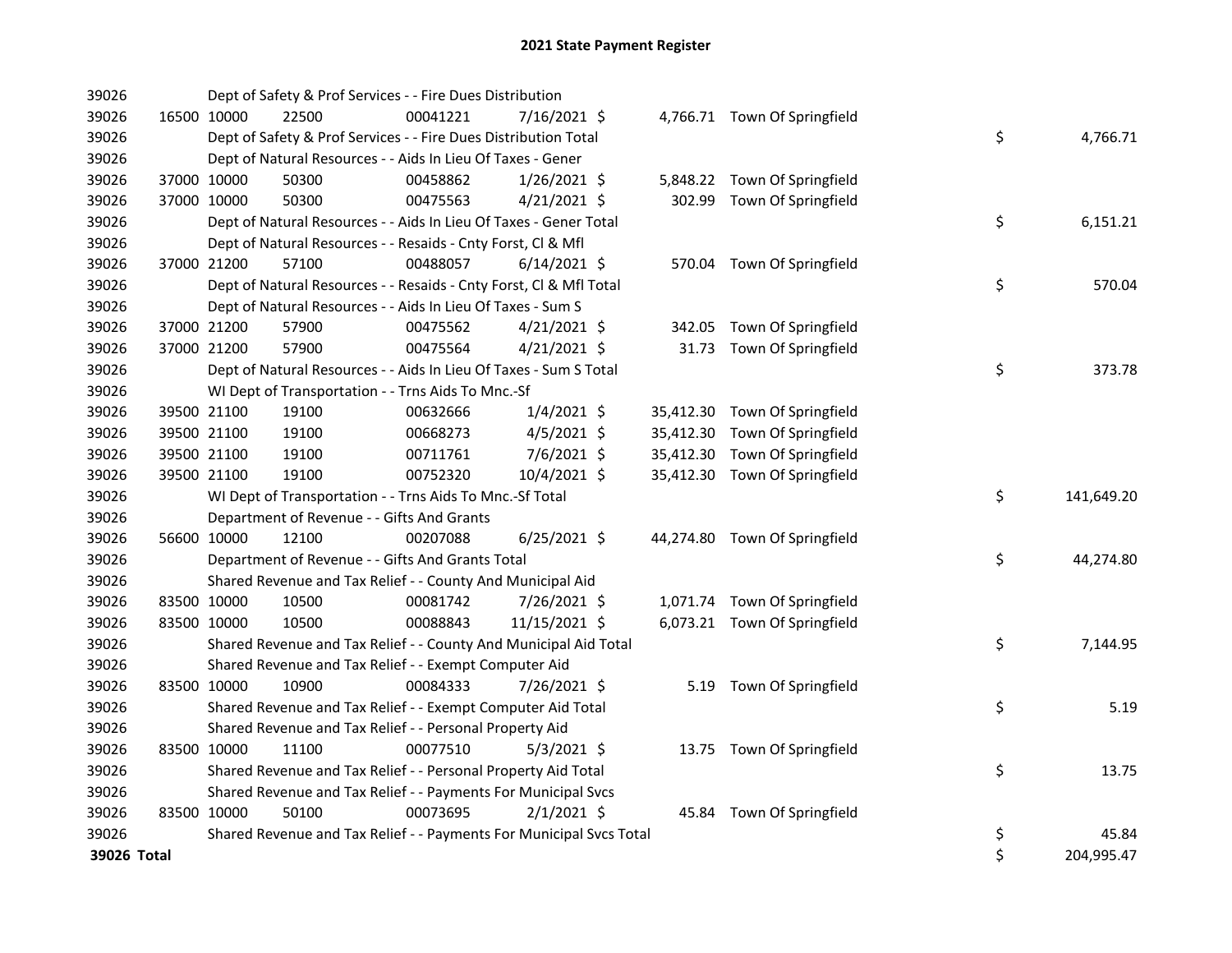# 2021 State Payment Register

| | | | | | | | | |
|---|---|---|---|---|---|---|---|---|
| 39026 | | | Dept of Safety & Prof Services - - Fire Dues Distribution | | | | | |
| 39026 | 16500 | 10000 | 22500 | 00041221 | 7/16/2021 | $ 4,766.71 | Town Of Springfield | |
| 39026 | | | Dept of Safety & Prof Services - - Fire Dues Distribution Total | | | | | $ 4,766.71 |
| 39026 | | | Dept of Natural Resources - - Aids In Lieu Of Taxes - Gener | | | | | |
| 39026 | 37000 | 10000 | 50300 | 00458862 | 1/26/2021 | $ 5,848.22 | Town Of Springfield | |
| 39026 | 37000 | 10000 | 50300 | 00475563 | 4/21/2021 | $ 302.99 | Town Of Springfield | |
| 39026 | | | Dept of Natural Resources - - Aids In Lieu Of Taxes - Gener Total | | | | | $ 6,151.21 |
| 39026 | | | Dept of Natural Resources - - Resaids - Cnty Forst, Cl & Mfl | | | | | |
| 39026 | 37000 | 21200 | 57100 | 00488057 | 6/14/2021 | $ 570.04 | Town Of Springfield | |
| 39026 | | | Dept of Natural Resources - - Resaids - Cnty Forst, Cl & Mfl Total | | | | | $ 570.04 |
| 39026 | | | Dept of Natural Resources - - Aids In Lieu Of Taxes - Sum S | | | | | |
| 39026 | 37000 | 21200 | 57900 | 00475562 | 4/21/2021 | $ 342.05 | Town Of Springfield | |
| 39026 | 37000 | 21200 | 57900 | 00475564 | 4/21/2021 | $ 31.73 | Town Of Springfield | |
| 39026 | | | Dept of Natural Resources - - Aids In Lieu Of Taxes - Sum S Total | | | | | $ 373.78 |
| 39026 | | | WI Dept of Transportation - - Trns Aids To Mnc.-Sf | | | | | |
| 39026 | 39500 | 21100 | 19100 | 00632666 | 1/4/2021 | $ 35,412.30 | Town Of Springfield | |
| 39026 | 39500 | 21100 | 19100 | 00668273 | 4/5/2021 | $ 35,412.30 | Town Of Springfield | |
| 39026 | 39500 | 21100 | 19100 | 00711761 | 7/6/2021 | $ 35,412.30 | Town Of Springfield | |
| 39026 | 39500 | 21100 | 19100 | 00752320 | 10/4/2021 | $ 35,412.30 | Town Of Springfield | |
| 39026 | | | WI Dept of Transportation - - Trns Aids To Mnc.-Sf Total | | | | | $ 141,649.20 |
| 39026 | | | Department of Revenue - - Gifts And Grants | | | | | |
| 39026 | 56600 | 10000 | 12100 | 00207088 | 6/25/2021 | $ 44,274.80 | Town Of Springfield | |
| 39026 | | | Department of Revenue - - Gifts And Grants Total | | | | | $ 44,274.80 |
| 39026 | | | Shared Revenue and Tax Relief - - County And Municipal Aid | | | | | |
| 39026 | 83500 | 10000 | 10500 | 00081742 | 7/26/2021 | $ 1,071.74 | Town Of Springfield | |
| 39026 | 83500 | 10000 | 10500 | 00088843 | 11/15/2021 | $ 6,073.21 | Town Of Springfield | |
| 39026 | | | Shared Revenue and Tax Relief - - County And Municipal Aid Total | | | | | $ 7,144.95 |
| 39026 | | | Shared Revenue and Tax Relief - - Exempt Computer Aid | | | | | |
| 39026 | 83500 | 10000 | 10900 | 00084333 | 7/26/2021 | $ 5.19 | Town Of Springfield | |
| 39026 | | | Shared Revenue and Tax Relief - - Exempt Computer Aid Total | | | | | $ 5.19 |
| 39026 | | | Shared Revenue and Tax Relief - - Personal Property Aid | | | | | |
| 39026 | 83500 | 10000 | 11100 | 00077510 | 5/3/2021 | $ 13.75 | Town Of Springfield | |
| 39026 | | | Shared Revenue and Tax Relief - - Personal Property Aid Total | | | | | $ 13.75 |
| 39026 | | | Shared Revenue and Tax Relief - - Payments For Municipal Svcs | | | | | |
| 39026 | 83500 | 10000 | 50100 | 00073695 | 2/1/2021 | $ 45.84 | Town Of Springfield | |
| 39026 | | | Shared Revenue and Tax Relief - - Payments For Municipal Svcs Total | | | | | $ 45.84 |
| **39026 Total** | | | | | | | | $ 204,995.47 |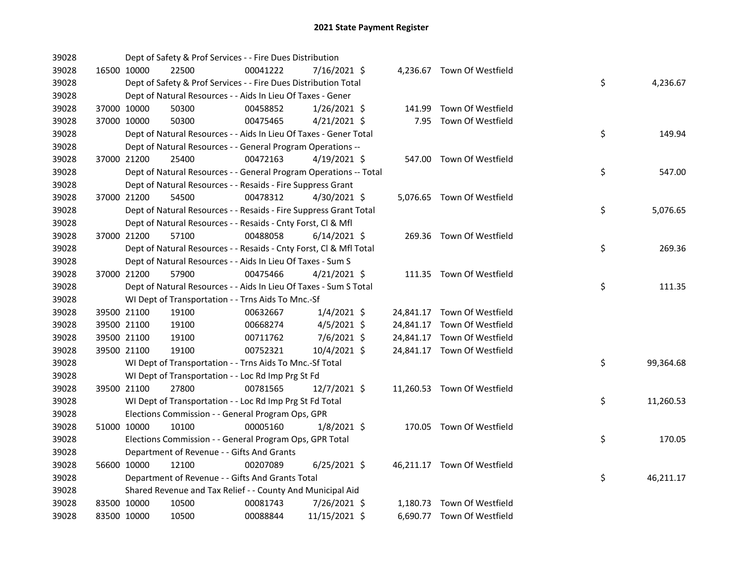# 2021 State Payment Register

| | | | | | | | | | |
|---|---|---|---|---|---|---|---|---|---|
| 39028 | | | Dept of Safety & Prof Services - - Fire Dues Distribution | | | | | | |
| 39028 | 16500 | 10000 | 22500 | 00041222 | 7/16/2021 | $ 4,236.67 | Town Of Westfield | | |
| 39028 | | | Dept of Safety & Prof Services - - Fire Dues Distribution Total | | | | | $ | 4,236.67 |
| 39028 | | | Dept of Natural Resources - - Aids In Lieu Of Taxes - Gener | | | | | | |
| 39028 | 37000 | 10000 | 50300 | 00458852 | 1/26/2021 | $ 141.99 | Town Of Westfield | | |
| 39028 | 37000 | 10000 | 50300 | 00475465 | 4/21/2021 | $ 7.95 | Town Of Westfield | | |
| 39028 | | | Dept of Natural Resources - - Aids In Lieu Of Taxes - Gener Total | | | | | $ | 149.94 |
| 39028 | | | Dept of Natural Resources - - General Program Operations -- | | | | | | |
| 39028 | 37000 | 21200 | 25400 | 00472163 | 4/19/2021 | $ 547.00 | Town Of Westfield | | |
| 39028 | | | Dept of Natural Resources - - General Program Operations -- Total | | | | | $ | 547.00 |
| 39028 | | | Dept of Natural Resources - - Resaids - Fire Suppress Grant | | | | | | |
| 39028 | 37000 | 21200 | 54500 | 00478312 | 4/30/2021 | $ 5,076.65 | Town Of Westfield | | |
| 39028 | | | Dept of Natural Resources - - Resaids - Fire Suppress Grant Total | | | | | $ | 5,076.65 |
| 39028 | | | Dept of Natural Resources - - Resaids - Cnty Forst, Cl & Mfl | | | | | | |
| 39028 | 37000 | 21200 | 57100 | 00488058 | 6/14/2021 | $ 269.36 | Town Of Westfield | | |
| 39028 | | | Dept of Natural Resources - - Resaids - Cnty Forst, Cl & Mfl Total | | | | | $ | 269.36 |
| 39028 | | | Dept of Natural Resources - - Aids In Lieu Of Taxes - Sum S | | | | | | |
| 39028 | 37000 | 21200 | 57900 | 00475466 | 4/21/2021 | $ 111.35 | Town Of Westfield | | |
| 39028 | | | Dept of Natural Resources - - Aids In Lieu Of Taxes - Sum S Total | | | | | $ | 111.35 |
| 39028 | | | WI Dept of Transportation - - Trns Aids To Mnc.-Sf | | | | | | |
| 39028 | 39500 | 21100 | 19100 | 00632667 | 1/4/2021 | $ 24,841.17 | Town Of Westfield | | |
| 39028 | 39500 | 21100 | 19100 | 00668274 | 4/5/2021 | $ 24,841.17 | Town Of Westfield | | |
| 39028 | 39500 | 21100 | 19100 | 00711762 | 7/6/2021 | $ 24,841.17 | Town Of Westfield | | |
| 39028 | 39500 | 21100 | 19100 | 00752321 | 10/4/2021 | $ 24,841.17 | Town Of Westfield | | |
| 39028 | | | WI Dept of Transportation - - Trns Aids To Mnc.-Sf Total | | | | | $ | 99,364.68 |
| 39028 | | | WI Dept of Transportation - - Loc Rd Imp Prg St Fd | | | | | | |
| 39028 | 39500 | 21100 | 27800 | 00781565 | 12/7/2021 | $ 11,260.53 | Town Of Westfield | | |
| 39028 | | | WI Dept of Transportation - - Loc Rd Imp Prg St Fd Total | | | | | $ | 11,260.53 |
| 39028 | | | Elections Commission - - General Program Ops, GPR | | | | | | |
| 39028 | 51000 | 10000 | 10100 | 00005160 | 1/8/2021 | $ 170.05 | Town Of Westfield | | |
| 39028 | | | Elections Commission - - General Program Ops, GPR Total | | | | | $ | 170.05 |
| 39028 | | | Department of Revenue - - Gifts And Grants | | | | | | |
| 39028 | 56600 | 10000 | 12100 | 00207089 | 6/25/2021 | $ 46,211.17 | Town Of Westfield | | |
| 39028 | | | Department of Revenue - - Gifts And Grants Total | | | | | $ | 46,211.17 |
| 39028 | | | Shared Revenue and Tax Relief - - County And Municipal Aid | | | | | | |
| 39028 | 83500 | 10000 | 10500 | 00081743 | 7/26/2021 | $ 1,180.73 | Town Of Westfield | | |
| 39028 | 83500 | 10000 | 10500 | 00088844 | 11/15/2021 | $ 6,690.77 | Town Of Westfield | | |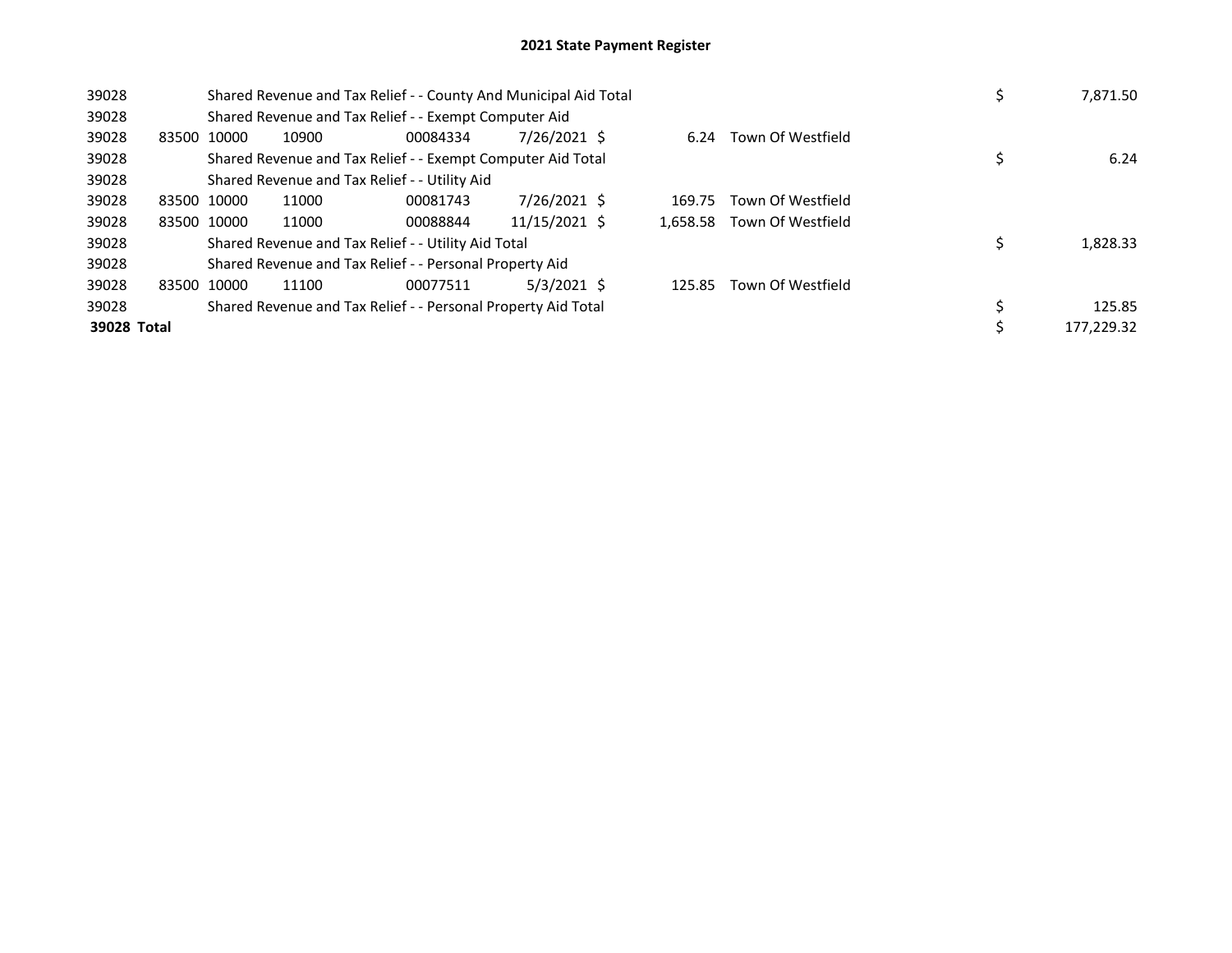# 2021 State Payment Register

| | | | | | | | | | |
|---|---|---|---|---|---|---|---|---|---|
| 39028 | | Shared Revenue and Tax Relief - - County And Municipal Aid Total | | | | | | $ | 7,871.50 |
| 39028 | | Shared Revenue and Tax Relief - - Exempt Computer Aid | | | | | | | |
| 39028 | 83500 | 10000 | 10900 | 00084334 | 7/26/2021 | $ 6.24 | Town Of Westfield | | |
| 39028 | | Shared Revenue and Tax Relief - - Exempt Computer Aid Total | | | | | | $ | 6.24 |
| 39028 | | Shared Revenue and Tax Relief - - Utility Aid | | | | | | | |
| 39028 | 83500 | 10000 | 11000 | 00081743 | 7/26/2021 | $ 169.75 | Town Of Westfield | | |
| 39028 | 83500 | 10000 | 11000 | 00088844 | 11/15/2021 | $ 1,658.58 | Town Of Westfield | | |
| 39028 | | Shared Revenue and Tax Relief - - Utility Aid Total | | | | | | $ | 1,828.33 |
| 39028 | | Shared Revenue and Tax Relief - - Personal Property Aid | | | | | | | |
| 39028 | 83500 | 10000 | 11100 | 00077511 | 5/3/2021 | $ 125.85 | Town Of Westfield | | |
| 39028 | | Shared Revenue and Tax Relief - - Personal Property Aid Total | | | | | | $ | 125.85 |
| **39028 Total** | | | | | | | | $ | 177,229.32 |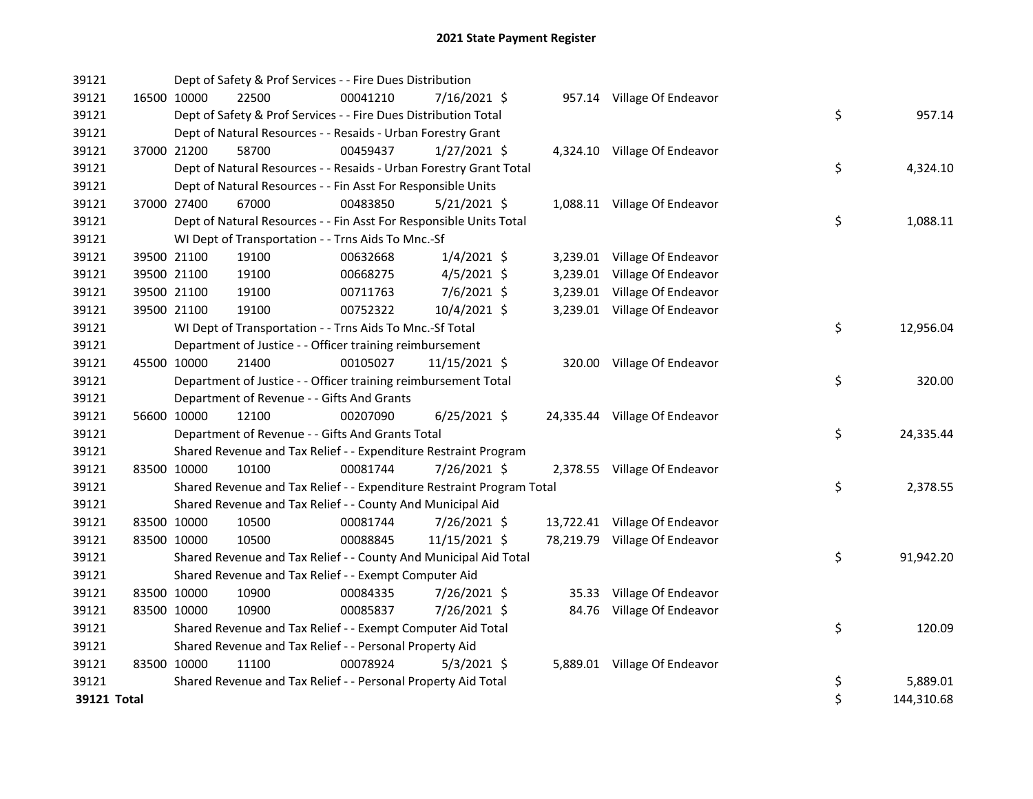# 2021 State Payment Register

| | | | | | | | | | |
|---|---|---|---|---|---|---|---|---|---|
| 39121 | | Dept of Safety & Prof Services - - Fire Dues Distribution | | | | | | | |
| 39121 | 16500 | 10000 | 22500 | 00041210 | 7/16/2021 | $ 957.14 | Village Of Endeavor | | |
| 39121 | | Dept of Safety & Prof Services - - Fire Dues Distribution Total | | | | | | $ | 957.14 |
| 39121 | | Dept of Natural Resources - - Resaids - Urban Forestry Grant | | | | | | | |
| 39121 | 37000 | 21200 | 58700 | 00459437 | 1/27/2021 | $ 4,324.10 | Village Of Endeavor | | |
| 39121 | | Dept of Natural Resources - - Resaids - Urban Forestry Grant Total | | | | | | $ | 4,324.10 |
| 39121 | | Dept of Natural Resources - - Fin Asst For Responsible Units | | | | | | | |
| 39121 | 37000 | 27400 | 67000 | 00483850 | 5/21/2021 | $ 1,088.11 | Village Of Endeavor | | |
| 39121 | | Dept of Natural Resources - - Fin Asst For Responsible Units Total | | | | | | $ | 1,088.11 |
| 39121 | | WI Dept of Transportation - - Trns Aids To Mnc.-Sf | | | | | | | |
| 39121 | 39500 | 21100 | 19100 | 00632668 | 1/4/2021 | $ 3,239.01 | Village Of Endeavor | | |
| 39121 | 39500 | 21100 | 19100 | 00668275 | 4/5/2021 | $ 3,239.01 | Village Of Endeavor | | |
| 39121 | 39500 | 21100 | 19100 | 00711763 | 7/6/2021 | $ 3,239.01 | Village Of Endeavor | | |
| 39121 | 39500 | 21100 | 19100 | 00752322 | 10/4/2021 | $ 3,239.01 | Village Of Endeavor | | |
| 39121 | | WI Dept of Transportation - - Trns Aids To Mnc.-Sf Total | | | | | | $ | 12,956.04 |
| 39121 | | Department of Justice - - Officer training reimbursement | | | | | | | |
| 39121 | 45500 | 10000 | 21400 | 00105027 | 11/15/2021 | $ 320.00 | Village Of Endeavor | | |
| 39121 | | Department of Justice - - Officer training reimbursement Total | | | | | | $ | 320.00 |
| 39121 | | Department of Revenue - - Gifts And Grants | | | | | | | |
| 39121 | 56600 | 10000 | 12100 | 00207090 | 6/25/2021 | $ 24,335.44 | Village Of Endeavor | | |
| 39121 | | Department of Revenue - - Gifts And Grants Total | | | | | | $ | 24,335.44 |
| 39121 | | Shared Revenue and Tax Relief - - Expenditure Restraint Program | | | | | | | |
| 39121 | 83500 | 10000 | 10100 | 00081744 | 7/26/2021 | $ 2,378.55 | Village Of Endeavor | | |
| 39121 | | Shared Revenue and Tax Relief - - Expenditure Restraint Program Total | | | | | | $ | 2,378.55 |
| 39121 | | Shared Revenue and Tax Relief - - County And Municipal Aid | | | | | | | |
| 39121 | 83500 | 10000 | 10500 | 00081744 | 7/26/2021 | $ 13,722.41 | Village Of Endeavor | | |
| 39121 | 83500 | 10000 | 10500 | 00088845 | 11/15/2021 | $ 78,219.79 | Village Of Endeavor | | |
| 39121 | | Shared Revenue and Tax Relief - - County And Municipal Aid Total | | | | | | $ | 91,942.20 |
| 39121 | | Shared Revenue and Tax Relief - - Exempt Computer Aid | | | | | | | |
| 39121 | 83500 | 10000 | 10900 | 00084335 | 7/26/2021 | $ 35.33 | Village Of Endeavor | | |
| 39121 | 83500 | 10000 | 10900 | 00085837 | 7/26/2021 | $ 84.76 | Village Of Endeavor | | |
| 39121 | | Shared Revenue and Tax Relief - - Exempt Computer Aid Total | | | | | | $ | 120.09 |
| 39121 | | Shared Revenue and Tax Relief - - Personal Property Aid | | | | | | | |
| 39121 | 83500 | 10000 | 11100 | 00078924 | 5/3/2021 | $ 5,889.01 | Village Of Endeavor | | |
| 39121 | | Shared Revenue and Tax Relief - - Personal Property Aid Total | | | | | | $ | 5,889.01 |
| **39121 Total** | | | | | | | | $ | 144,310.68 |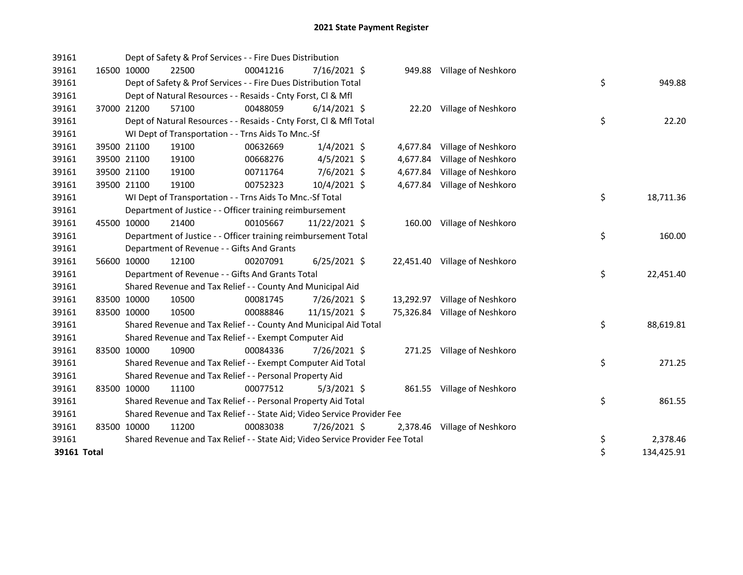# 2021 State Payment Register

| | | | | | | | | | |
|---|---|---|---|---|---|---|---|---|---|
| 39161 | | | Dept of Safety & Prof Services - - Fire Dues Distribution | | | | | | |
| 39161 | 16500 | 10000 | 22500 | 00041216 | 7/16/2021 | $ 949.88 | Village of Neshkoro | | |
| 39161 | | | Dept of Safety & Prof Services - - Fire Dues Distribution Total | | | | | $ | 949.88 |
| 39161 | | | Dept of Natural Resources - - Resaids - Cnty Forst, Cl & Mfl | | | | | | |
| 39161 | 37000 | 21200 | 57100 | 00488059 | 6/14/2021 | $ 22.20 | Village of Neshkoro | | |
| 39161 | | | Dept of Natural Resources - - Resaids - Cnty Forst, Cl & Mfl Total | | | | | $ | 22.20 |
| 39161 | | | WI Dept of Transportation - - Trns Aids To Mnc.-Sf | | | | | | |
| 39161 | 39500 | 21100 | 19100 | 00632669 | 1/4/2021 | $ 4,677.84 | Village of Neshkoro | | |
| 39161 | 39500 | 21100 | 19100 | 00668276 | 4/5/2021 | $ 4,677.84 | Village of Neshkoro | | |
| 39161 | 39500 | 21100 | 19100 | 00711764 | 7/6/2021 | $ 4,677.84 | Village of Neshkoro | | |
| 39161 | 39500 | 21100 | 19100 | 00752323 | 10/4/2021 | $ 4,677.84 | Village of Neshkoro | | |
| 39161 | | | WI Dept of Transportation - - Trns Aids To Mnc.-Sf Total | | | | | $ | 18,711.36 |
| 39161 | | | Department of Justice - - Officer training reimbursement | | | | | | |
| 39161 | 45500 | 10000 | 21400 | 00105667 | 11/22/2021 | $ 160.00 | Village of Neshkoro | | |
| 39161 | | | Department of Justice - - Officer training reimbursement Total | | | | | $ | 160.00 |
| 39161 | | | Department of Revenue - - Gifts And Grants | | | | | | |
| 39161 | 56600 | 10000 | 12100 | 00207091 | 6/25/2021 | $ 22,451.40 | Village of Neshkoro | | |
| 39161 | | | Department of Revenue - - Gifts And Grants Total | | | | | $ | 22,451.40 |
| 39161 | | | Shared Revenue and Tax Relief - - County And Municipal Aid | | | | | | |
| 39161 | 83500 | 10000 | 10500 | 00081745 | 7/26/2021 | $ 13,292.97 | Village of Neshkoro | | |
| 39161 | 83500 | 10000 | 10500 | 00088846 | 11/15/2021 | $ 75,326.84 | Village of Neshkoro | | |
| 39161 | | | Shared Revenue and Tax Relief - - County And Municipal Aid Total | | | | | $ | 88,619.81 |
| 39161 | | | Shared Revenue and Tax Relief - - Exempt Computer Aid | | | | | | |
| 39161 | 83500 | 10000 | 10900 | 00084336 | 7/26/2021 | $ 271.25 | Village of Neshkoro | | |
| 39161 | | | Shared Revenue and Tax Relief - - Exempt Computer Aid Total | | | | | $ | 271.25 |
| 39161 | | | Shared Revenue and Tax Relief - - Personal Property Aid | | | | | | |
| 39161 | 83500 | 10000 | 11100 | 00077512 | 5/3/2021 | $ 861.55 | Village of Neshkoro | | |
| 39161 | | | Shared Revenue and Tax Relief - - Personal Property Aid Total | | | | | $ | 861.55 |
| 39161 | | | Shared Revenue and Tax Relief - - State Aid; Video Service Provider Fee | | | | | | |
| 39161 | 83500 | 10000 | 11200 | 00083038 | 7/26/2021 | $ 2,378.46 | Village of Neshkoro | | |
| 39161 | | | Shared Revenue and Tax Relief - - State Aid; Video Service Provider Fee Total | | | | | $ | 2,378.46 |
| **39161 Total** | | | | | | | | $ | 134,425.91 |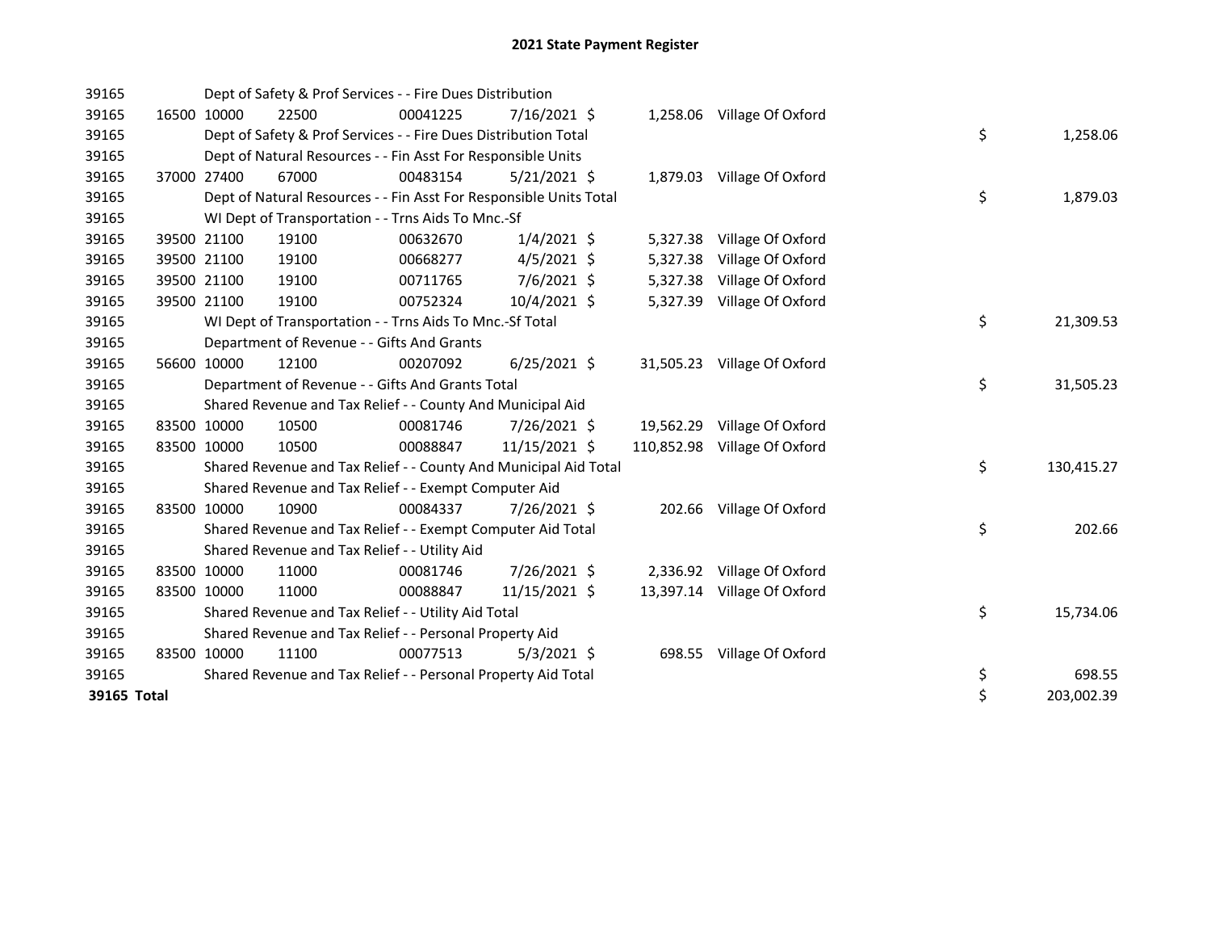# 2021 State Payment Register

| | | | | | | | | |
|---|---|---|---|---|---|---|---|---|
| 39165 | | | Dept of Safety & Prof Services - - Fire Dues Distribution | | | | | |
| 39165 | 16500 | 10000 | 22500 | 00041225 | 7/16/2021 | $ 1,258.06 | Village Of Oxford | |
| 39165 | | | Dept of Safety & Prof Services - - Fire Dues Distribution Total | | | | | $ 1,258.06 |
| 39165 | | | Dept of Natural Resources - - Fin Asst For Responsible Units | | | | | |
| 39165 | 37000 | 27400 | 67000 | 00483154 | 5/21/2021 | $ 1,879.03 | Village Of Oxford | |
| 39165 | | | Dept of Natural Resources - - Fin Asst For Responsible Units Total | | | | | $ 1,879.03 |
| 39165 | | | WI Dept of Transportation - - Trns Aids To Mnc.-Sf | | | | | |
| 39165 | 39500 | 21100 | 19100 | 00632670 | 1/4/2021 | $ 5,327.38 | Village Of Oxford | |
| 39165 | 39500 | 21100 | 19100 | 00668277 | 4/5/2021 | $ 5,327.38 | Village Of Oxford | |
| 39165 | 39500 | 21100 | 19100 | 00711765 | 7/6/2021 | $ 5,327.38 | Village Of Oxford | |
| 39165 | 39500 | 21100 | 19100 | 00752324 | 10/4/2021 | $ 5,327.39 | Village Of Oxford | |
| 39165 | | | WI Dept of Transportation - - Trns Aids To Mnc.-Sf Total | | | | | $ 21,309.53 |
| 39165 | | | Department of Revenue - - Gifts And Grants | | | | | |
| 39165 | 56600 | 10000 | 12100 | 00207092 | 6/25/2021 | $ 31,505.23 | Village Of Oxford | |
| 39165 | | | Department of Revenue - - Gifts And Grants Total | | | | | $ 31,505.23 |
| 39165 | | | Shared Revenue and Tax Relief - - County And Municipal Aid | | | | | |
| 39165 | 83500 | 10000 | 10500 | 00081746 | 7/26/2021 | $ 19,562.29 | Village Of Oxford | |
| 39165 | 83500 | 10000 | 10500 | 00088847 | 11/15/2021 | $ 110,852.98 | Village Of Oxford | |
| 39165 | | | Shared Revenue and Tax Relief - - County And Municipal Aid Total | | | | | $ 130,415.27 |
| 39165 | | | Shared Revenue and Tax Relief - - Exempt Computer Aid | | | | | |
| 39165 | 83500 | 10000 | 10900 | 00084337 | 7/26/2021 | $ 202.66 | Village Of Oxford | |
| 39165 | | | Shared Revenue and Tax Relief - - Exempt Computer Aid Total | | | | | $ 202.66 |
| 39165 | | | Shared Revenue and Tax Relief - - Utility Aid | | | | | |
| 39165 | 83500 | 10000 | 11000 | 00081746 | 7/26/2021 | $ 2,336.92 | Village Of Oxford | |
| 39165 | 83500 | 10000 | 11000 | 00088847 | 11/15/2021 | $ 13,397.14 | Village Of Oxford | |
| 39165 | | | Shared Revenue and Tax Relief - - Utility Aid Total | | | | | $ 15,734.06 |
| 39165 | | | Shared Revenue and Tax Relief - - Personal Property Aid | | | | | |
| 39165 | 83500 | 10000 | 11100 | 00077513 | 5/3/2021 | $ 698.55 | Village Of Oxford | |
| 39165 | | | Shared Revenue and Tax Relief - - Personal Property Aid Total | | | | | $ 698.55 |
| **39165 Total** | | | | | | | | $ 203,002.39 |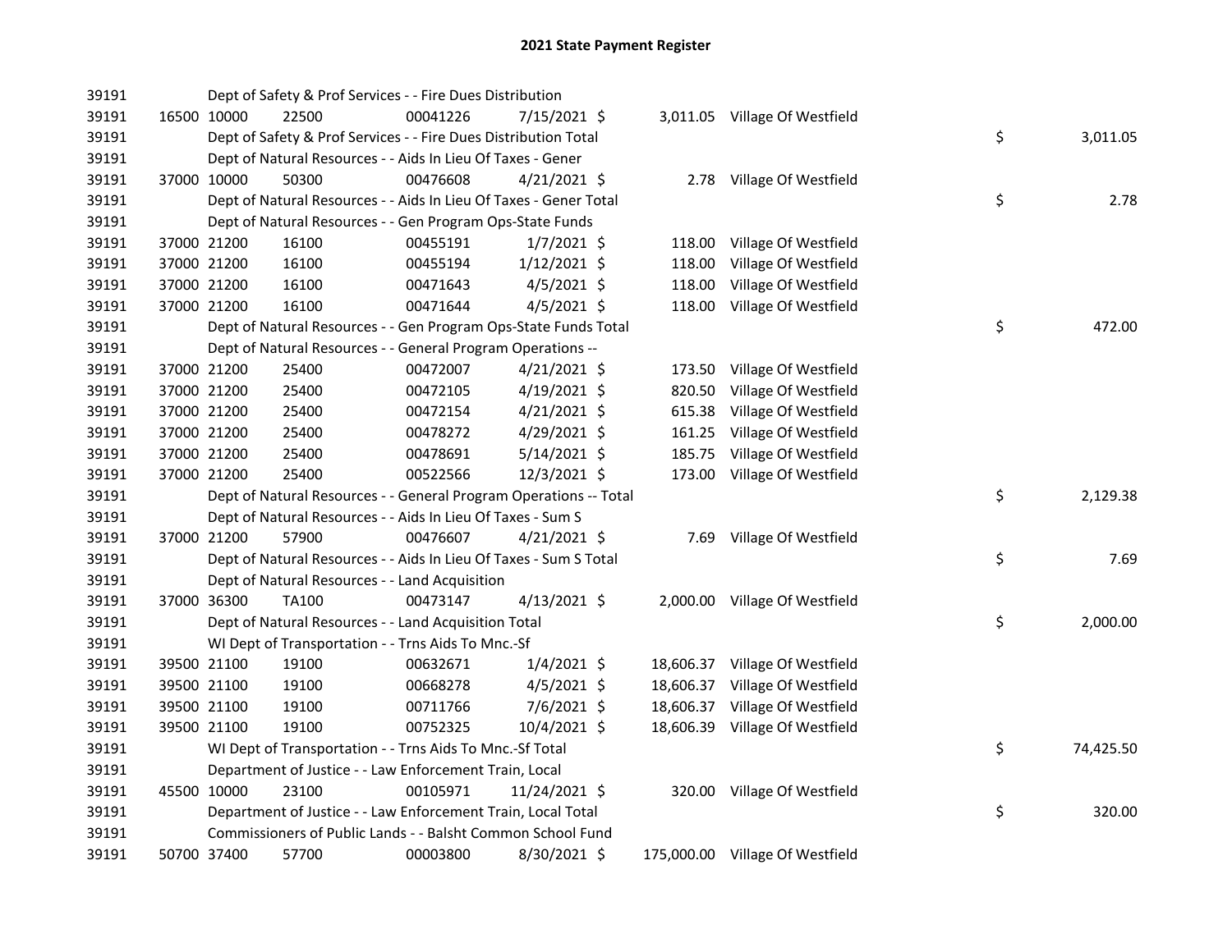# 2021 State Payment Register

| | | | | | | | | |
|---|---|---|---|---|---|---|---|---|
| 39191 | | Dept of Safety & Prof Services - - Fire Dues Distribution | | | | | | |
| 39191 | 16500 10000 | 22500 | 00041226 | 7/15/2021 $ | 3,011.05 | Village Of Westfield | | |
| 39191 | | Dept of Safety & Prof Services - - Fire Dues Distribution Total | | | | | $ | 3,011.05 |
| 39191 | | Dept of Natural Resources - - Aids In Lieu Of Taxes - Gener | | | | | | |
| 39191 | 37000 10000 | 50300 | 00476608 | 4/21/2021 $ | 2.78 | Village Of Westfield | | |
| 39191 | | Dept of Natural Resources - - Aids In Lieu Of Taxes - Gener Total | | | | | $ | 2.78 |
| 39191 | | Dept of Natural Resources - - Gen Program Ops-State Funds | | | | | | |
| 39191 | 37000 21200 | 16100 | 00455191 | 1/7/2021 $ | 118.00 | Village Of Westfield | | |
| 39191 | 37000 21200 | 16100 | 00455194 | 1/12/2021 $ | 118.00 | Village Of Westfield | | |
| 39191 | 37000 21200 | 16100 | 00471643 | 4/5/2021 $ | 118.00 | Village Of Westfield | | |
| 39191 | 37000 21200 | 16100 | 00471644 | 4/5/2021 $ | 118.00 | Village Of Westfield | | |
| 39191 | | Dept of Natural Resources - - Gen Program Ops-State Funds Total | | | | | $ | 472.00 |
| 39191 | | Dept of Natural Resources - - General Program Operations -- | | | | | | |
| 39191 | 37000 21200 | 25400 | 00472007 | 4/21/2021 $ | 173.50 | Village Of Westfield | | |
| 39191 | 37000 21200 | 25400 | 00472105 | 4/19/2021 $ | 820.50 | Village Of Westfield | | |
| 39191 | 37000 21200 | 25400 | 00472154 | 4/21/2021 $ | 615.38 | Village Of Westfield | | |
| 39191 | 37000 21200 | 25400 | 00478272 | 4/29/2021 $ | 161.25 | Village Of Westfield | | |
| 39191 | 37000 21200 | 25400 | 00478691 | 5/14/2021 $ | 185.75 | Village Of Westfield | | |
| 39191 | 37000 21200 | 25400 | 00522566 | 12/3/2021 $ | 173.00 | Village Of Westfield | | |
| 39191 | | Dept of Natural Resources - - General Program Operations -- Total | | | | | $ | 2,129.38 |
| 39191 | | Dept of Natural Resources - - Aids In Lieu Of Taxes - Sum S | | | | | | |
| 39191 | 37000 21200 | 57900 | 00476607 | 4/21/2021 $ | 7.69 | Village Of Westfield | | |
| 39191 | | Dept of Natural Resources - - Aids In Lieu Of Taxes - Sum S Total | | | | | $ | 7.69 |
| 39191 | | Dept of Natural Resources - - Land Acquisition | | | | | | |
| 39191 | 37000 36300 | TA100 | 00473147 | 4/13/2021 $ | 2,000.00 | Village Of Westfield | | |
| 39191 | | Dept of Natural Resources - - Land Acquisition Total | | | | | $ | 2,000.00 |
| 39191 | | WI Dept of Transportation - - Trns Aids To Mnc.-Sf | | | | | | |
| 39191 | 39500 21100 | 19100 | 00632671 | 1/4/2021 $ | 18,606.37 | Village Of Westfield | | |
| 39191 | 39500 21100 | 19100 | 00668278 | 4/5/2021 $ | 18,606.37 | Village Of Westfield | | |
| 39191 | 39500 21100 | 19100 | 00711766 | 7/6/2021 $ | 18,606.37 | Village Of Westfield | | |
| 39191 | 39500 21100 | 19100 | 00752325 | 10/4/2021 $ | 18,606.39 | Village Of Westfield | | |
| 39191 | | WI Dept of Transportation - - Trns Aids To Mnc.-Sf Total | | | | | $ | 74,425.50 |
| 39191 | | Department of Justice - - Law Enforcement Train, Local | | | | | | |
| 39191 | 45500 10000 | 23100 | 00105971 | 11/24/2021 $ | 320.00 | Village Of Westfield | | |
| 39191 | | Department of Justice - - Law Enforcement Train, Local Total | | | | | $ | 320.00 |
| 39191 | | Commissioners of Public Lands - - Balsht Common School Fund | | | | | | |
| 39191 | 50700 37400 | 57700 | 00003800 | 8/30/2021 $ | 175,000.00 | Village Of Westfield | | |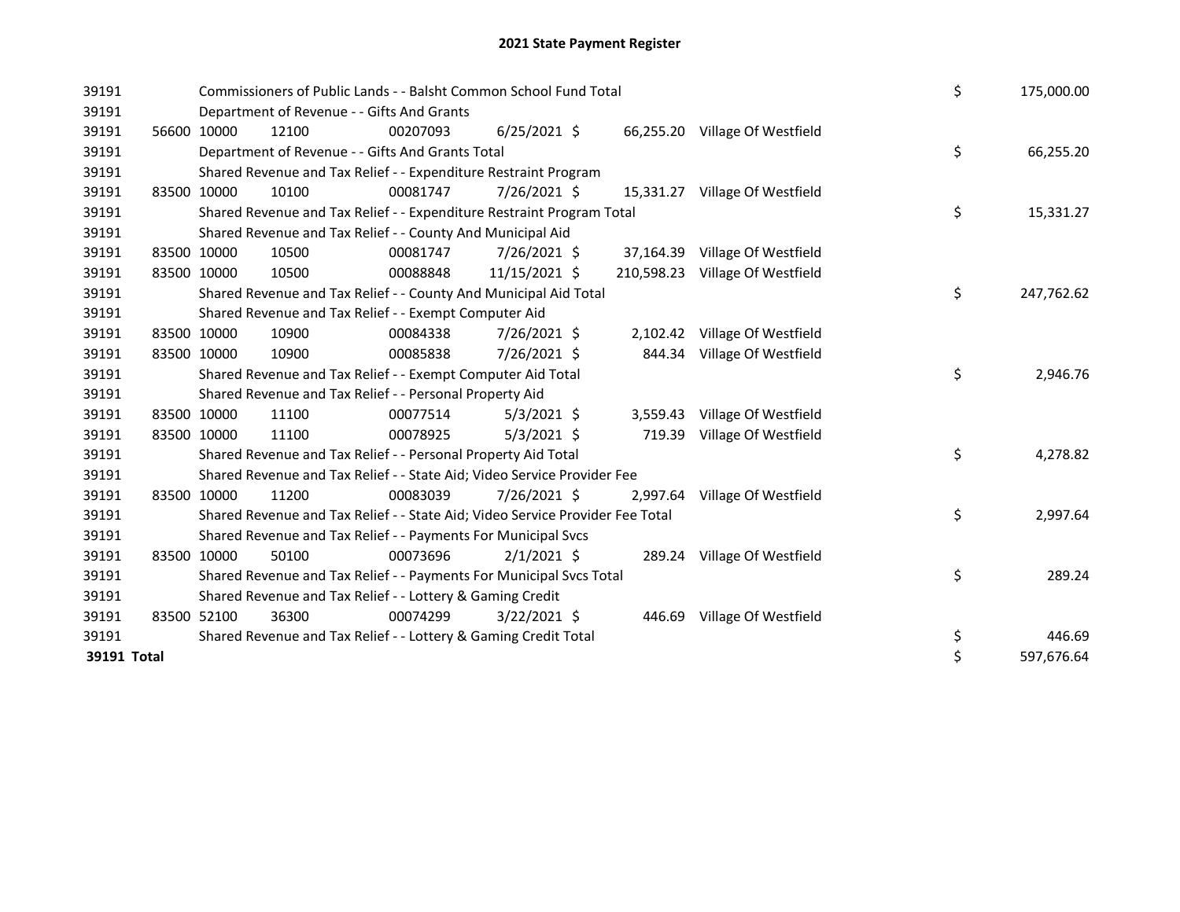# 2021 State Payment Register

| | | | | | | | | | |
|---|---|---|---|---|---|---|---|---|---|
| 39191 | | Commissioners of Public Lands - - Balsht Common School Fund Total | | | | | | $ | 175,000.00 |
| 39191 | | Department of Revenue - - Gifts And Grants | | | | | | | |
| 39191 | 56600 | 10000 | 12100 | 00207093 | 6/25/2021 $ | 66,255.20 | Village Of Westfield | | |
| 39191 | | Department of Revenue - - Gifts And Grants Total | | | | | | $ | 66,255.20 |
| 39191 | | Shared Revenue and Tax Relief - - Expenditure Restraint Program | | | | | | | |
| 39191 | 83500 | 10000 | 10100 | 00081747 | 7/26/2021 $ | 15,331.27 | Village Of Westfield | | |
| 39191 | | Shared Revenue and Tax Relief - - Expenditure Restraint Program Total | | | | | | $ | 15,331.27 |
| 39191 | | Shared Revenue and Tax Relief - - County And Municipal Aid | | | | | | | |
| 39191 | 83500 | 10000 | 10500 | 00081747 | 7/26/2021 $ | 37,164.39 | Village Of Westfield | | |
| 39191 | 83500 | 10000 | 10500 | 00088848 | 11/15/2021 $ | 210,598.23 | Village Of Westfield | | |
| 39191 | | Shared Revenue and Tax Relief - - County And Municipal Aid Total | | | | | | $ | 247,762.62 |
| 39191 | | Shared Revenue and Tax Relief - - Exempt Computer Aid | | | | | | | |
| 39191 | 83500 | 10000 | 10900 | 00084338 | 7/26/2021 $ | 2,102.42 | Village Of Westfield | | |
| 39191 | 83500 | 10000 | 10900 | 00085838 | 7/26/2021 $ | 844.34 | Village Of Westfield | | |
| 39191 | | Shared Revenue and Tax Relief - - Exempt Computer Aid Total | | | | | | $ | 2,946.76 |
| 39191 | | Shared Revenue and Tax Relief - - Personal Property Aid | | | | | | | |
| 39191 | 83500 | 10000 | 11100 | 00077514 | 5/3/2021 $ | 3,559.43 | Village Of Westfield | | |
| 39191 | 83500 | 10000 | 11100 | 00078925 | 5/3/2021 $ | 719.39 | Village Of Westfield | | |
| 39191 | | Shared Revenue and Tax Relief - - Personal Property Aid Total | | | | | | $ | 4,278.82 |
| 39191 | | Shared Revenue and Tax Relief - - State Aid; Video Service Provider Fee | | | | | | | |
| 39191 | 83500 | 10000 | 11200 | 00083039 | 7/26/2021 $ | 2,997.64 | Village Of Westfield | | |
| 39191 | | Shared Revenue and Tax Relief - - State Aid; Video Service Provider Fee Total | | | | | | $ | 2,997.64 |
| 39191 | | Shared Revenue and Tax Relief - - Payments For Municipal Svcs | | | | | | | |
| 39191 | 83500 | 10000 | 50100 | 00073696 | 2/1/2021 $ | 289.24 | Village Of Westfield | | |
| 39191 | | Shared Revenue and Tax Relief - - Payments For Municipal Svcs Total | | | | | | $ | 289.24 |
| 39191 | | Shared Revenue and Tax Relief - - Lottery & Gaming Credit | | | | | | | |
| 39191 | 83500 | 52100 | 36300 | 00074299 | 3/22/2021 $ | 446.69 | Village Of Westfield | | |
| 39191 | | Shared Revenue and Tax Relief - - Lottery & Gaming Credit Total | | | | | | $ | 446.69 |
| **39191 Total** | | | | | | | | $ | 597,676.64 |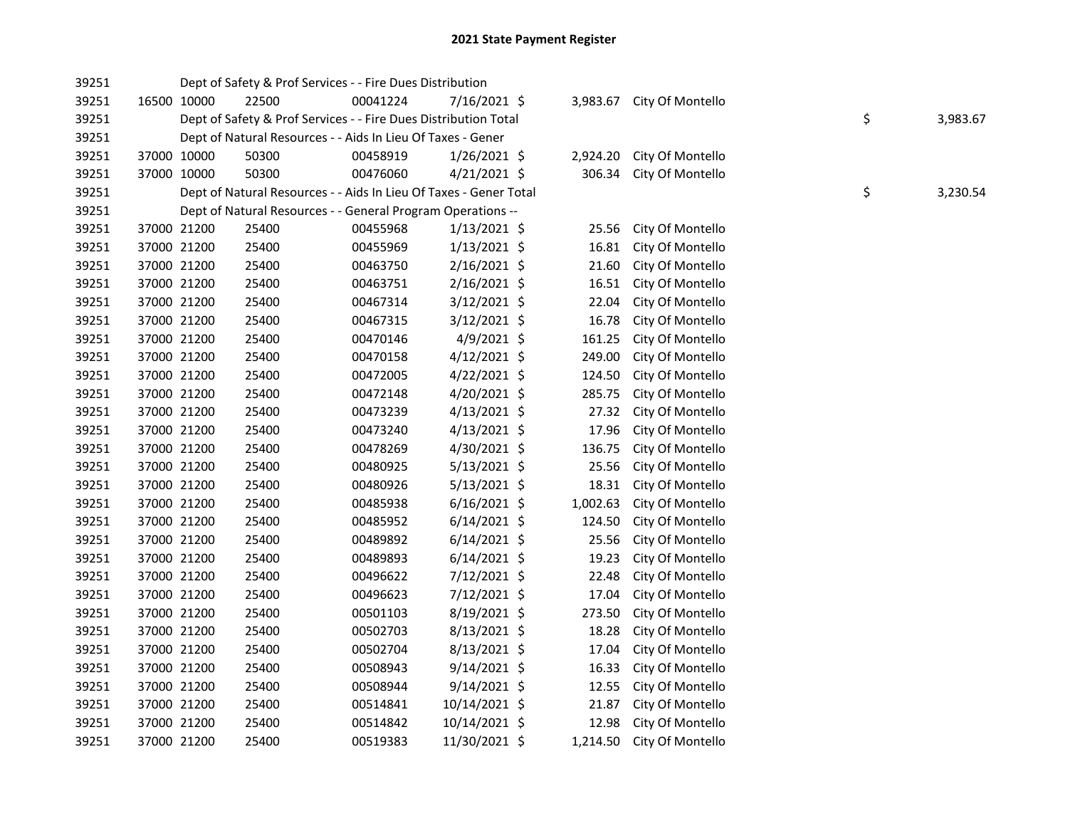# 2021 State Payment Register

| | | | | | | | | | |
|---|---|---|---|---|---|---|---|---|---|
| 39251 | | | Dept of Safety & Prof Services - - Fire Dues Distribution | | | | | | |
| 39251 | 16500 | 10000 | 22500 | 00041224 | 7/16/2021 | $ 3,983.67 | City Of Montello | | |
| 39251 | | | Dept of Safety & Prof Services - - Fire Dues Distribution Total | | | | | $ | 3,983.67 |
| 39251 | | | Dept of Natural Resources - - Aids In Lieu Of Taxes - Gener | | | | | | |
| 39251 | 37000 | 10000 | 50300 | 00458919 | 1/26/2021 | $ 2,924.20 | City Of Montello | | |
| 39251 | 37000 | 10000 | 50300 | 00476060 | 4/21/2021 | $ 306.34 | City Of Montello | | |
| 39251 | | | Dept of Natural Resources - - Aids In Lieu Of Taxes - Gener Total | | | | | $ | 3,230.54 |
| 39251 | | | Dept of Natural Resources - - General Program Operations -- | | | | | | |
| 39251 | 37000 | 21200 | 25400 | 00455968 | 1/13/2021 | $ 25.56 | City Of Montello | | |
| 39251 | 37000 | 21200 | 25400 | 00455969 | 1/13/2021 | $ 16.81 | City Of Montello | | |
| 39251 | 37000 | 21200 | 25400 | 00463750 | 2/16/2021 | $ 21.60 | City Of Montello | | |
| 39251 | 37000 | 21200 | 25400 | 00463751 | 2/16/2021 | $ 16.51 | City Of Montello | | |
| 39251 | 37000 | 21200 | 25400 | 00467314 | 3/12/2021 | $ 22.04 | City Of Montello | | |
| 39251 | 37000 | 21200 | 25400 | 00467315 | 3/12/2021 | $ 16.78 | City Of Montello | | |
| 39251 | 37000 | 21200 | 25400 | 00470146 | 4/9/2021 | $ 161.25 | City Of Montello | | |
| 39251 | 37000 | 21200 | 25400 | 00470158 | 4/12/2021 | $ 249.00 | City Of Montello | | |
| 39251 | 37000 | 21200 | 25400 | 00472005 | 4/22/2021 | $ 124.50 | City Of Montello | | |
| 39251 | 37000 | 21200 | 25400 | 00472148 | 4/20/2021 | $ 285.75 | City Of Montello | | |
| 39251 | 37000 | 21200 | 25400 | 00473239 | 4/13/2021 | $ 27.32 | City Of Montello | | |
| 39251 | 37000 | 21200 | 25400 | 00473240 | 4/13/2021 | $ 17.96 | City Of Montello | | |
| 39251 | 37000 | 21200 | 25400 | 00478269 | 4/30/2021 | $ 136.75 | City Of Montello | | |
| 39251 | 37000 | 21200 | 25400 | 00480925 | 5/13/2021 | $ 25.56 | City Of Montello | | |
| 39251 | 37000 | 21200 | 25400 | 00480926 | 5/13/2021 | $ 18.31 | City Of Montello | | |
| 39251 | 37000 | 21200 | 25400 | 00485938 | 6/16/2021 | $ 1,002.63 | City Of Montello | | |
| 39251 | 37000 | 21200 | 25400 | 00485952 | 6/14/2021 | $ 124.50 | City Of Montello | | |
| 39251 | 37000 | 21200 | 25400 | 00489892 | 6/14/2021 | $ 25.56 | City Of Montello | | |
| 39251 | 37000 | 21200 | 25400 | 00489893 | 6/14/2021 | $ 19.23 | City Of Montello | | |
| 39251 | 37000 | 21200 | 25400 | 00496622 | 7/12/2021 | $ 22.48 | City Of Montello | | |
| 39251 | 37000 | 21200 | 25400 | 00496623 | 7/12/2021 | $ 17.04 | City Of Montello | | |
| 39251 | 37000 | 21200 | 25400 | 00501103 | 8/19/2021 | $ 273.50 | City Of Montello | | |
| 39251 | 37000 | 21200 | 25400 | 00502703 | 8/13/2021 | $ 18.28 | City Of Montello | | |
| 39251 | 37000 | 21200 | 25400 | 00502704 | 8/13/2021 | $ 17.04 | City Of Montello | | |
| 39251 | 37000 | 21200 | 25400 | 00508943 | 9/14/2021 | $ 16.33 | City Of Montello | | |
| 39251 | 37000 | 21200 | 25400 | 00508944 | 9/14/2021 | $ 12.55 | City Of Montello | | |
| 39251 | 37000 | 21200 | 25400 | 00514841 | 10/14/2021 | $ 21.87 | City Of Montello | | |
| 39251 | 37000 | 21200 | 25400 | 00514842 | 10/14/2021 | $ 12.98 | City Of Montello | | |
| 39251 | 37000 | 21200 | 25400 | 00519383 | 11/30/2021 | $ 1,214.50 | City Of Montello | | |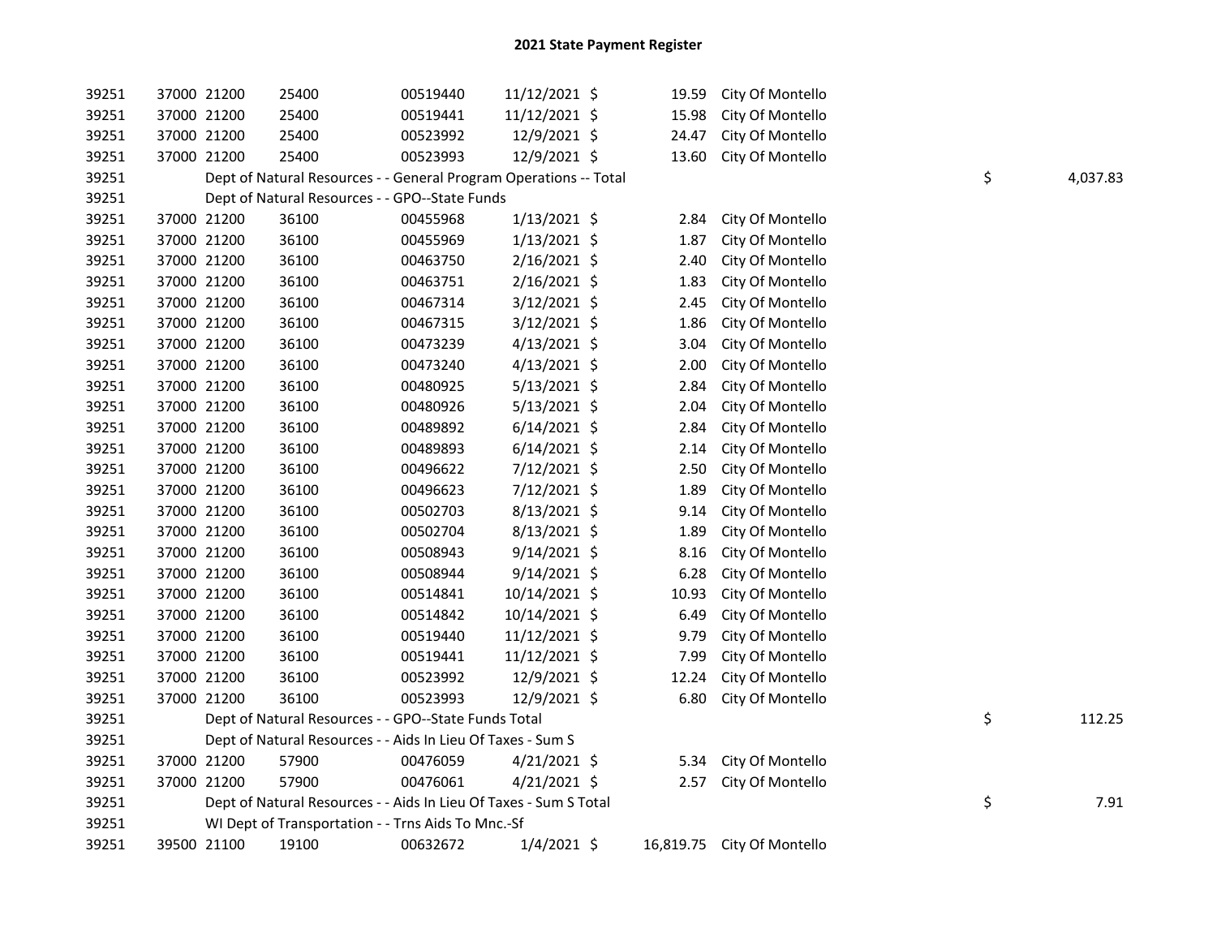# 2021 State Payment Register

| | | | | | | | | | |
|---|---|---|---|---|---|---|---|---|---|
| 39251 | 37000 | 21200 | 25400 | 00519440 | 11/12/2021 | $ 19.59 | City Of Montello | | |
| 39251 | 37000 | 21200 | 25400 | 00519441 | 11/12/2021 | $ 15.98 | City Of Montello | | |
| 39251 | 37000 | 21200 | 25400 | 00523992 | 12/9/2021 | $ 24.47 | City Of Montello | | |
| 39251 | 37000 | 21200 | 25400 | 00523993 | 12/9/2021 | $ 13.60 | City Of Montello | | |
| 39251 | | Dept of Natural Resources - - General Program Operations -- Total | | | | | | $ | 4,037.83 |
| 39251 | | Dept of Natural Resources - - GPO--State Funds | | | | | | | |
| 39251 | 37000 | 21200 | 36100 | 00455968 | 1/13/2021 | $ 2.84 | City Of Montello | | |
| 39251 | 37000 | 21200 | 36100 | 00455969 | 1/13/2021 | $ 1.87 | City Of Montello | | |
| 39251 | 37000 | 21200 | 36100 | 00463750 | 2/16/2021 | $ 2.40 | City Of Montello | | |
| 39251 | 37000 | 21200 | 36100 | 00463751 | 2/16/2021 | $ 1.83 | City Of Montello | | |
| 39251 | 37000 | 21200 | 36100 | 00467314 | 3/12/2021 | $ 2.45 | City Of Montello | | |
| 39251 | 37000 | 21200 | 36100 | 00467315 | 3/12/2021 | $ 1.86 | City Of Montello | | |
| 39251 | 37000 | 21200 | 36100 | 00473239 | 4/13/2021 | $ 3.04 | City Of Montello | | |
| 39251 | 37000 | 21200 | 36100 | 00473240 | 4/13/2021 | $ 2.00 | City Of Montello | | |
| 39251 | 37000 | 21200 | 36100 | 00480925 | 5/13/2021 | $ 2.84 | City Of Montello | | |
| 39251 | 37000 | 21200 | 36100 | 00480926 | 5/13/2021 | $ 2.04 | City Of Montello | | |
| 39251 | 37000 | 21200 | 36100 | 00489892 | 6/14/2021 | $ 2.84 | City Of Montello | | |
| 39251 | 37000 | 21200 | 36100 | 00489893 | 6/14/2021 | $ 2.14 | City Of Montello | | |
| 39251 | 37000 | 21200 | 36100 | 00496622 | 7/12/2021 | $ 2.50 | City Of Montello | | |
| 39251 | 37000 | 21200 | 36100 | 00496623 | 7/12/2021 | $ 1.89 | City Of Montello | | |
| 39251 | 37000 | 21200 | 36100 | 00502703 | 8/13/2021 | $ 9.14 | City Of Montello | | |
| 39251 | 37000 | 21200 | 36100 | 00502704 | 8/13/2021 | $ 1.89 | City Of Montello | | |
| 39251 | 37000 | 21200 | 36100 | 00508943 | 9/14/2021 | $ 8.16 | City Of Montello | | |
| 39251 | 37000 | 21200 | 36100 | 00508944 | 9/14/2021 | $ 6.28 | City Of Montello | | |
| 39251 | 37000 | 21200 | 36100 | 00514841 | 10/14/2021 | $ 10.93 | City Of Montello | | |
| 39251 | 37000 | 21200 | 36100 | 00514842 | 10/14/2021 | $ 6.49 | City Of Montello | | |
| 39251 | 37000 | 21200 | 36100 | 00519440 | 11/12/2021 | $ 9.79 | City Of Montello | | |
| 39251 | 37000 | 21200 | 36100 | 00519441 | 11/12/2021 | $ 7.99 | City Of Montello | | |
| 39251 | 37000 | 21200 | 36100 | 00523992 | 12/9/2021 | $ 12.24 | City Of Montello | | |
| 39251 | 37000 | 21200 | 36100 | 00523993 | 12/9/2021 | $ 6.80 | City Of Montello | | |
| 39251 | | Dept of Natural Resources - - GPO--State Funds Total | | | | | | $ | 112.25 |
| 39251 | | Dept of Natural Resources - - Aids In Lieu Of Taxes - Sum S | | | | | | | |
| 39251 | 37000 | 21200 | 57900 | 00476059 | 4/21/2021 | $ 5.34 | City Of Montello | | |
| 39251 | 37000 | 21200 | 57900 | 00476061 | 4/21/2021 | $ 2.57 | City Of Montello | | |
| 39251 | | Dept of Natural Resources - - Aids In Lieu Of Taxes - Sum S Total | | | | | | $ | 7.91 |
| 39251 | | WI Dept of Transportation - - Trns Aids To Mnc.-Sf | | | | | | | |
| 39251 | 39500 | 21100 | 19100 | 00632672 | 1/4/2021 | $ 16,819.75 | City Of Montello | | |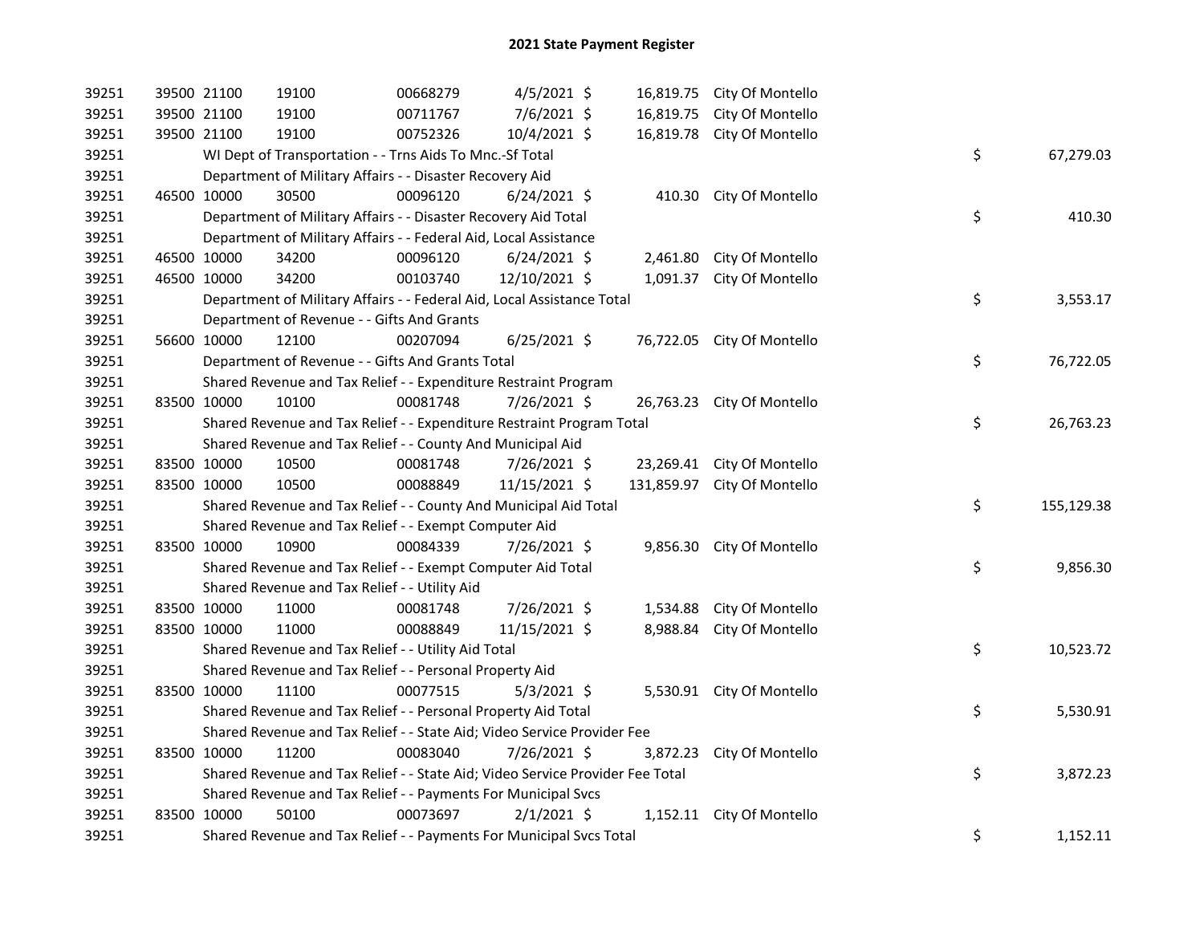# 2021 State Payment Register

| | | | | | | | | | |
|---|---|---|---|---|---|---|---|---|---|
| 39251 | 39500 | 21100 | 19100 | 00668279 | 4/5/2021 | $ 16,819.75 | City Of Montello | | |
| 39251 | 39500 | 21100 | 19100 | 00711767 | 7/6/2021 | $ 16,819.75 | City Of Montello | | |
| 39251 | 39500 | 21100 | 19100 | 00752326 | 10/4/2021 | $ 16,819.78 | City Of Montello | | |
| 39251 | | WI Dept of Transportation - - Trns Aids To Mnc.-Sf Total | | | | | | $ | 67,279.03 |
| 39251 | | Department of Military Affairs - - Disaster Recovery Aid | | | | | | | |
| 39251 | 46500 | 10000 | 30500 | 00096120 | 6/24/2021 | $ 410.30 | City Of Montello | | |
| 39251 | | Department of Military Affairs - - Disaster Recovery Aid Total | | | | | | $ | 410.30 |
| 39251 | | Department of Military Affairs - - Federal Aid, Local Assistance | | | | | | | |
| 39251 | 46500 | 10000 | 34200 | 00096120 | 6/24/2021 | $ 2,461.80 | City Of Montello | | |
| 39251 | 46500 | 10000 | 34200 | 00103740 | 12/10/2021 | $ 1,091.37 | City Of Montello | | |
| 39251 | | Department of Military Affairs - - Federal Aid, Local Assistance Total | | | | | | $ | 3,553.17 |
| 39251 | | Department of Revenue - - Gifts And Grants | | | | | | | |
| 39251 | 56600 | 10000 | 12100 | 00207094 | 6/25/2021 | $ 76,722.05 | City Of Montello | | |
| 39251 | | Department of Revenue - - Gifts And Grants Total | | | | | | $ | 76,722.05 |
| 39251 | | Shared Revenue and Tax Relief - - Expenditure Restraint Program | | | | | | | |
| 39251 | 83500 | 10000 | 10100 | 00081748 | 7/26/2021 | $ 26,763.23 | City Of Montello | | |
| 39251 | | Shared Revenue and Tax Relief - - Expenditure Restraint Program Total | | | | | | $ | 26,763.23 |
| 39251 | | Shared Revenue and Tax Relief - - County And Municipal Aid | | | | | | | |
| 39251 | 83500 | 10000 | 10500 | 00081748 | 7/26/2021 | $ 23,269.41 | City Of Montello | | |
| 39251 | 83500 | 10000 | 10500 | 00088849 | 11/15/2021 | $ 131,859.97 | City Of Montello | | |
| 39251 | | Shared Revenue and Tax Relief - - County And Municipal Aid Total | | | | | | $ | 155,129.38 |
| 39251 | | Shared Revenue and Tax Relief - - Exempt Computer Aid | | | | | | | |
| 39251 | 83500 | 10000 | 10900 | 00084339 | 7/26/2021 | $ 9,856.30 | City Of Montello | | |
| 39251 | | Shared Revenue and Tax Relief - - Exempt Computer Aid Total | | | | | | $ | 9,856.30 |
| 39251 | | Shared Revenue and Tax Relief - - Utility Aid | | | | | | | |
| 39251 | 83500 | 10000 | 11000 | 00081748 | 7/26/2021 | $ 1,534.88 | City Of Montello | | |
| 39251 | 83500 | 10000 | 11000 | 00088849 | 11/15/2021 | $ 8,988.84 | City Of Montello | | |
| 39251 | | Shared Revenue and Tax Relief - - Utility Aid Total | | | | | | $ | 10,523.72 |
| 39251 | | Shared Revenue and Tax Relief - - Personal Property Aid | | | | | | | |
| 39251 | 83500 | 10000 | 11100 | 00077515 | 5/3/2021 | $ 5,530.91 | City Of Montello | | |
| 39251 | | Shared Revenue and Tax Relief - - Personal Property Aid Total | | | | | | $ | 5,530.91 |
| 39251 | | Shared Revenue and Tax Relief - - State Aid; Video Service Provider Fee | | | | | | | |
| 39251 | 83500 | 10000 | 11200 | 00083040 | 7/26/2021 | $ 3,872.23 | City Of Montello | | |
| 39251 | | Shared Revenue and Tax Relief - - State Aid; Video Service Provider Fee Total | | | | | | $ | 3,872.23 |
| 39251 | | Shared Revenue and Tax Relief - - Payments For Municipal Svcs | | | | | | | |
| 39251 | 83500 | 10000 | 50100 | 00073697 | 2/1/2021 | $ 1,152.11 | City Of Montello | | |
| 39251 | | Shared Revenue and Tax Relief - - Payments For Municipal Svcs Total | | | | | | $ | 1,152.11 |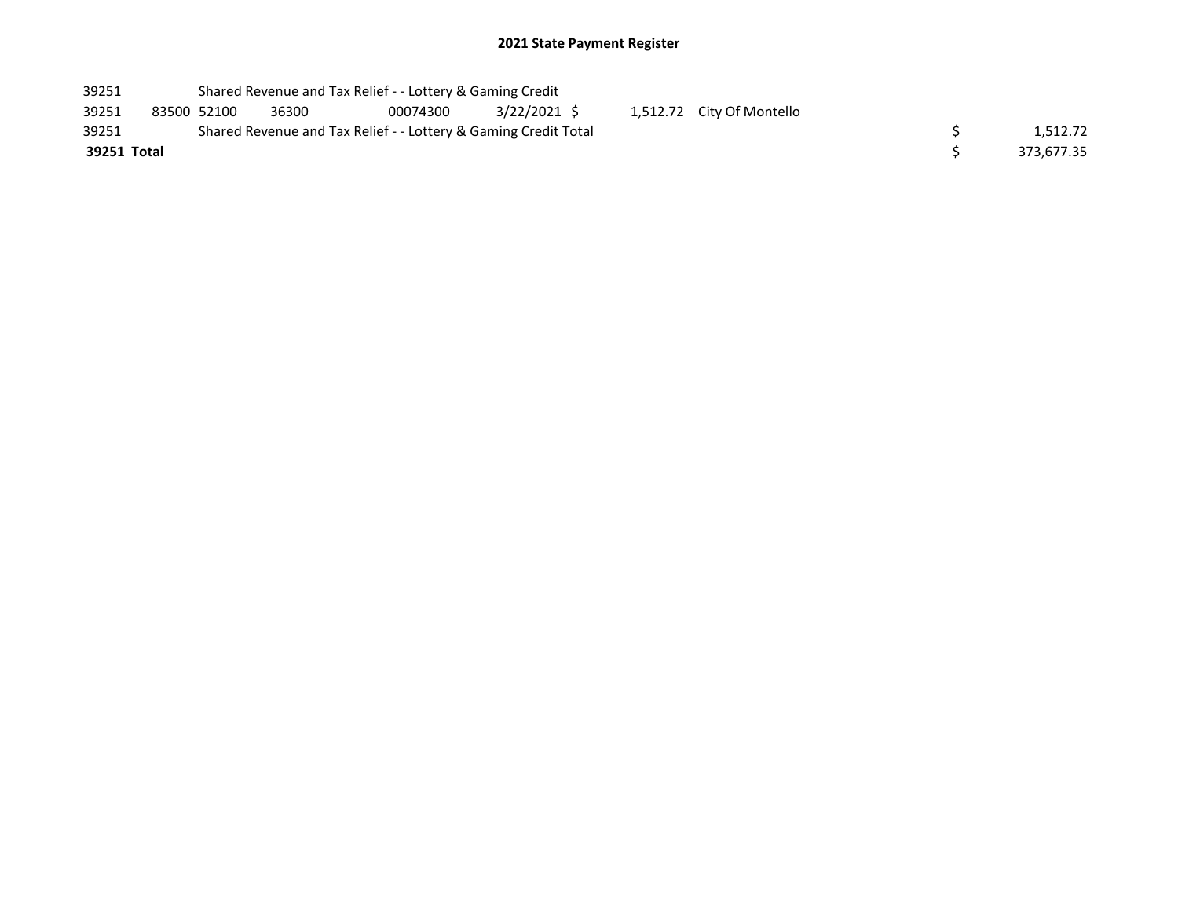# 2021 State Payment Register

| | | | | | | | | | |
|---|---|---|---|---|---|---|---|---|---|
| 39251 | | Shared Revenue and Tax Relief - - Lottery & Gaming Credit | | | | | | | |
| 39251 | 83500 | 52100 | 36300 | 00074300 | 3/22/2021 | $ 1,512.72 | City Of Montello | | |
| 39251 | | Shared Revenue and Tax Relief - - Lottery & Gaming Credit Total | | | | | | $ | 1,512.72 |
| **39251 Total** | | | | | | | | $ | 373,677.35 |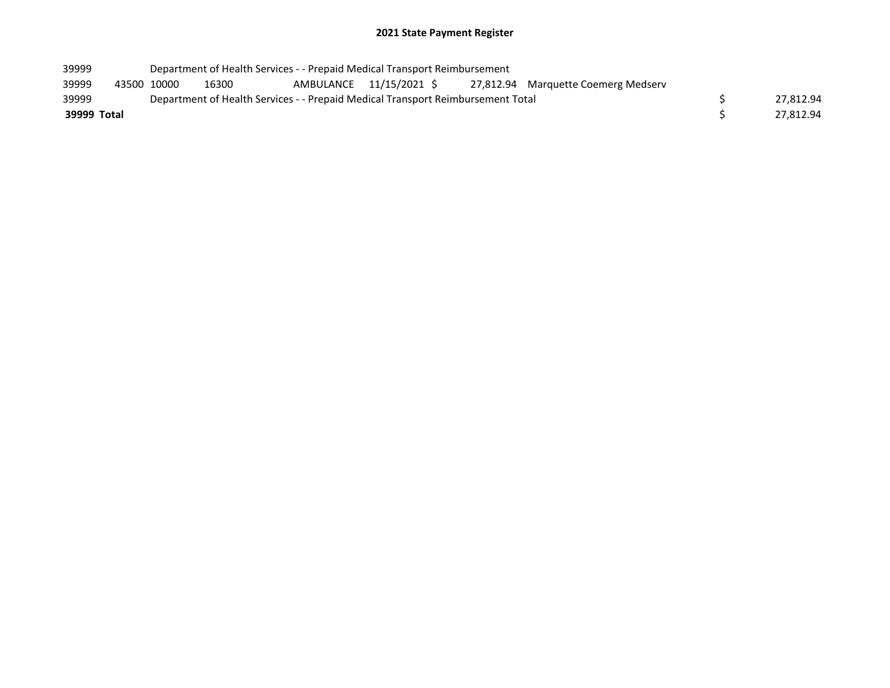# 2021 State Payment Register

| | | | | | | | | | |
|---|---|---|---|---|---|---|---|---|---|
| 39999 | | Department of Health Services - - Prepaid Medical Transport Reimbursement | | | | | | | |
| 39999 | 43500 | 10000 | 16300 | AMBULANCE | 11/15/2021 | $ 27,812.94 | Marquette Coemerg Medserv | | |
| 39999 | | Department of Health Services - - Prepaid Medical Transport Reimbursement Total | | | | | | $ | 27,812.94 |
| **39999 Total** | | | | | | | | $ | 27,812.94 |